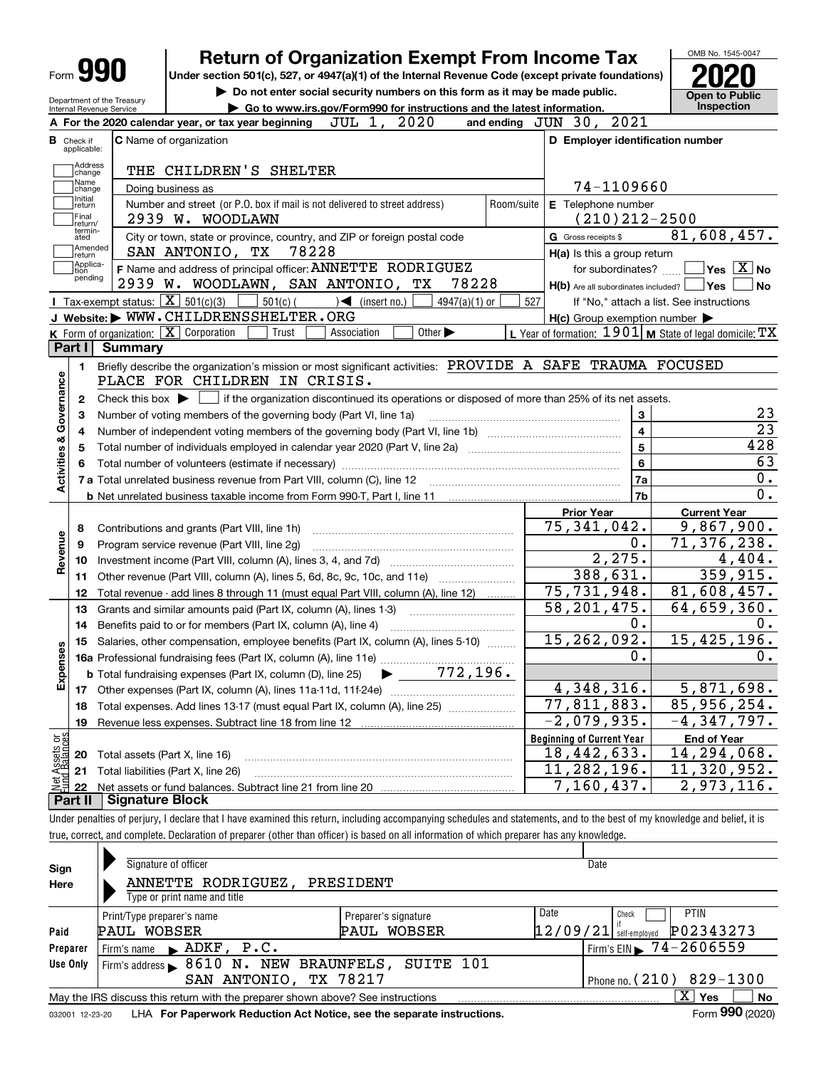# Form 990 — Return of Organization Exempt From Income Tax (2020)

Under section 501(c), 527, or 4947(a)(1) of the Internal Revenue Code (except private foundations)

▶ Do not enter social security numbers on this form as it may be made public.

▶ Go to www.irs.gov/Form990 for instructions and the latest information.

Department of the Treasury, Internal Revenue Service

OMB No. 1545-0047 — **Open to Public Inspection**

**A** For the 2020 calendar year, or tax year beginning JUL 1, 2020 and ending JUN 30, 2021

**B** Check if applicable: Address change; Name change; Initial return; Final return/terminated; Amended return; Application pending

**C** Name of organization: THE CHILDREN'S SHELTER

Doing business as:

Number and street (or P.O. box if mail is not delivered to street address): 2939 W. WOODLAWN — Room/suite:

City or town, state or province, country, and ZIP or foreign postal code: SAN ANTONIO, TX 78228

**D** Employer identification number: 74-1109660

**E** Telephone number: (210)212-2500

**G** Gross receipts $ 81,608,457.

**F** Name and address of principal officer: ANNETTE RODRIGUEZ, 2939 W. WOODLAWN, SAN ANTONIO, TX 78228

**H(a)** Is this a group return for subordinates? ☐ Yes ☒ No

**H(b)** Are all subordinates included? ☐ Yes ☐ No — If "No," attach a list. See instructions

**H(c)** Group exemption number ▶

**I** Tax-exempt status: ☒ 501(c)(3) ☐ 501(c) ( ) ◀ (insert no.) ☐ 4947(a)(1) or ☐ 527

**J** Website: ▶ WWW.CHILDRENSSHELTER.ORG

**K** Form of organization: ☒ Corporation ☐ Trust ☐ Association ☐ Other ▶

**L** Year of formation: 1901 **M** State of legal domicile: TX

## Part I Summary

**Activities & Governance**

1. Briefly describe the organization's mission or most significant activities: PROVIDE A SAFE TRAUMA FOCUSED PLACE FOR CHILDREN IN CRISIS.
2. Check this box ▶ ☐ if the organization discontinued its operations or disposed of more than 25% of its net assets.

| Line | Description | | Value |
|---|---|---|---|
| 3 | Number of voting members of the governing body (Part VI, line 1a) | 3 | 23 |
| 4 | Number of independent voting members of the governing body (Part VI, line 1b) | 4 | 23 |
| 5 | Total number of individuals employed in calendar year 2020 (Part V, line 2a) | 5 | 428 |
| 6 | Total number of volunteers (estimate if necessary) | 6 | 63 |
| 7a | Total unrelated business revenue from Part VIII, column (C), line 12 | 7a | 0. |
| 7b | Net unrelated business taxable income from Form 990-T, Part I, line 11 | 7b | 0. |

| Line | Description | Prior Year | Current Year |
|---|---|---|---|
| **Revenue** | | | |
| 8 | Contributions and grants (Part VIII, line 1h) | 75,341,042. | 9,867,900. |
| 9 | Program service revenue (Part VIII, line 2g) | 0. | 71,376,238. |
| 10 | Investment income (Part VIII, column (A), lines 3, 4, and 7d) | 2,275. | 4,404. |
| 11 | Other revenue (Part VIII, column (A), lines 5, 6d, 8c, 9c, 10c, and 11e) | 388,631. | 359,915. |
| 12 | Total revenue - add lines 8 through 11 (must equal Part VIII, column (A), line 12) | 75,731,948. | 81,608,457. |
| **Expenses** | | | |
| 13 | Grants and similar amounts paid (Part IX, column (A), lines 1-3) | 58,201,475. | 64,659,360. |
| 14 | Benefits paid to or for members (Part IX, column (A), line 4) | 0. | 0. |
| 15 | Salaries, other compensation, employee benefits (Part IX, column (A), lines 5-10) | 15,262,092. | 15,425,196. |
| 16a | Professional fundraising fees (Part IX, column (A), line 11e) | 0. | 0. |
| b | Total fundraising expenses (Part IX, column (D), line 25) ▶ 772,196. | | |
| 17 | Other expenses (Part IX, column (A), lines 11a-11d, 11f-24e) | 4,348,316. | 5,871,698. |
| 18 | Total expenses. Add lines 13-17 (must equal Part IX, column (A), line 25) | 77,811,883. | 85,956,254. |
| 19 | Revenue less expenses. Subtract line 18 from line 12 | -2,079,935. | -4,347,797. |

| Line | Net Assets or Fund Balances | Beginning of Current Year | End of Year |
|---|---|---|---|
| 20 | Total assets (Part X, line 16) | 18,442,633. | 14,294,068. |
| 21 | Total liabilities (Part X, line 26) | 11,282,196. | 11,320,952. |
| 22 | Net assets or fund balances. Subtract line 21 from line 20 | 7,160,437. | 2,973,116. |

## Part II Signature Block

Under penalties of perjury, I declare that I have examined this return, including accompanying schedules and statements, and to the best of my knowledge and belief, it is true, correct, and complete. Declaration of preparer (other than officer) is based on all information of which preparer has any knowledge.

**Sign Here**

Signature of officer — Date

ANNETTE RODRIGUEZ, PRESIDENT

Type or print name and title

**Paid Preparer Use Only**

| Print/Type preparer's name | Preparer's signature | Date | Check if self-employed | PTIN |
|---|---|---|---|---|
| PAUL WOBSER | PAUL WOBSER | 12/09/21 | ☐ | P02343273 |

Firm's name ▶ ADKF, P.C. — Firm's EIN ▶ 74-2606559

Firm's address ▶ 8610 N. NEW BRAUNFELS, SUITE 101, SAN ANTONIO, TX 78217 — Phone no. (210) 829-1300

May the IRS discuss this return with the preparer shown above? See instructions ☒ Yes ☐ No

032001 12-23-20 LHA For Paperwork Reduction Act Notice, see the separate instructions. Form **990** (2020)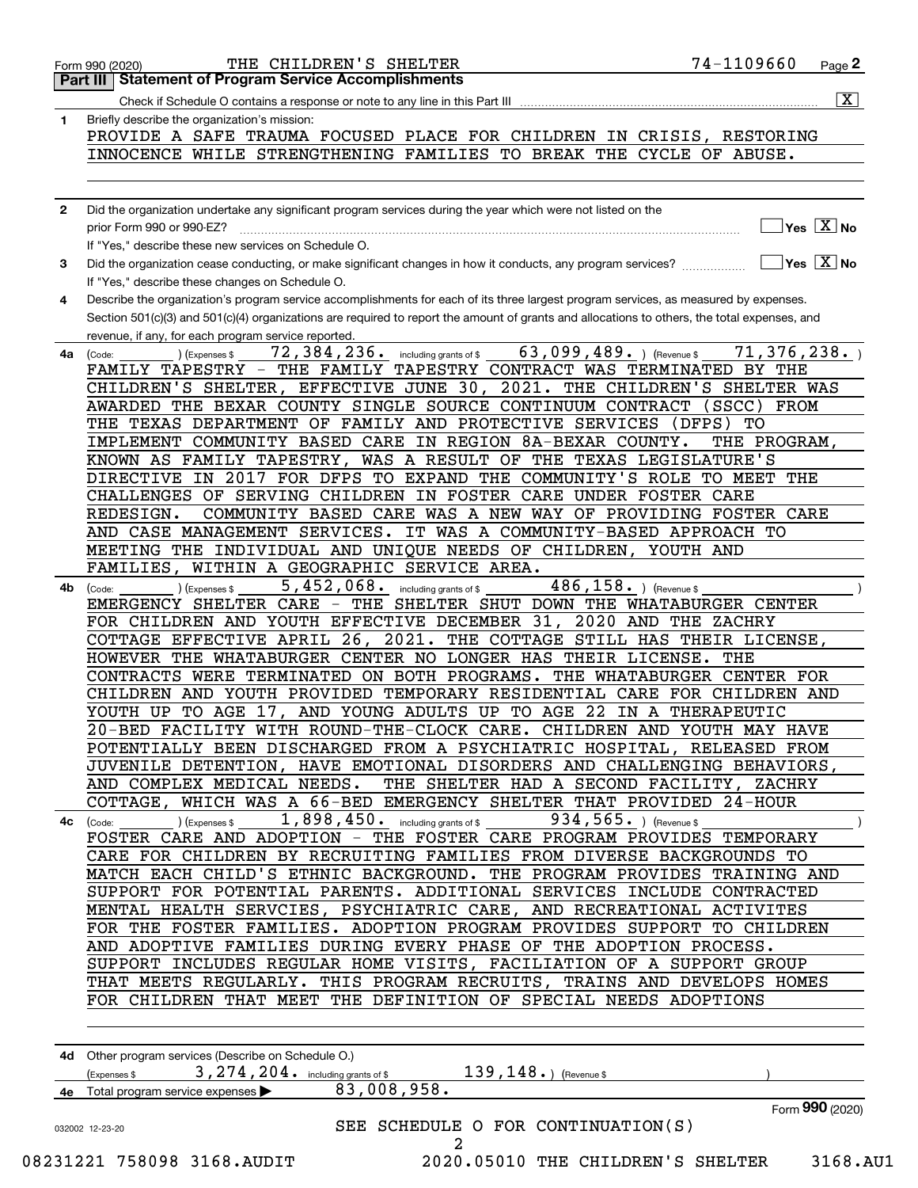Form 990 (2020) THE CHILDREN'S SHELTER 74-1109660 Page 2

**Part III Statement of Program Service Accomplishments**

Check if Schedule O contains a response or note to any line in this Part III ..... [X]

**1** Briefly describe the organization's mission:

PROVIDE A SAFE TRAUMA FOCUSED PLACE FOR CHILDREN IN CRISIS, RESTORING INNOCENCE WHILE STRENGTHENING FAMILIES TO BREAK THE CYCLE OF ABUSE.

**2** Did the organization undertake any significant program services during the year which were not listed on the prior Form 990 or 990-EZ? ..... [ ] Yes [X] No

If "Yes," describe these new services on Schedule O.

**3** Did the organization cease conducting, or make significant changes in how it conducts, any program services? ..... [ ] Yes [X] No

If "Yes," describe these changes on Schedule O.

**4** Describe the organization's program service accomplishments for each of its three largest program services, as measured by expenses. Section 501(c)(3) and 501(c)(4) organizations are required to report the amount of grants and allocations to others, the total expenses, and revenue, if any, for each program service reported.

**4a** (Code: ) (Expenses $ 72,384,236. including grants of $ 63,099,489. ) (Revenue $ 71,376,238. )

FAMILY TAPESTRY - THE FAMILY TAPESTRY CONTRACT WAS TERMINATED BY THE CHILDREN'S SHELTER, EFFECTIVE JUNE 30, 2021. THE CHILDREN'S SHELTER WAS AWARDED THE BEXAR COUNTY SINGLE SOURCE CONTINUUM CONTRACT (SSCC) FROM THE TEXAS DEPARTMENT OF FAMILY AND PROTECTIVE SERVICES (DFPS) TO IMPLEMENT COMMUNITY BASED CARE IN REGION 8A-BEXAR COUNTY. THE PROGRAM, KNOWN AS FAMILY TAPESTRY, WAS A RESULT OF THE TEXAS LEGISLATURE'S DIRECTIVE IN 2017 FOR DFPS TO EXPAND THE COMMUNITY'S ROLE TO MEET THE CHALLENGES OF SERVING CHILDREN IN FOSTER CARE UNDER FOSTER CARE REDESIGN. COMMUNITY BASED CARE WAS A NEW WAY OF PROVIDING FOSTER CARE AND CASE MANAGEMENT SERVICES. IT WAS A COMMUNITY-BASED APPROACH TO MEETING THE INDIVIDUAL AND UNIQUE NEEDS OF CHILDREN, YOUTH AND FAMILIES, WITHIN A GEOGRAPHIC SERVICE AREA.

**4b** (Code: ) (Expenses $ 5,452,068. including grants of $ 486,158. ) (Revenue $ )

EMERGENCY SHELTER CARE - THE SHELTER SHUT DOWN THE WHATABURGER CENTER FOR CHILDREN AND YOUTH EFFECTIVE DECEMBER 31, 2020 AND THE ZACHRY COTTAGE EFFECTIVE APRIL 26, 2021. THE COTTAGE STILL HAS THEIR LICENSE, HOWEVER THE WHATABURGER CENTER NO LONGER HAS THEIR LICENSE. THE CONTRACTS WERE TERMINATED ON BOTH PROGRAMS. THE WHATABURGER CENTER FOR CHILDREN AND YOUTH PROVIDED TEMPORARY RESIDENTIAL CARE FOR CHILDREN AND YOUTH UP TO AGE 17, AND YOUNG ADULTS UP TO AGE 22 IN A THERAPEUTIC 20-BED FACILITY WITH ROUND-THE-CLOCK CARE. CHILDREN AND YOUTH MAY HAVE POTENTIALLY BEEN DISCHARGED FROM A PSYCHIATRIC HOSPITAL, RELEASED FROM JUVENILE DETENTION, HAVE EMOTIONAL DISORDERS AND CHALLENGING BEHAVIORS, AND COMPLEX MEDICAL NEEDS. THE SHELTER HAD A SECOND FACILITY, ZACHRY COTTAGE, WHICH WAS A 66-BED EMERGENCY SHELTER THAT PROVIDED 24-HOUR

**4c** (Code: ) (Expenses $ 1,898,450. including grants of $ 934,565. ) (Revenue $ )

FOSTER CARE AND ADOPTION - THE FOSTER CARE PROGRAM PROVIDES TEMPORARY CARE FOR CHILDREN BY RECRUITING FAMILIES FROM DIVERSE BACKGROUNDS TO MATCH EACH CHILD'S ETHNIC BACKGROUND. THE PROGRAM PROVIDES TRAINING AND SUPPORT FOR POTENTIAL PARENTS. ADDITIONAL SERVICES INCLUDE CONTRACTED MENTAL HEALTH SERVCIES, PSYCHIATRIC CARE, AND RECREATIONAL ACTIVITES FOR THE FOSTER FAMILIES. ADOPTION PROGRAM PROVIDES SUPPORT TO CHILDREN AND ADOPTIVE FAMILIES DURING EVERY PHASE OF THE ADOPTION PROCESS. SUPPORT INCLUDES REGULAR HOME VISITS, FACILIATION OF A SUPPORT GROUP THAT MEETS REGULARLY. THIS PROGRAM RECRUITS, TRAINS AND DEVELOPS HOMES FOR CHILDREN THAT MEET THE DEFINITION OF SPECIAL NEEDS ADOPTIONS

**4d** Other program services (Describe on Schedule O.)

(Expenses $ 3,274,204. including grants of $ 139,148. ) (Revenue $ )

**4e** Total program service expenses ▶ 83,008,958.

Form **990** (2020)

032002 12-23-20

SEE SCHEDULE O FOR CONTINUATION(S)

08231221 758098 3168.AUDIT 2020.05010 THE CHILDREN'S SHELTER 3168.AU1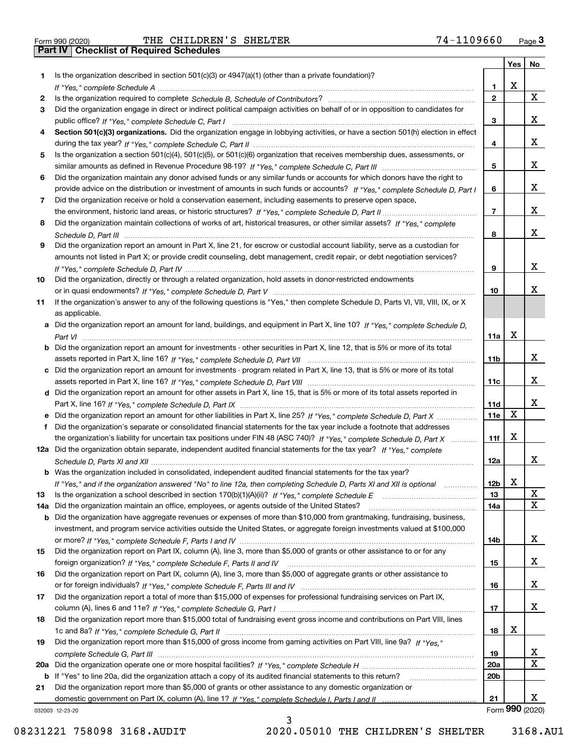Form 990 (2020) THE CHILDREN'S SHELTER 74-1109660 Page 3

## Part IV Checklist of Required Schedules

| | | | Yes | No |
|---|---|---|---|---|
| 1 | Is the organization described in section 501(c)(3) or 4947(a)(1) (other than a private foundation)? *If "Yes," complete Schedule A* | 1 | X | |
| 2 | Is the organization required to complete *Schedule B, Schedule of Contributors*? | 2 | | X |
| 3 | Did the organization engage in direct or indirect political campaign activities on behalf of or in opposition to candidates for public office? *If "Yes," complete Schedule C, Part I* | 3 | | X |
| 4 | **Section 501(c)(3) organizations.** Did the organization engage in lobbying activities, or have a section 501(h) election in effect during the tax year? *If "Yes," complete Schedule C, Part II* | 4 | | X |
| 5 | Is the organization a section 501(c)(4), 501(c)(5), or 501(c)(6) organization that receives membership dues, assessments, or similar amounts as defined in Revenue Procedure 98-19? *If "Yes," complete Schedule C, Part III* | 5 | | X |
| 6 | Did the organization maintain any donor advised funds or any similar funds or accounts for which donors have the right to provide advice on the distribution or investment of amounts in such funds or accounts? *If "Yes," complete Schedule D, Part I* | 6 | | X |
| 7 | Did the organization receive or hold a conservation easement, including easements to preserve open space, the environment, historic land areas, or historic structures? *If "Yes," complete Schedule D, Part II* | 7 | | X |
| 8 | Did the organization maintain collections of works of art, historical treasures, or other similar assets? *If "Yes," complete Schedule D, Part III* | 8 | | X |
| 9 | Did the organization report an amount in Part X, line 21, for escrow or custodial account liability, serve as a custodian for amounts not listed in Part X; or provide credit counseling, debt management, credit repair, or debt negotiation services? *If "Yes," complete Schedule D, Part IV* | 9 | | X |
| 10 | Did the organization, directly or through a related organization, hold assets in donor-restricted endowments or in quasi endowments? *If "Yes," complete Schedule D, Part V* | 10 | | X |
| 11 | If the organization's answer to any of the following questions is "Yes," then complete Schedule D, Parts VI, VII, VIII, IX, or X as applicable. | | | |
| a | Did the organization report an amount for land, buildings, and equipment in Part X, line 10? *If "Yes," complete Schedule D, Part VI* | 11a | X | |
| b | Did the organization report an amount for investments - other securities in Part X, line 12, that is 5% or more of its total assets reported in Part X, line 16? *If "Yes," complete Schedule D, Part VII* | 11b | | X |
| c | Did the organization report an amount for investments - program related in Part X, line 13, that is 5% or more of its total assets reported in Part X, line 16? *If "Yes," complete Schedule D, Part VIII* | 11c | | X |
| d | Did the organization report an amount for other assets in Part X, line 15, that is 5% or more of its total assets reported in Part X, line 16? *If "Yes," complete Schedule D, Part IX* | 11d | | X |
| e | Did the organization report an amount for other liabilities in Part X, line 25? *If "Yes," complete Schedule D, Part X* | 11e | X | |
| f | Did the organization's separate or consolidated financial statements for the tax year include a footnote that addresses the organization's liability for uncertain tax positions under FIN 48 (ASC 740)? *If "Yes," complete Schedule D, Part X* | 11f | X | |
| 12a | Did the organization obtain separate, independent audited financial statements for the tax year? *If "Yes," complete Schedule D, Parts XI and XII* | 12a | | X |
| b | Was the organization included in consolidated, independent audited financial statements for the tax year? *If "Yes," and if the organization answered "No" to line 12a, then completing Schedule D, Parts XI and XII is optional* | 12b | X | |
| 13 | Is the organization a school described in section 170(b)(1)(A)(ii)? *If "Yes," complete Schedule E* | 13 | | X |
| 14a | Did the organization maintain an office, employees, or agents outside of the United States? | 14a | | X |
| b | Did the organization have aggregate revenues or expenses of more than $10,000 from grantmaking, fundraising, business, investment, and program service activities outside the United States, or aggregate foreign investments valued at $100,000 or more? *If "Yes," complete Schedule F, Parts I and IV* | 14b | | X |
| 15 | Did the organization report on Part IX, column (A), line 3, more than $5,000 of grants or other assistance to or for any foreign organization? *If "Yes," complete Schedule F, Parts II and IV* | 15 | | X |
| 16 | Did the organization report on Part IX, column (A), line 3, more than $5,000 of aggregate grants or other assistance to or for foreign individuals? *If "Yes," complete Schedule F, Parts III and IV* | 16 | | X |
| 17 | Did the organization report a total of more than $15,000 of expenses for professional fundraising services on Part IX, column (A), lines 6 and 11e? *If "Yes," complete Schedule G, Part I* | 17 | | X |
| 18 | Did the organization report more than $15,000 total of fundraising event gross income and contributions on Part VIII, lines 1c and 8a? *If "Yes," complete Schedule G, Part II* | 18 | X | |
| 19 | Did the organization report more than $15,000 of gross income from gaming activities on Part VIII, line 9a? *If "Yes," complete Schedule G, Part III* | 19 | | X |
| 20a | Did the organization operate one or more hospital facilities? *If "Yes," complete Schedule H* | 20a | | X |
| b | If "Yes" to line 20a, did the organization attach a copy of its audited financial statements to this return? | 20b | | |
| 21 | Did the organization report more than $5,000 of grants or other assistance to any domestic organization or domestic government on Part IX, column (A), line 1? *If "Yes," complete Schedule I, Parts I and II* | 21 | | X |

032003 12-23-20 Form **990** (2020)

08231221 758098 3168.AUDIT 2020.05010 THE CHILDREN'S SHELTER 3168.AU1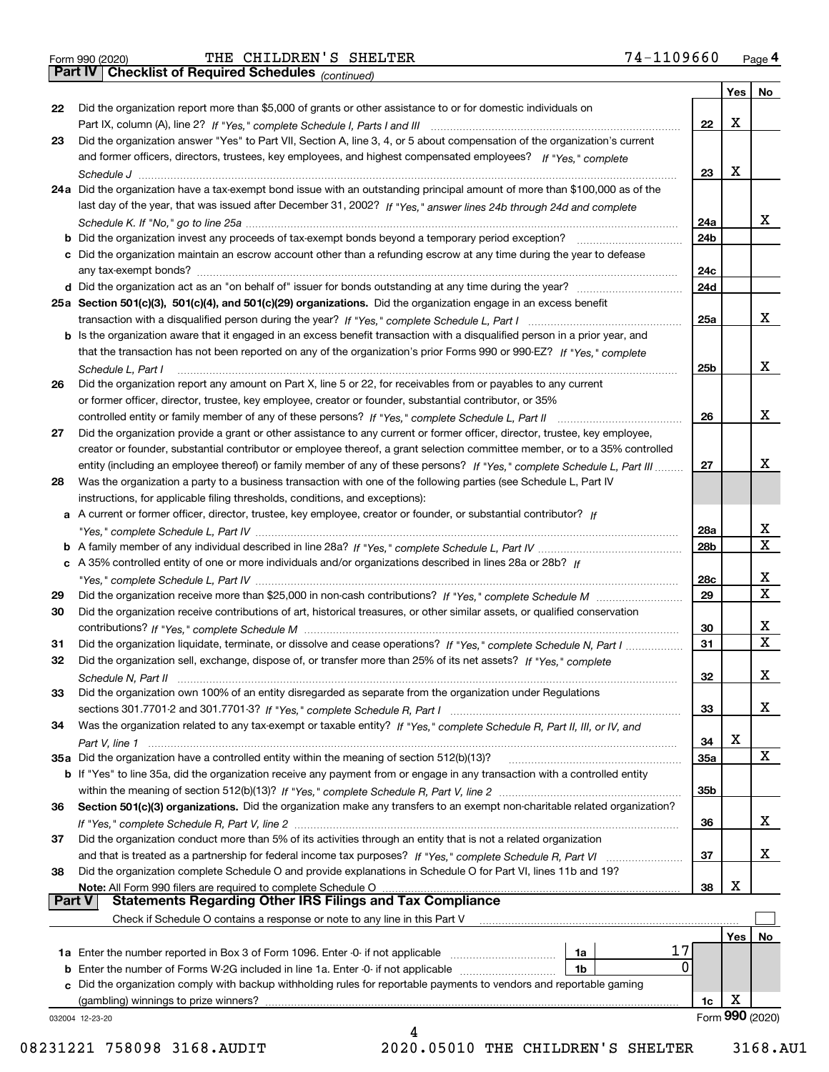Form 990 (2020) THE CHILDREN'S SHELTER 74-1109660 Page 4

**Part IV Checklist of Required Schedules** *(continued)*

| | | | Yes | No |
|---|---|---|---|---|
| 22 | Did the organization report more than $5,000 of grants or other assistance to or for domestic individuals on Part IX, column (A), line 2? *If "Yes," complete Schedule I, Parts I and III* | 22 | X | |
| 23 | Did the organization answer "Yes" to Part VII, Section A, line 3, 4, or 5 about compensation of the organization's current and former officers, directors, trustees, key employees, and highest compensated employees? *If "Yes," complete Schedule J* | 23 | X | |
| 24a | Did the organization have a tax-exempt bond issue with an outstanding principal amount of more than $100,000 as of the last day of the year, that was issued after December 31, 2002? *If "Yes," answer lines 24b through 24d and complete Schedule K. If "No," go to line 25a* | 24a | | X |
| b | Did the organization invest any proceeds of tax-exempt bonds beyond a temporary period exception? | 24b | | |
| c | Did the organization maintain an escrow account other than a refunding escrow at any time during the year to defease any tax-exempt bonds? | 24c | | |
| d | Did the organization act as an "on behalf of" issuer for bonds outstanding at any time during the year? | 24d | | |
| 25a | **Section 501(c)(3), 501(c)(4), and 501(c)(29) organizations.** Did the organization engage in an excess benefit transaction with a disqualified person during the year? *If "Yes," complete Schedule L, Part I* | 25a | | X |
| b | Is the organization aware that it engaged in an excess benefit transaction with a disqualified person in a prior year, and that the transaction has not been reported on any of the organization's prior Forms 990 or 990-EZ? *If "Yes," complete Schedule L, Part I* | 25b | | X |
| 26 | Did the organization report any amount on Part X, line 5 or 22, for receivables from or payables to any current or former officer, director, trustee, key employee, creator or founder, substantial contributor, or 35% controlled entity or family member of any of these persons? *If "Yes," complete Schedule L, Part II* | 26 | | X |
| 27 | Did the organization provide a grant or other assistance to any current or former officer, director, trustee, key employee, creator or founder, substantial contributor or employee thereof, a grant selection committee member, or to a 35% controlled entity (including an employee thereof) or family member of any of these persons? *If "Yes," complete Schedule L, Part III* | 27 | | X |
| 28 | Was the organization a party to a business transaction with one of the following parties (see Schedule L, Part IV instructions, for applicable filing thresholds, conditions, and exceptions): | | | |
| a | A current or former officer, director, trustee, key employee, creator or founder, or substantial contributor? *If "Yes," complete Schedule L, Part IV* | 28a | | X |
| b | A family member of any individual described in line 28a? *If "Yes," complete Schedule L, Part IV* | 28b | | X |
| c | A 35% controlled entity of one or more individuals and/or organizations described in lines 28a or 28b? *If "Yes," complete Schedule L, Part IV* | 28c | | X |
| 29 | Did the organization receive more than $25,000 in non-cash contributions? *If "Yes," complete Schedule M* | 29 | | X |
| 30 | Did the organization receive contributions of art, historical treasures, or other similar assets, or qualified conservation contributions? *If "Yes," complete Schedule M* | 30 | | X |
| 31 | Did the organization liquidate, terminate, or dissolve and cease operations? *If "Yes," complete Schedule N, Part I* | 31 | | X |
| 32 | Did the organization sell, exchange, dispose of, or transfer more than 25% of its net assets? *If "Yes," complete Schedule N, Part II* | 32 | | X |
| 33 | Did the organization own 100% of an entity disregarded as separate from the organization under Regulations sections 301.7701-2 and 301.7701-3? *If "Yes," complete Schedule R, Part I* | 33 | | X |
| 34 | Was the organization related to any tax-exempt or taxable entity? *If "Yes," complete Schedule R, Part II, III, or IV, and Part V, line 1* | 34 | X | |
| 35a | Did the organization have a controlled entity within the meaning of section 512(b)(13)? | 35a | | X |
| b | If "Yes" to line 35a, did the organization receive any payment from or engage in any transaction with a controlled entity within the meaning of section 512(b)(13)? *If "Yes," complete Schedule R, Part V, line 2* | 35b | | |
| 36 | **Section 501(c)(3) organizations.** Did the organization make any transfers to an exempt non-charitable related organization? *If "Yes," complete Schedule R, Part V, line 2* | 36 | | X |
| 37 | Did the organization conduct more than 5% of its activities through an entity that is not a related organization and that is treated as a partnership for federal income tax purposes? *If "Yes," complete Schedule R, Part VI* | 37 | | X |
| 38 | Did the organization complete Schedule O and provide explanations in Schedule O for Part VI, lines 11b and 19? **Note:** All Form 990 filers are required to complete Schedule O | 38 | X | |

**Part V Statements Regarding Other IRS Filings and Tax Compliance**

Check if Schedule O contains a response or note to any line in this Part V ☐

| | | | | | Yes | No |
|---|---|---|---|---|---|---|
| 1a | Enter the number reported in Box 3 of Form 1096. Enter -0- if not applicable | 1a | 17 | | | |
| b | Enter the number of Forms W-2G included in line 1a. Enter -0- if not applicable | 1b | 0 | | | |
| c | Did the organization comply with backup withholding rules for reportable payments to vendors and reportable gaming (gambling) winnings to prize winners? | | | 1c | X | |

032004 12-23-20 Form **990** (2020)

08231221 758098 3168.AUDIT 2020.05010 THE CHILDREN'S SHELTER 3168.AU1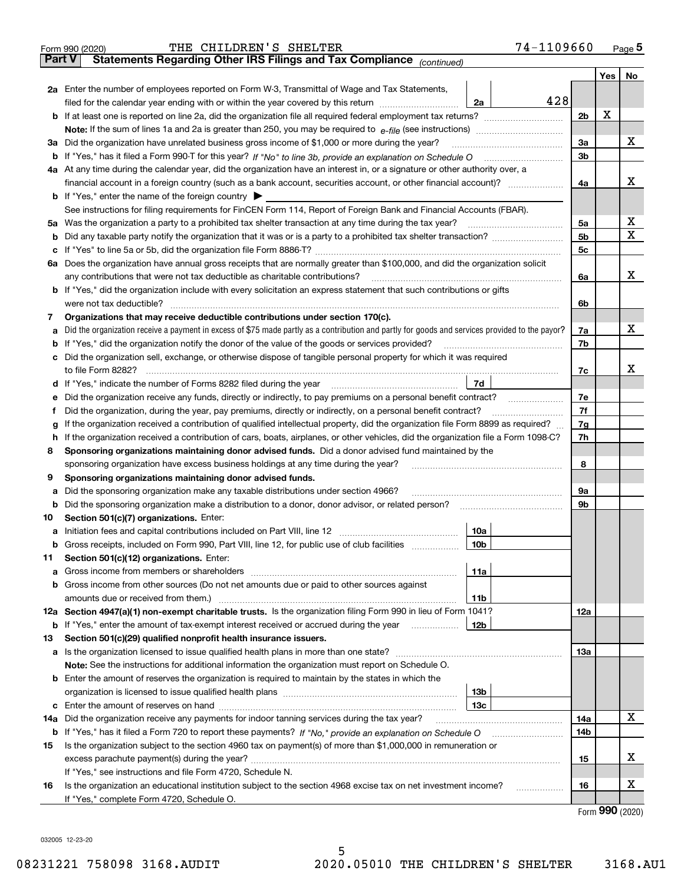Form 990 (2020) THE CHILDREN'S SHELTER 74-1109660 Page 5

## Part V Statements Regarding Other IRS Filings and Tax Compliance *(continued)*

| | | | | Line | Yes | No |
|---|---|---|---|---|---|---|
| **2a** | Enter the number of employees reported on Form W-3, Transmittal of Wage and Tax Statements, filed for the calendar year ending with or within the year covered by this return | 2a | 428 | | | |
| **b** | If at least one is reported on line 2a, did the organization file all required federal employment tax returns? | | | 2b | X | |
| | **Note:** If the sum of lines 1a and 2a is greater than 250, you may be required to *e-file* (see instructions) | | | | | |
| **3a** | Did the organization have unrelated business gross income of $1,000 or more during the year? | | | 3a | | X |
| **b** | If "Yes," has it filed a Form 990-T for this year? *If "No" to line 3b, provide an explanation on Schedule O* | | | 3b | | |
| **4a** | At any time during the calendar year, did the organization have an interest in, or a signature or other authority over, a financial account in a foreign country (such as a bank account, securities account, or other financial account)? | | | 4a | | X |
| **b** | If "Yes," enter the name of the foreign country ▶ | | | | | |
| | See instructions for filing requirements for FinCEN Form 114, Report of Foreign Bank and Financial Accounts (FBAR). | | | | | |
| **5a** | Was the organization a party to a prohibited tax shelter transaction at any time during the tax year? | | | 5a | | X |
| **b** | Did any taxable party notify the organization that it was or is a party to a prohibited tax shelter transaction? | | | 5b | | X |
| **c** | If "Yes" to line 5a or 5b, did the organization file Form 8886-T? | | | 5c | | |
| **6a** | Does the organization have annual gross receipts that are normally greater than $100,000, and did the organization solicit any contributions that were not tax deductible as charitable contributions? | | | 6a | | X |
| **b** | If "Yes," did the organization include with every solicitation an express statement that such contributions or gifts were not tax deductible? | | | 6b | | |
| **7** | **Organizations that may receive deductible contributions under section 170(c).** | | | | | |
| **a** | Did the organization receive a payment in excess of $75 made partly as a contribution and partly for goods and services provided to the payor? | | | 7a | | X |
| **b** | If "Yes," did the organization notify the donor of the value of the goods or services provided? | | | 7b | | |
| **c** | Did the organization sell, exchange, or otherwise dispose of tangible personal property for which it was required to file Form 8282? | | | 7c | | X |
| **d** | If "Yes," indicate the number of Forms 8282 filed during the year | 7d | | | | |
| **e** | Did the organization receive any funds, directly or indirectly, to pay premiums on a personal benefit contract? | | | 7e | | |
| **f** | Did the organization, during the year, pay premiums, directly or indirectly, on a personal benefit contract? | | | 7f | | |
| **g** | If the organization received a contribution of qualified intellectual property, did the organization file Form 8899 as required? | | | 7g | | |
| **h** | If the organization received a contribution of cars, boats, airplanes, or other vehicles, did the organization file a Form 1098-C? | | | 7h | | |
| **8** | **Sponsoring organizations maintaining donor advised funds.** Did a donor advised fund maintained by the sponsoring organization have excess business holdings at any time during the year? | | | 8 | | |
| **9** | **Sponsoring organizations maintaining donor advised funds.** | | | | | |
| **a** | Did the sponsoring organization make any taxable distributions under section 4966? | | | 9a | | |
| **b** | Did the sponsoring organization make a distribution to a donor, donor advisor, or related person? | | | 9b | | |
| **10** | **Section 501(c)(7) organizations.** Enter: | | | | | |
| **a** | Initiation fees and capital contributions included on Part VIII, line 12 | 10a | | | | |
| **b** | Gross receipts, included on Form 990, Part VIII, line 12, for public use of club facilities | 10b | | | | |
| **11** | **Section 501(c)(12) organizations.** Enter: | | | | | |
| **a** | Gross income from members or shareholders | 11a | | | | |
| **b** | Gross income from other sources (Do not net amounts due or paid to other sources against amounts due or received from them.) | 11b | | | | |
| **12a** | **Section 4947(a)(1) non-exempt charitable trusts.** Is the organization filing Form 990 in lieu of Form 1041? | | | 12a | | |
| **b** | If "Yes," enter the amount of tax-exempt interest received or accrued during the year | 12b | | | | |
| **13** | **Section 501(c)(29) qualified nonprofit health insurance issuers.** | | | | | |
| **a** | Is the organization licensed to issue qualified health plans in more than one state? | | | 13a | | |
| | **Note:** See the instructions for additional information the organization must report on Schedule O. | | | | | |
| **b** | Enter the amount of reserves the organization is required to maintain by the states in which the organization is licensed to issue qualified health plans | 13b | | | | |
| **c** | Enter the amount of reserves on hand | 13c | | | | |
| **14a** | Did the organization receive any payments for indoor tanning services during the tax year? | | | 14a | | X |
| **b** | If "Yes," has it filed a Form 720 to report these payments? *If "No," provide an explanation on Schedule O* | | | 14b | | |
| **15** | Is the organization subject to the section 4960 tax on payment(s) of more than $1,000,000 in remuneration or excess parachute payment(s) during the year? | | | 15 | | X |
| | If "Yes," see instructions and file Form 4720, Schedule N. | | | | | |
| **16** | Is the organization an educational institution subject to the section 4968 excise tax on net investment income? | | | 16 | | X |
| | If "Yes," complete Form 4720, Schedule O. | | | | | |

Form **990** (2020)

032005 12-23-20

08231221 758098 3168.AUDIT 2020.05010 THE CHILDREN'S SHELTER 3168.AU1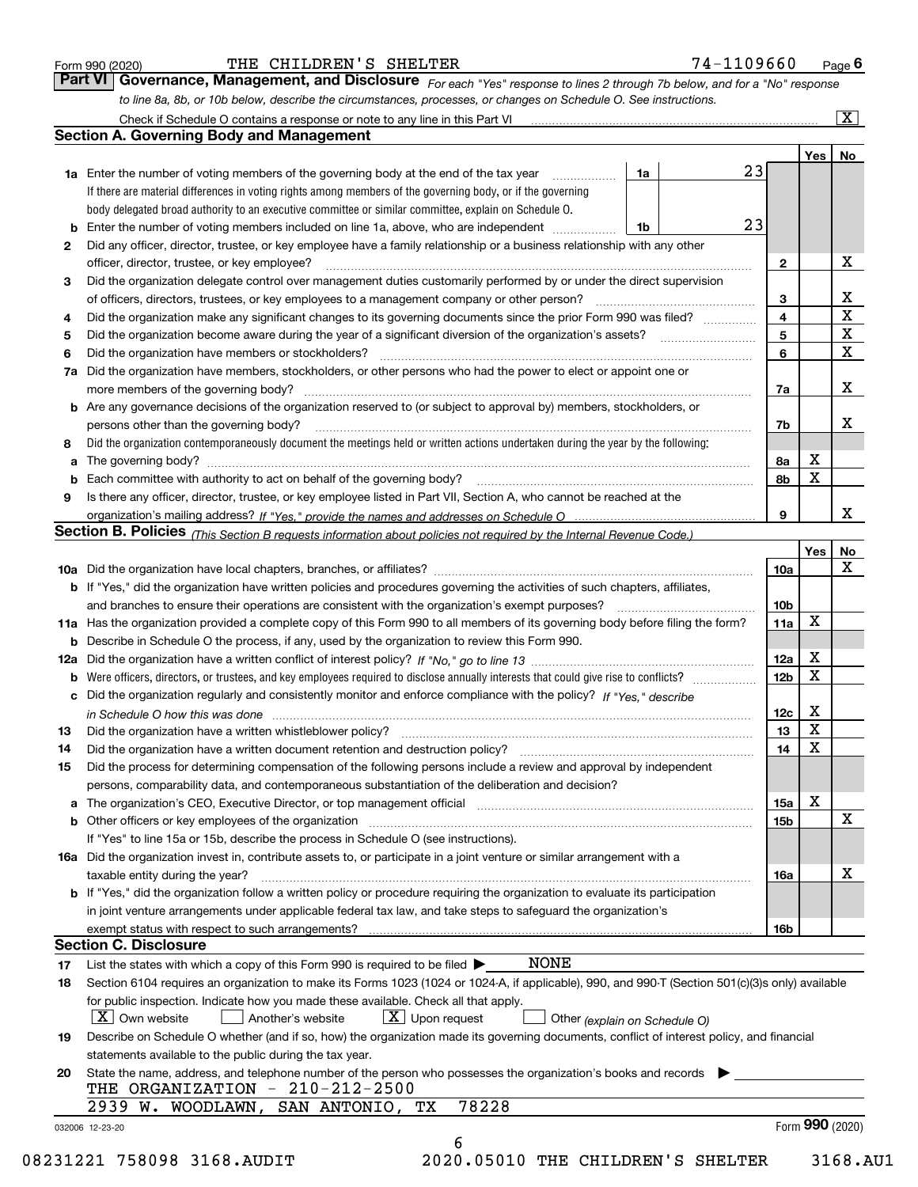Form 990 (2020) THE CHILDREN'S SHELTER 74-1109660 Page 6

## Part VI Governance, Management, and Disclosure

*For each "Yes" response to lines 2 through 7b below, and for a "No" response to line 8a, 8b, or 10b below, describe the circumstances, processes, or changes on Schedule O. See instructions.*

Check if Schedule O contains a response or note to any line in this Part VI [X]

### Section A. Governing Body and Management

| | | | | Yes | No |
|---|---|---|---|---|---|
| 1a | Enter the number of voting members of the governing body at the end of the tax year. If there are material differences in voting rights among members of the governing body, or if the governing body delegated broad authority to an executive committee or similar committee, explain on Schedule O. | 1a | 23 | | |
| b | Enter the number of voting members included on line 1a, above, who are independent | 1b | 23 | | |
| 2 | Did any officer, director, trustee, or key employee have a family relationship or a business relationship with any other officer, director, trustee, or key employee? | 2 | | | X |
| 3 | Did the organization delegate control over management duties customarily performed by or under the direct supervision of officers, directors, trustees, or key employees to a management company or other person? | 3 | | | X |
| 4 | Did the organization make any significant changes to its governing documents since the prior Form 990 was filed? | 4 | | | X |
| 5 | Did the organization become aware during the year of a significant diversion of the organization's assets? | 5 | | | X |
| 6 | Did the organization have members or stockholders? | 6 | | | X |
| 7a | Did the organization have members, stockholders, or other persons who had the power to elect or appoint one or more members of the governing body? | 7a | | | X |
| b | Are any governance decisions of the organization reserved to (or subject to approval by) members, stockholders, or persons other than the governing body? | 7b | | | X |
| 8 | Did the organization contemporaneously document the meetings held or written actions undertaken during the year by the following: | | | | |
| a | The governing body? | 8a | | X | |
| b | Each committee with authority to act on behalf of the governing body? | 8b | | X | |
| 9 | Is there any officer, director, trustee, or key employee listed in Part VII, Section A, who cannot be reached at the organization's mailing address? *If "Yes," provide the names and addresses on Schedule O* | 9 | | | X |

### Section B. Policies *(This Section B requests information about policies not required by the Internal Revenue Code.)*

| | | | Yes | No |
|---|---|---|---|---|
| 10a | Did the organization have local chapters, branches, or affiliates? | 10a | | X |
| b | If "Yes," did the organization have written policies and procedures governing the activities of such chapters, affiliates, and branches to ensure their operations are consistent with the organization's exempt purposes? | 10b | | |
| 11a | Has the organization provided a complete copy of this Form 990 to all members of its governing body before filing the form? | 11a | X | |
| b | Describe in Schedule O the process, if any, used by the organization to review this Form 990. | | | |
| 12a | Did the organization have a written conflict of interest policy? *If "No," go to line 13* | 12a | X | |
| b | Were officers, directors, or trustees, and key employees required to disclose annually interests that could give rise to conflicts? | 12b | X | |
| c | Did the organization regularly and consistently monitor and enforce compliance with the policy? *If "Yes," describe in Schedule O how this was done* | 12c | X | |
| 13 | Did the organization have a written whistleblower policy? | 13 | X | |
| 14 | Did the organization have a written document retention and destruction policy? | 14 | X | |
| 15 | Did the process for determining compensation of the following persons include a review and approval by independent persons, comparability data, and contemporaneous substantiation of the deliberation and decision? | | | |
| a | The organization's CEO, Executive Director, or top management official | 15a | X | |
| b | Other officers or key employees of the organization | 15b | | X |
| | If "Yes" to line 15a or 15b, describe the process in Schedule O (see instructions). | | | |
| 16a | Did the organization invest in, contribute assets to, or participate in a joint venture or similar arrangement with a taxable entity during the year? | 16a | | X |
| b | If "Yes," did the organization follow a written policy or procedure requiring the organization to evaluate its participation in joint venture arrangements under applicable federal tax law, and take steps to safeguard the organization's exempt status with respect to such arrangements? | 16b | | |

### Section C. Disclosure

17 List the states with which a copy of this Form 990 is required to be filed ▶ NONE

18 Section 6104 requires an organization to make its Forms 1023 (1024 or 1024-A, if applicable), 990, and 990-T (Section 501(c)(3)s only) available for public inspection. Indicate how you made these available. Check all that apply.

[X] Own website [ ] Another's website [X] Upon request [ ] Other *(explain on Schedule O)*

19 Describe on Schedule O whether (and if so, how) the organization made its governing documents, conflict of interest policy, and financial statements available to the public during the tax year.

20 State the name, address, and telephone number of the person who possesses the organization's books and records ▶

THE ORGANIZATION - 210-212-2500
2939 W. WOODLAWN, SAN ANTONIO, TX 78228

032006 12-23-20 Form 990 (2020)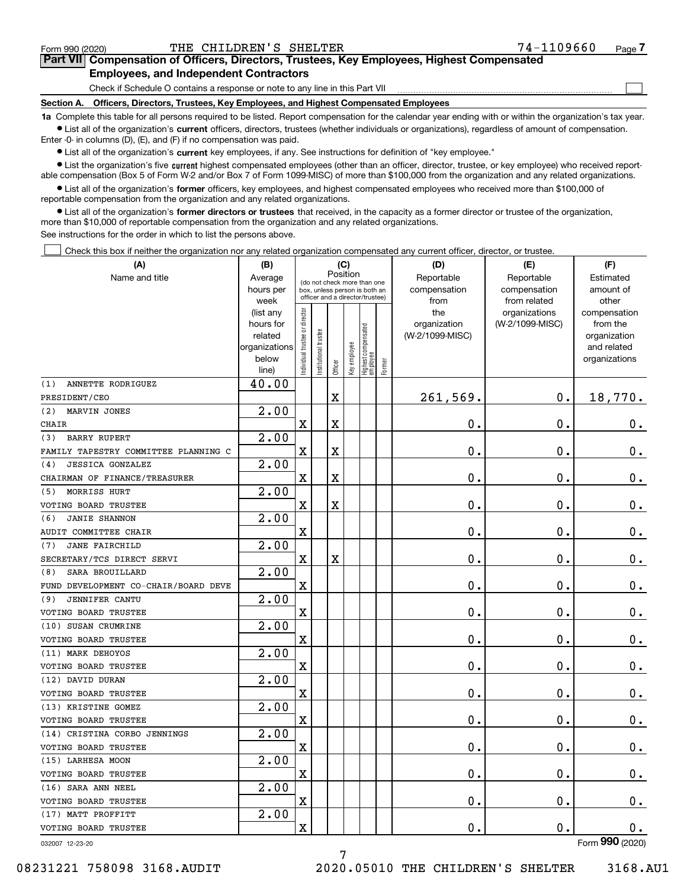Form 990 (2020) THE CHILDREN'S SHELTER 74-1109660 Page 7

**Part VII Compensation of Officers, Directors, Trustees, Key Employees, Highest Compensated Employees, and Independent Contractors**

Check if Schedule O contains a response or note to any line in this Part VII

**Section A. Officers, Directors, Trustees, Key Employees, and Highest Compensated Employees**

**1a** Complete this table for all persons required to be listed. Report compensation for the calendar year ending with or within the organization's tax year.

- List all of the organization's **current** officers, directors, trustees (whether individuals or organizations), regardless of amount of compensation. Enter -0- in columns (D), (E), and (F) if no compensation was paid.
- List all of the organization's **current** key employees, if any. See instructions for definition of "key employee."
- List the organization's five **current** highest compensated employees (other than an officer, director, trustee, or key employee) who received reportable compensation (Box 5 of Form W-2 and/or Box 7 of Form 1099-MISC) of more than $100,000 from the organization and any related organizations.
- List all of the organization's **former** officers, key employees, and highest compensated employees who received more than $100,000 of reportable compensation from the organization and any related organizations.
- List all of the organization's **former directors or trustees** that received, in the capacity as a former director or trustee of the organization, more than $10,000 of reportable compensation from the organization and any related organizations.

See instructions for the order in which to list the persons above.

Check this box if neither the organization nor any related organization compensated any current officer, director, or trustee.

| (A) Name and title | (B) Average hours per week (list any hours for related organizations below line) | (C) Position: Individual trustee or director | Institutional trustee | Officer | Key employee | Highest compensated employee | Former | (D) Reportable compensation from the organization (W-2/1099-MISC) | (E) Reportable compensation from related organizations (W-2/1099-MISC) | (F) Estimated amount of other compensation from the organization and related organizations |
|---|---|---|---|---|---|---|---|---|---|---|
| (1) ANNETTE RODRIGUEZ<br>PRESIDENT/CEO | 40.00 | | | X | | | | 261,569. | 0. | 18,770. |
| (2) MARVIN JONES<br>CHAIR | 2.00 | X | | X | | | | 0. | 0. | 0. |
| (3) BARRY RUPERT<br>FAMILY TAPESTRY COMMITTEE PLANNING C | 2.00 | X | | X | | | | 0. | 0. | 0. |
| (4) JESSICA GONZALEZ<br>CHAIRMAN OF FINANCE/TREASURER | 2.00 | X | | X | | | | 0. | 0. | 0. |
| (5) MORRISS HURT<br>VOTING BOARD TRUSTEE | 2.00 | X | | X | | | | 0. | 0. | 0. |
| (6) JANIE SHANNON<br>AUDIT COMMITTEE CHAIR | 2.00 | X | | | | | | 0. | 0. | 0. |
| (7) JANE FAIRCHILD<br>SECRETARY/TCS DIRECT SERVI | 2.00 | X | | X | | | | 0. | 0. | 0. |
| (8) SARA BROUILLARD<br>FUND DEVELOPMENT CO-CHAIR/BOARD DEVE | 2.00 | X | | | | | | 0. | 0. | 0. |
| (9) JENNIFER CANTU<br>VOTING BOARD TRUSTEE | 2.00 | X | | | | | | 0. | 0. | 0. |
| (10) SUSAN CRUMRINE<br>VOTING BOARD TRUSTEE | 2.00 | X | | | | | | 0. | 0. | 0. |
| (11) MARK DEHOYOS<br>VOTING BOARD TRUSTEE | 2.00 | X | | | | | | 0. | 0. | 0. |
| (12) DAVID DURAN<br>VOTING BOARD TRUSTEE | 2.00 | X | | | | | | 0. | 0. | 0. |
| (13) KRISTINE GOMEZ<br>VOTING BOARD TRUSTEE | 2.00 | X | | | | | | 0. | 0. | 0. |
| (14) CRISTINA CORBO JENNINGS<br>VOTING BOARD TRUSTEE | 2.00 | X | | | | | | 0. | 0. | 0. |
| (15) LARHESA MOON<br>VOTING BOARD TRUSTEE | 2.00 | X | | | | | | 0. | 0. | 0. |
| (16) SARA ANN NEEL<br>VOTING BOARD TRUSTEE | 2.00 | X | | | | | | 0. | 0. | 0. |
| (17) MATT PROFFITT<br>VOTING BOARD TRUSTEE | 2.00 | X | | | | | | 0. | 0. | 0. |

032007 12-23-20 Form 990 (2020)

08231221 758098 3168.AUDIT 2020.05010 THE CHILDREN'S SHELTER 3168.AU1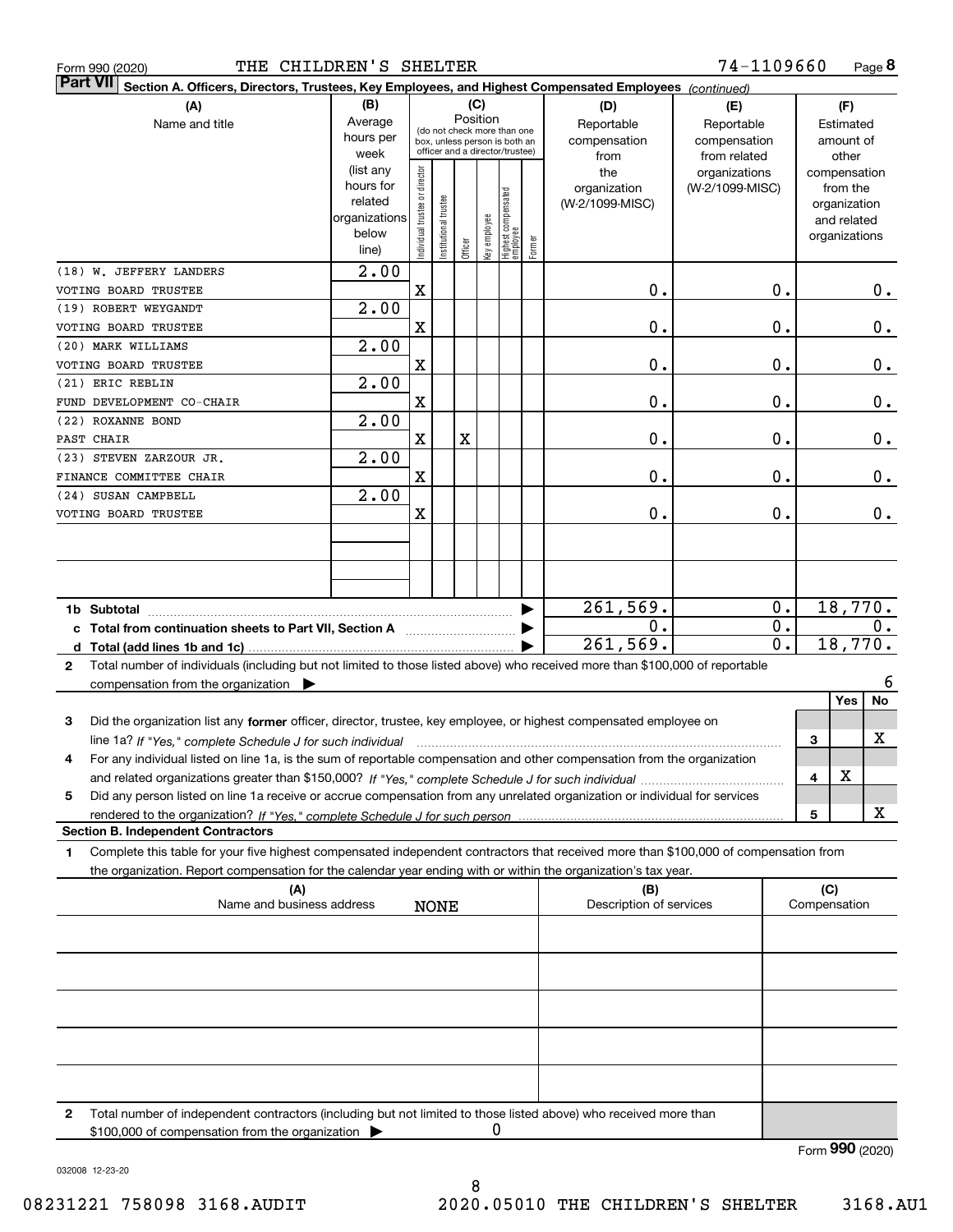Form 990 (2020) THE CHILDREN'S SHELTER 74-1109660

**Part VII** **Section A. Officers, Directors, Trustees, Key Employees, and Highest Compensated Employees** *(continued)*

| (A) Name and title | (B) Average hours per week (list any hours for related organizations below line) | (C) Position: Individual trustee or director | Institutional trustee | Officer | Key employee | Highest compensated employee | Former | (D) Reportable compensation from the organization (W-2/1099-MISC) | (E) Reportable compensation from related organizations (W-2/1099-MISC) | (F) Estimated amount of other compensation from the organization and related organizations |
|---|---|---|---|---|---|---|---|---|---|---|
| (18) W. JEFFERY LANDERS<br>VOTING BOARD TRUSTEE | 2.00 | X | | | | | | 0. | 0. | 0. |
| (19) ROBERT WEYGANDT<br>VOTING BOARD TRUSTEE | 2.00 | X | | | | | | 0. | 0. | 0. |
| (20) MARK WILLIAMS<br>VOTING BOARD TRUSTEE | 2.00 | X | | | | | | 0. | 0. | 0. |
| (21) ERIC REBLIN<br>FUND DEVELOPMENT CO-CHAIR | 2.00 | X | | | | | | 0. | 0. | 0. |
| (22) ROXANNE BOND<br>PAST CHAIR | 2.00 | X | | X | | | | 0. | 0. | 0. |
| (23) STEVEN ZARZOUR JR.<br>FINANCE COMMITTEE CHAIR | 2.00 | X | | | | | | 0. | 0. | 0. |
| (24) SUSAN CAMPBELL<br>VOTING BOARD TRUSTEE | 2.00 | X | | | | | | 0. | 0. | 0. |
| **1b Subtotal** | | | | | | | | 261,569. | 0. | 18,770. |
| **c Total from continuation sheets to Part VII, Section A** | | | | | | | | 0. | 0. | 0. |
| **d Total (add lines 1b and 1c)** | | | | | | | | 261,569. | 0. | 18,770. |

**2** Total number of individuals (including but not limited to those listed above) who received more than $100,000 of reportable compensation from the organization ▶ 6

| | | Yes | No |
|---|---|---|---|
| **3** Did the organization list any **former** officer, director, trustee, key employee, or highest compensated employee on line 1a? *If "Yes," complete Schedule J for such individual* | 3 | | X |
| **4** For any individual listed on line 1a, is the sum of reportable compensation and other compensation from the organization and related organizations greater than $150,000? *If "Yes," complete Schedule J for such individual* | 4 | X | |
| **5** Did any person listed on line 1a receive or accrue compensation from any unrelated organization or individual for services rendered to the organization? *If "Yes," complete Schedule J for such person* | 5 | | X |

**Section B. Independent Contractors**

**1** Complete this table for your five highest compensated independent contractors that received more than $100,000 of compensation from the organization. Report compensation for the calendar year ending with or within the organization's tax year.

| (A) Name and business address | (B) Description of services | (C) Compensation |
|---|---|---|
| NONE | | |
| | | |
| | | |
| | | |
| | | |

**2** Total number of independent contractors (including but not limited to those listed above) who received more than $100,000 of compensation from the organization ▶ 0

Form **990** (2020)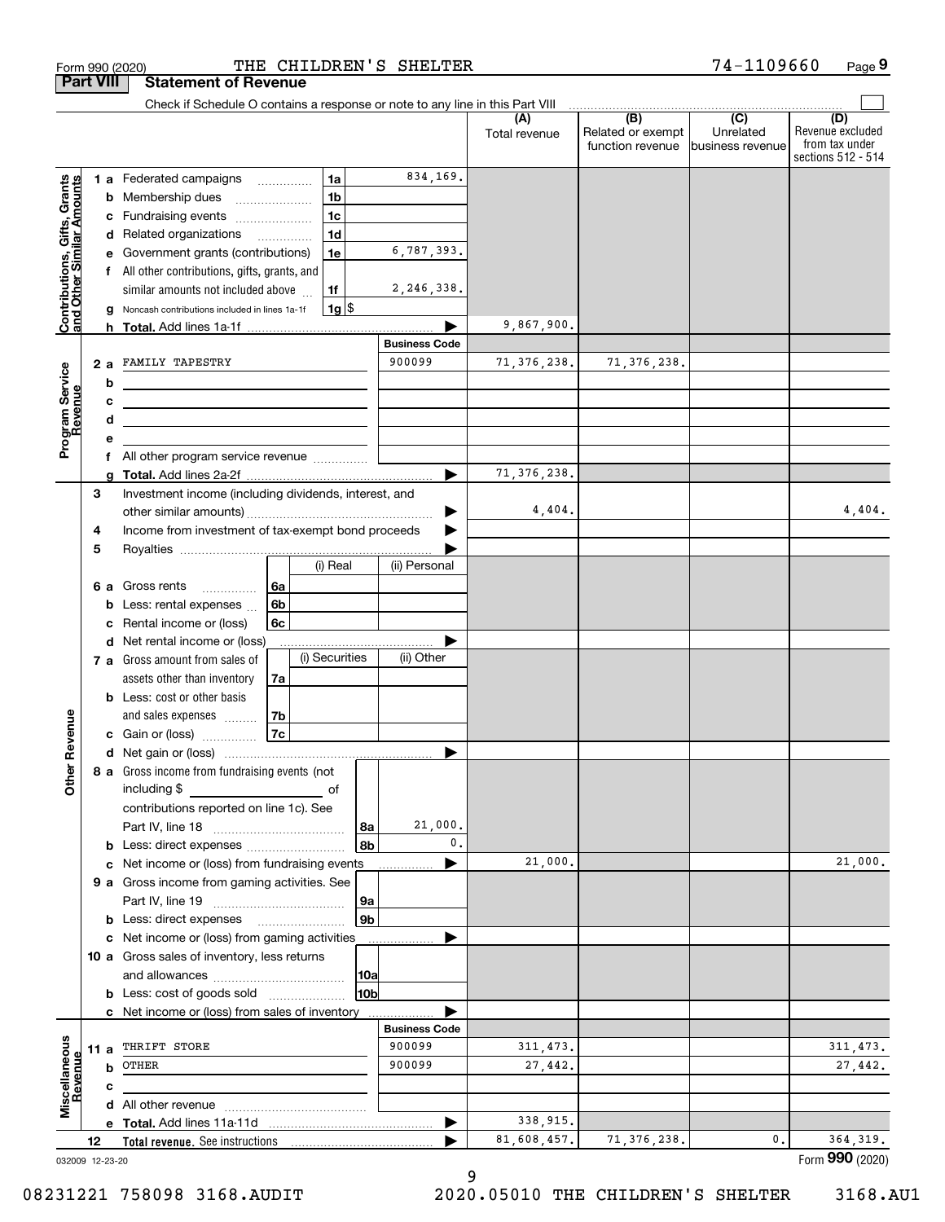Form 990 (2020) THE CHILDREN'S SHELTER 74-1109660 Page 9

## Part VIII Statement of Revenue

Check if Schedule O contains a response or note to any line in this Part VIII

| | | | | (A) Total revenue | (B) Related or exempt function revenue | (C) Unrelated business revenue | (D) Revenue excluded from tax under sections 512 - 514 |
|---|---|---|---|---|---|---|---|
| **Contributions, Gifts, Grants and Other Similar Amounts** | 1 a Federated campaigns | 1a | 834,169. | | | | |
| | b Membership dues | 1b | | | | | |
| | c Fundraising events | 1c | | | | | |
| | d Related organizations | 1d | | | | | |
| | e Government grants (contributions) | 1e | 6,787,393. | | | | |
| | f All other contributions, gifts, grants, and similar amounts not included above | 1f | 2,246,338. | | | | |
| | g Noncash contributions included in lines 1a-1f | 1g | $ | | | | |
| | h Total. Add lines 1a-1f | | | 9,867,900. | | | |
| **Program Service Revenue** | | | **Business Code** | | | | |
| | 2 a FAMILY TAPESTRY | | 900099 | 71,376,238. | 71,376,238. | | |
| | b | | | | | | |
| | c | | | | | | |
| | d | | | | | | |
| | e | | | | | | |
| | f All other program service revenue | | | | | | |
| | g Total. Add lines 2a-2f | | | 71,376,238. | | | |
| **Other Revenue** | 3 Investment income (including dividends, interest, and other similar amounts) | | | 4,404. | | | 4,404. |
| | 4 Income from investment of tax-exempt bond proceeds | | | | | | |
| | 5 Royalties | | | | | | |
| | | (i) Real | (ii) Personal | | | | |
| | 6 a Gross rents 6a | | | | | | |
| | b Less: rental expenses 6b | | | | | | |
| | c Rental income or (loss) 6c | | | | | | |
| | d Net rental income or (loss) | | | | | | |
| | | (i) Securities | (ii) Other | | | | |
| | 7 a Gross amount from sales of assets other than inventory 7a | | | | | | |
| | b Less: cost or other basis and sales expenses 7b | | | | | | |
| | c Gain or (loss) 7c | | | | | | |
| | d Net gain or (loss) | | | | | | |
| | 8 a Gross income from fundraising events (not including $ of contributions reported on line 1c). See Part IV, line 18 | 8a | 21,000. | | | | |
| | b Less: direct expenses | 8b | 0. | | | | |
| | c Net income or (loss) from fundraising events | | | 21,000. | | | 21,000. |
| | 9 a Gross income from gaming activities. See Part IV, line 19 | 9a | | | | | |
| | b Less: direct expenses | 9b | | | | | |
| | c Net income or (loss) from gaming activities | | | | | | |
| | 10 a Gross sales of inventory, less returns and allowances | 10a | | | | | |
| | b Less: cost of goods sold | 10b | | | | | |
| | c Net income or (loss) from sales of inventory | | | | | | |
| **Miscellaneous Revenue** | | | **Business Code** | | | | |
| | 11 a THRIFT STORE | | 900099 | 311,473. | | | 311,473. |
| | b OTHER | | 900099 | 27,442. | | | 27,442. |
| | c | | | | | | |
| | d All other revenue | | | | | | |
| | e Total. Add lines 11a-11d | | | 338,915. | | | |
| | 12 **Total revenue.** See instructions | | | 81,608,457. | 71,376,238. | 0. | 364,319. |

032009 12-23-20

Form **990** (2020)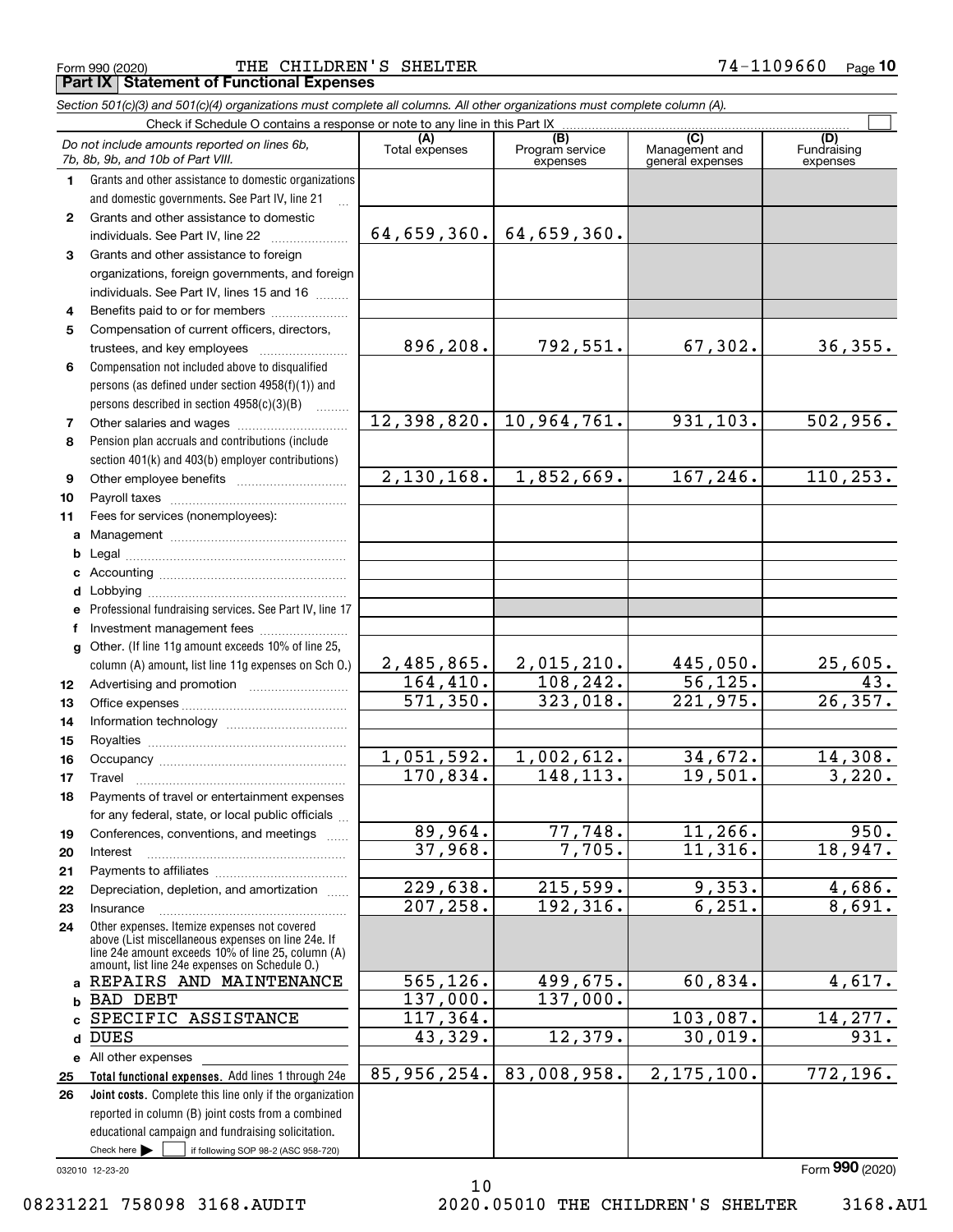Form 990 (2020) THE CHILDREN'S SHELTER 74-1109660 Page 10

## Part IX Statement of Functional Expenses

*Section 501(c)(3) and 501(c)(4) organizations must complete all columns. All other organizations must complete column (A).*

Check if Schedule O contains a response or note to any line in this Part IX

| | *Do not include amounts reported on lines 6b, 7b, 8b, 9b, and 10b of Part VIII.* | (A) Total expenses | (B) Program service expenses | (C) Management and general expenses | (D) Fundraising expenses |
|---|---|---|---|---|---|
| 1 | Grants and other assistance to domestic organizations and domestic governments. See Part IV, line 21 | | | | |
| 2 | Grants and other assistance to domestic individuals. See Part IV, line 22 | 64,659,360. | 64,659,360. | | |
| 3 | Grants and other assistance to foreign organizations, foreign governments, and foreign individuals. See Part IV, lines 15 and 16 | | | | |
| 4 | Benefits paid to or for members | | | | |
| 5 | Compensation of current officers, directors, trustees, and key employees | 896,208. | 792,551. | 67,302. | 36,355. |
| 6 | Compensation not included above to disqualified persons (as defined under section 4958(f)(1)) and persons described in section 4958(c)(3)(B) | | | | |
| 7 | Other salaries and wages | 12,398,820. | 10,964,761. | 931,103. | 502,956. |
| 8 | Pension plan accruals and contributions (include section 401(k) and 403(b) employer contributions) | | | | |
| 9 | Other employee benefits | 2,130,168. | 1,852,669. | 167,246. | 110,253. |
| 10 | Payroll taxes | | | | |
| 11 | Fees for services (nonemployees): | | | | |
| a | Management | | | | |
| b | Legal | | | | |
| c | Accounting | | | | |
| d | Lobbying | | | | |
| e | Professional fundraising services. See Part IV, line 17 | | | | |
| f | Investment management fees | | | | |
| g | Other. (If line 11g amount exceeds 10% of line 25, column (A) amount, list line 11g expenses on Sch O.) | 2,485,865. | 2,015,210. | 445,050. | 25,605. |
| 12 | Advertising and promotion | 164,410. | 108,242. | 56,125. | 43. |
| 13 | Office expenses | 571,350. | 323,018. | 221,975. | 26,357. |
| 14 | Information technology | | | | |
| 15 | Royalties | | | | |
| 16 | Occupancy | 1,051,592. | 1,002,612. | 34,672. | 14,308. |
| 17 | Travel | 170,834. | 148,113. | 19,501. | 3,220. |
| 18 | Payments of travel or entertainment expenses for any federal, state, or local public officials | | | | |
| 19 | Conferences, conventions, and meetings | 89,964. | 77,748. | 11,266. | 950. |
| 20 | Interest | 37,968. | 7,705. | 11,316. | 18,947. |
| 21 | Payments to affiliates | | | | |
| 22 | Depreciation, depletion, and amortization | 229,638. | 215,599. | 9,353. | 4,686. |
| 23 | Insurance | 207,258. | 192,316. | 6,251. | 8,691. |
| 24 | Other expenses. Itemize expenses not covered above (List miscellaneous expenses on line 24e. If line 24e amount exceeds 10% of line 25, column (A) amount, list line 24e expenses on Schedule O.) | | | | |
| a | REPAIRS AND MAINTENANCE | 565,126. | 499,675. | 60,834. | 4,617. |
| b | BAD DEBT | 137,000. | 137,000. | | |
| c | SPECIFIC ASSISTANCE | 117,364. | | 103,087. | 14,277. |
| d | DUES | 43,329. | 12,379. | 30,019. | 931. |
| e | All other expenses | | | | |
| 25 | **Total functional expenses.** Add lines 1 through 24e | 85,956,254. | 83,008,958. | 2,175,100. | 772,196. |
| 26 | **Joint costs.** Complete this line only if the organization reported in column (B) joint costs from a combined educational campaign and fundraising solicitation. Check here ☐ if following SOP 98-2 (ASC 958-720) | | | | |

032010 12-23-20

Form **990** (2020)

08231221 758098 3168.AUDIT 2020.05010 THE CHILDREN'S SHELTER 3168.AU1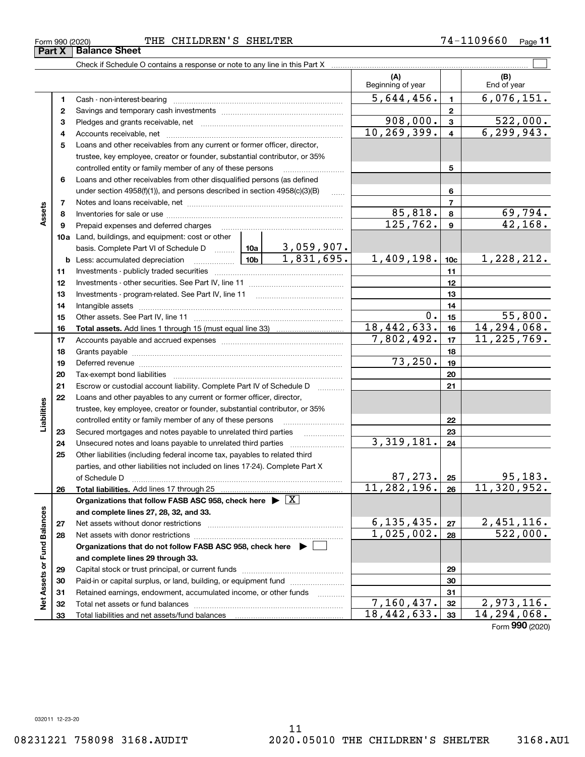Form 990 (2020) THE CHILDREN'S SHELTER 74-1109660

## Part X Balance Sheet

Check if Schedule O contains a response or note to any line in this Part X ☐

| | | | | (A) Beginning of year | | (B) End of year |
|---|---|---|---|---|---|---|
| Assets | 1 | Cash - non-interest-bearing | | 5,644,456. | 1 | 6,076,151. |
| | 2 | Savings and temporary cash investments | | | 2 | |
| | 3 | Pledges and grants receivable, net | | 908,000. | 3 | 522,000. |
| | 4 | Accounts receivable, net | | 10,269,399. | 4 | 6,299,943. |
| | 5 | Loans and other receivables from any current or former officer, director, trustee, key employee, creator or founder, substantial contributor, or 35% controlled entity or family member of any of these persons | | | 5 | |
| | 6 | Loans and other receivables from other disqualified persons (as defined under section 4958(f)(1)), and persons described in section 4958(c)(3)(B) | | | 6 | |
| | 7 | Notes and loans receivable, net | | | 7 | |
| | 8 | Inventories for sale or use | | 85,818. | 8 | 69,794. |
| | 9 | Prepaid expenses and deferred charges | | 125,762. | 9 | 42,168. |
| | 10a | Land, buildings, and equipment: cost or other basis. Complete Part VI of Schedule D | 10a 3,059,907. | | | |
| | b | Less: accumulated depreciation | 10b 1,831,695. | 1,409,198. | 10c | 1,228,212. |
| | 11 | Investments - publicly traded securities | | | 11 | |
| | 12 | Investments - other securities. See Part IV, line 11 | | | 12 | |
| | 13 | Investments - program-related. See Part IV, line 11 | | | 13 | |
| | 14 | Intangible assets | | | 14 | |
| | 15 | Other assets. See Part IV, line 11 | | 0. | 15 | 55,800. |
| | 16 | **Total assets.** Add lines 1 through 15 (must equal line 33) | | 18,442,633. | 16 | 14,294,068. |
| Liabilities | 17 | Accounts payable and accrued expenses | | 7,802,492. | 17 | 11,225,769. |
| | 18 | Grants payable | | | 18 | |
| | 19 | Deferred revenue | | 73,250. | 19 | |
| | 20 | Tax-exempt bond liabilities | | | 20 | |
| | 21 | Escrow or custodial account liability. Complete Part IV of Schedule D | | | 21 | |
| | 22 | Loans and other payables to any current or former officer, director, trustee, key employee, creator or founder, substantial contributor, or 35% controlled entity or family member of any of these persons | | | 22 | |
| | 23 | Secured mortgages and notes payable to unrelated third parties | | | 23 | |
| | 24 | Unsecured notes and loans payable to unrelated third parties | | 3,319,181. | 24 | |
| | 25 | Other liabilities (including federal income tax, payables to related third parties, and other liabilities not included on lines 17-24). Complete Part X of Schedule D | | 87,273. | 25 | 95,183. |
| | 26 | **Total liabilities.** Add lines 17 through 25 | | 11,282,196. | 26 | 11,320,952. |
| Net Assets or Fund Balances | | **Organizations that follow FASB ASC 958, check here ▶ ☒ and complete lines 27, 28, 32, and 33.** | | | | |
| | 27 | Net assets without donor restrictions | | 6,135,435. | 27 | 2,451,116. |
| | 28 | Net assets with donor restrictions | | 1,025,002. | 28 | 522,000. |
| | | **Organizations that do not follow FASB ASC 958, check here ▶ ☐ and complete lines 29 through 33.** | | | | |
| | 29 | Capital stock or trust principal, or current funds | | | 29 | |
| | 30 | Paid-in or capital surplus, or land, building, or equipment fund | | | 30 | |
| | 31 | Retained earnings, endowment, accumulated income, or other funds | | | 31 | |
| | 32 | Total net assets or fund balances | | 7,160,437. | 32 | 2,973,116. |
| | 33 | Total liabilities and net assets/fund balances | | 18,442,633. | 33 | 14,294,068. |

Form **990** (2020)

032011 12-23-20

08231221 758098 3168.AUDIT 2020.05010 THE CHILDREN'S SHELTER 3168.AU1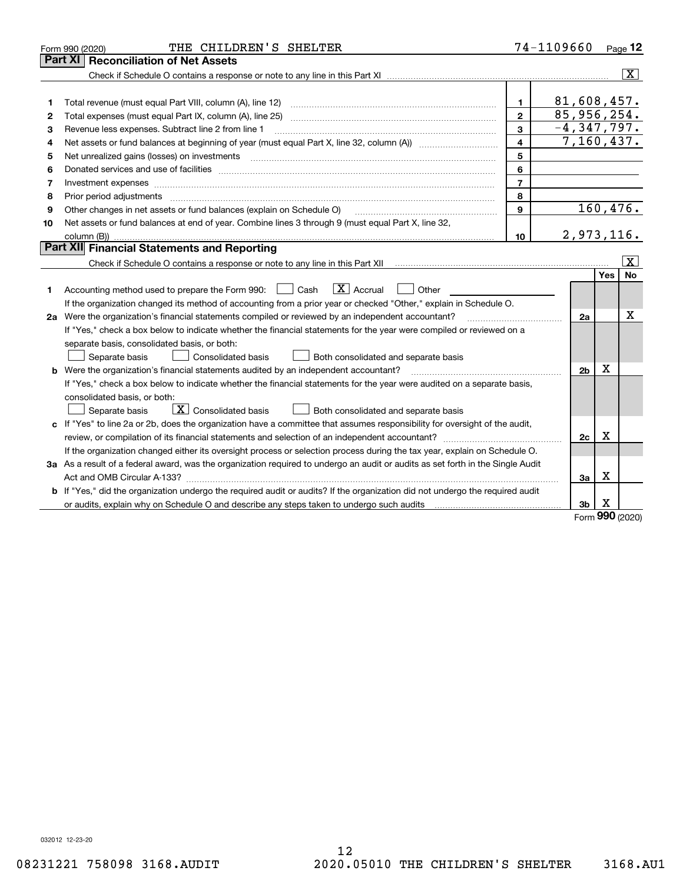Form 990 (2020) THE CHILDREN'S SHELTER 74-1109660 Page 12

## Part XI Reconciliation of Net Assets

Check if Schedule O contains a response or note to any line in this Part XI ..... [X]

| | | | |
|---|---|---|---|
| 1 | Total revenue (must equal Part VIII, column (A), line 12) | 1 | 81,608,457. |
| 2 | Total expenses (must equal Part IX, column (A), line 25) | 2 | 85,956,254. |
| 3 | Revenue less expenses. Subtract line 2 from line 1 | 3 | -4,347,797. |
| 4 | Net assets or fund balances at beginning of year (must equal Part X, line 32, column (A)) | 4 | 7,160,437. |
| 5 | Net unrealized gains (losses) on investments | 5 | |
| 6 | Donated services and use of facilities | 6 | |
| 7 | Investment expenses | 7 | |
| 8 | Prior period adjustments | 8 | |
| 9 | Other changes in net assets or fund balances (explain on Schedule O) | 9 | 160,476. |
| 10 | Net assets or fund balances at end of year. Combine lines 3 through 9 (must equal Part X, line 32, column (B)) | 10 | 2,973,116. |

## Part XII Financial Statements and Reporting

Check if Schedule O contains a response or note to any line in this Part XII ..... [X]

| | | | Yes | No |
|---|---|---|---|---|
| 1 | Accounting method used to prepare the Form 990: [ ] Cash [X] Accrual [ ] Other<br>If the organization changed its method of accounting from a prior year or checked "Other," explain in Schedule O. | | | |
| 2a | Were the organization's financial statements compiled or reviewed by an independent accountant?<br>If "Yes," check a box below to indicate whether the financial statements for the year were compiled or reviewed on a separate basis, consolidated basis, or both:<br>[ ] Separate basis [ ] Consolidated basis [ ] Both consolidated and separate basis | 2a | | X |
| b | Were the organization's financial statements audited by an independent accountant?<br>If "Yes," check a box below to indicate whether the financial statements for the year were audited on a separate basis, consolidated basis, or both:<br>[ ] Separate basis [X] Consolidated basis [ ] Both consolidated and separate basis | 2b | X | |
| c | If "Yes" to line 2a or 2b, does the organization have a committee that assumes responsibility for oversight of the audit, review, or compilation of its financial statements and selection of an independent accountant?<br>If the organization changed either its oversight process or selection process during the tax year, explain on Schedule O. | 2c | X | |
| 3a | As a result of a federal award, was the organization required to undergo an audit or audits as set forth in the Single Audit Act and OMB Circular A-133? | 3a | X | |
| b | If "Yes," did the organization undergo the required audit or audits? If the organization did not undergo the required audit or audits, explain why on Schedule O and describe any steps taken to undergo such audits | 3b | X | |

Form 990 (2020)

032012 12-23-20

08231221 758098 3168.AUDIT 2020.05010 THE CHILDREN'S SHELTER 3168.AU1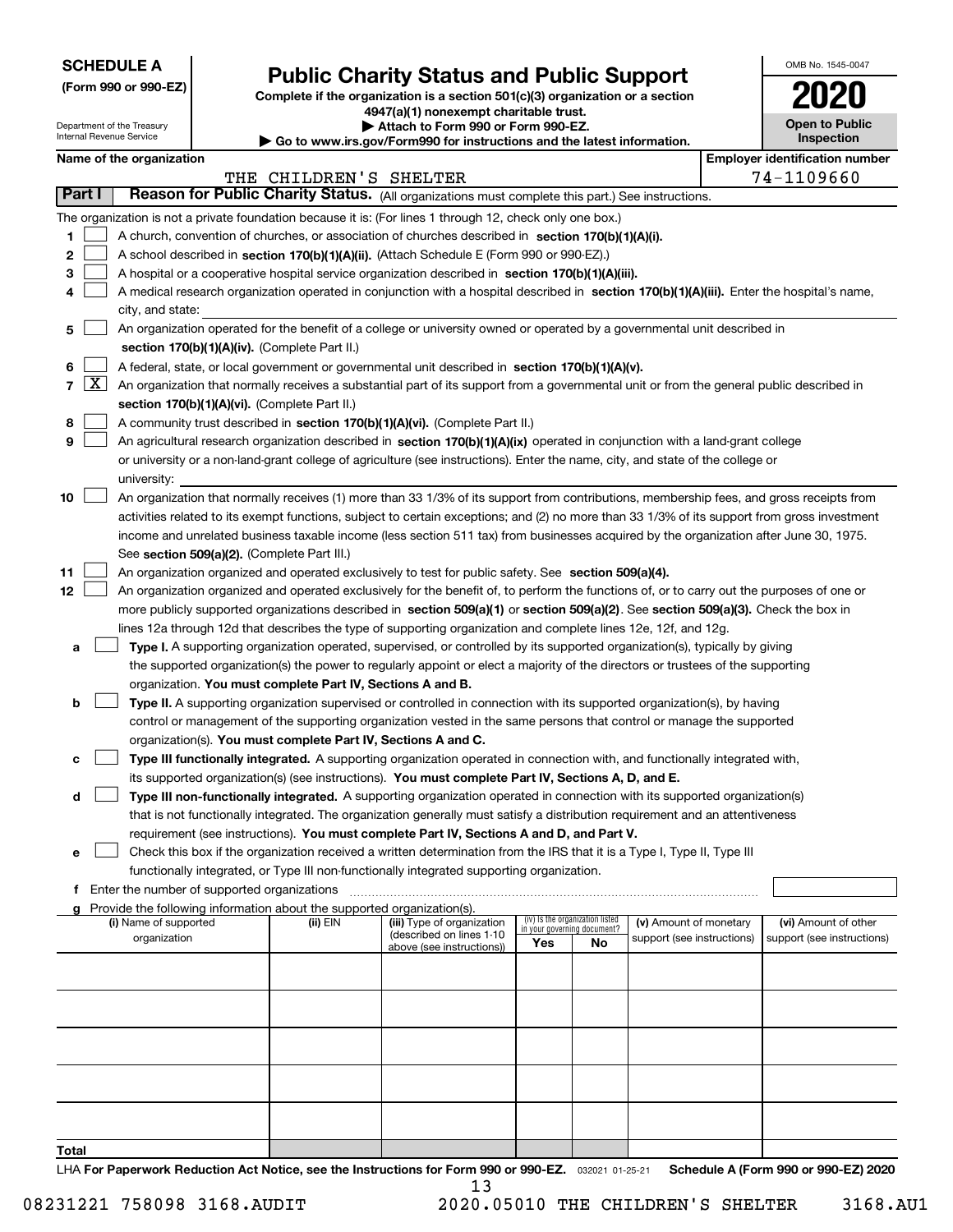**SCHEDULE A**
**(Form 990 or 990-EZ)**

Department of the Treasury
Internal Revenue Service

# Public Charity Status and Public Support

**Complete if the organization is a section 501(c)(3) organization or a section 4947(a)(1) nonexempt charitable trust.**
**▶ Attach to Form 990 or Form 990-EZ.**
**▶ Go to www.irs.gov/Form990 for instructions and the latest information.**

OMB No. 1545-0047
**2020**
**Open to Public Inspection**

**Name of the organization:** THE CHILDREN'S SHELTER
**Employer identification number:** 74-1109660

## Part I Reason for Public Charity Status. (All organizations must complete this part.) See instructions.

The organization is not a private foundation because it is: (For lines 1 through 12, check only one box.)

1. [ ] A church, convention of churches, or association of churches described in **section 170(b)(1)(A)(i).**
2. [ ] A school described in **section 170(b)(1)(A)(ii).** (Attach Schedule E (Form 990 or 990-EZ).)
3. [ ] A hospital or a cooperative hospital service organization described in **section 170(b)(1)(A)(iii).**
4. [ ] A medical research organization operated in conjunction with a hospital described in **section 170(b)(1)(A)(iii).** Enter the hospital's name, city, and state:
5. [ ] An organization operated for the benefit of a college or university owned or operated by a governmental unit described in **section 170(b)(1)(A)(iv).** (Complete Part II.)
6. [ ] A federal, state, or local government or governmental unit described in **section 170(b)(1)(A)(v).**
7. [X] An organization that normally receives a substantial part of its support from a governmental unit or from the general public described in **section 170(b)(1)(A)(vi).** (Complete Part II.)
8. [ ] A community trust described in **section 170(b)(1)(A)(vi).** (Complete Part II.)
9. [ ] An agricultural research organization described in **section 170(b)(1)(A)(ix)** operated in conjunction with a land-grant college or university or a non-land-grant college of agriculture (see instructions). Enter the name, city, and state of the college or university:
10. [ ] An organization that normally receives (1) more than 33 1/3% of its support from contributions, membership fees, and gross receipts from activities related to its exempt functions, subject to certain exceptions; and (2) no more than 33 1/3% of its support from gross investment income and unrelated business taxable income (less section 511 tax) from businesses acquired by the organization after June 30, 1975. See **section 509(a)(2).** (Complete Part III.)
11. [ ] An organization organized and operated exclusively to test for public safety. See **section 509(a)(4).**
12. [ ] An organization organized and operated exclusively for the benefit of, to perform the functions of, or to carry out the purposes of one or more publicly supported organizations described in **section 509(a)(1)** or **section 509(a)(2)**. See **section 509(a)(3).** Check the box in lines 12a through 12d that describes the type of supporting organization and complete lines 12e, 12f, and 12g.
   - **a** [ ] **Type I.** A supporting organization operated, supervised, or controlled by its supported organization(s), typically by giving the supported organization(s) the power to regularly appoint or elect a majority of the directors or trustees of the supporting organization. **You must complete Part IV, Sections A and B.**
   - **b** [ ] **Type II.** A supporting organization supervised or controlled in connection with its supported organization(s), by having control or management of the supporting organization vested in the same persons that control or manage the supported organization(s). **You must complete Part IV, Sections A and C.**
   - **c** [ ] **Type III functionally integrated.** A supporting organization operated in connection with, and functionally integrated with, its supported organization(s) (see instructions). **You must complete Part IV, Sections A, D, and E.**
   - **d** [ ] **Type III non-functionally integrated.** A supporting organization operated in connection with its supported organization(s) that is not functionally integrated. The organization generally must satisfy a distribution requirement and an attentiveness requirement (see instructions). **You must complete Part IV, Sections A and D, and Part V.**
   - **e** [ ] Check this box if the organization received a written determination from the IRS that it is a Type I, Type II, Type III functionally integrated, or Type III non-functionally integrated supporting organization.
   - **f** Enter the number of supported organizations
   - **g** Provide the following information about the supported organization(s).

| (i) Name of supported organization | (ii) EIN | (iii) Type of organization (described on lines 1-10 above (see instructions)) | (iv) Is the organization listed in your governing document? Yes | No | (v) Amount of monetary support (see instructions) | (vi) Amount of other support (see instructions) |
|---|---|---|---|---|---|---|
| | | | | | | |
| | | | | | | |
| | | | | | | |
| | | | | | | |
| | | | | | | |
| **Total** | | | | | | |

LHA **For Paperwork Reduction Act Notice, see the Instructions for Form 990 or 990-EZ.** 032021 01-25-21 **Schedule A (Form 990 or 990-EZ) 2020**

08231221 758098 3168.AUDIT 2020.05010 THE CHILDREN'S SHELTER 3168.AU1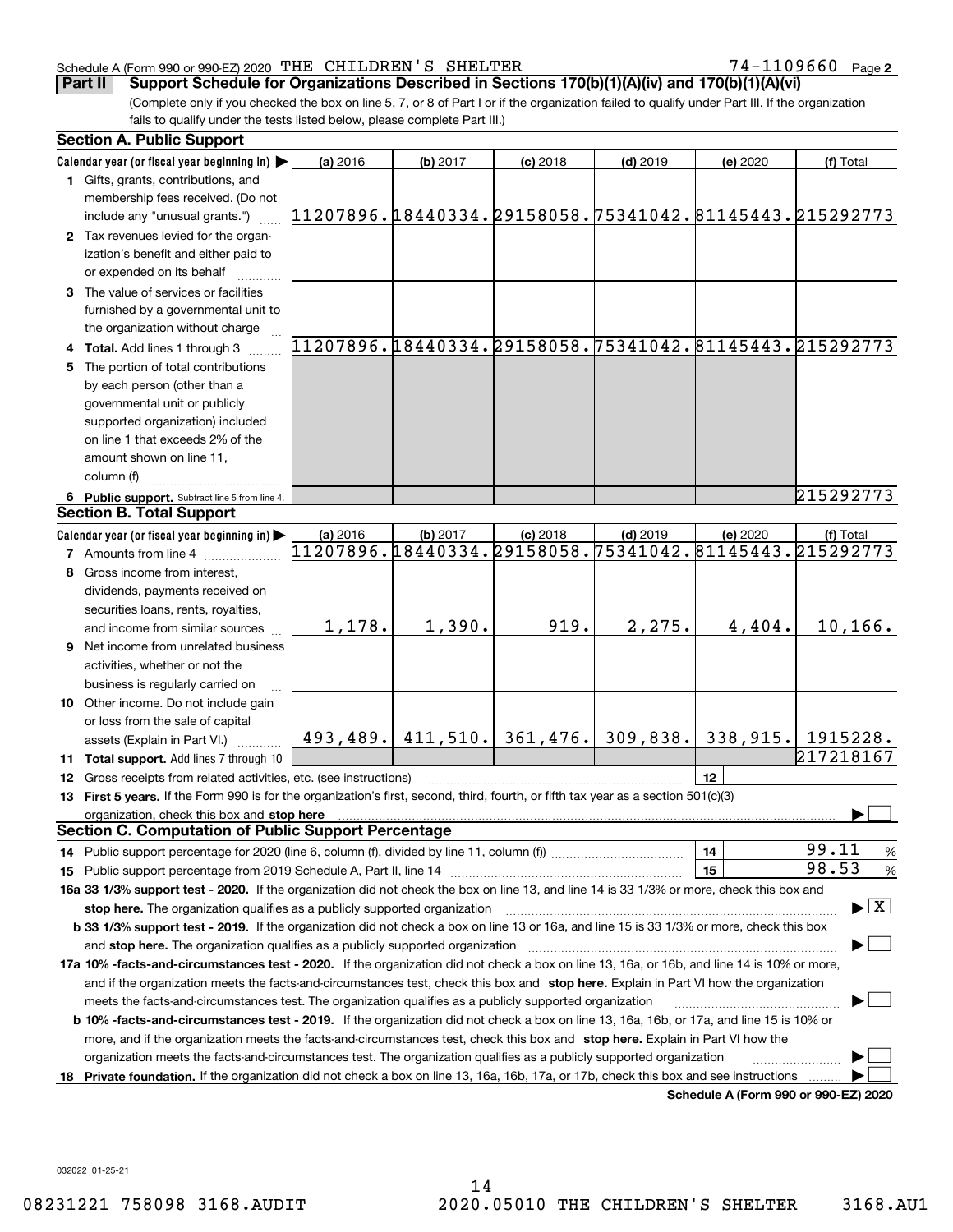Schedule A (Form 990 or 990-EZ) 2020 THE CHILDREN'S SHELTER 74-1109660 Page 2

**Part II** **Support Schedule for Organizations Described in Sections 170(b)(1)(A)(iv) and 170(b)(1)(A)(vi)**

(Complete only if you checked the box on line 5, 7, or 8 of Part I or if the organization failed to qualify under Part III. If the organization fails to qualify under the tests listed below, please complete Part III.)

**Section A. Public Support**

| Calendar year (or fiscal year beginning in) ▶ | (a) 2016 | (b) 2017 | (c) 2018 | (d) 2019 | (e) 2020 | (f) Total |
|---|---|---|---|---|---|---|
| 1 Gifts, grants, contributions, and membership fees received. (Do not include any "unusual grants.") | 11207896. | 18440334. | 29158058. | 75341042. | 81145443. | 215292773 |
| 2 Tax revenues levied for the organization's benefit and either paid to or expended on its behalf | | | | | | |
| 3 The value of services or facilities furnished by a governmental unit to the organization without charge | | | | | | |
| 4 **Total.** Add lines 1 through 3 | 11207896. | 18440334. | 29158058. | 75341042. | 81145443. | 215292773 |
| 5 The portion of total contributions by each person (other than a governmental unit or publicly supported organization) included on line 1 that exceeds 2% of the amount shown on line 11, column (f) | | | | | | |
| 6 **Public support.** Subtract line 5 from line 4. | | | | | | 215292773 |

**Section B. Total Support**

| Calendar year (or fiscal year beginning in) ▶ | (a) 2016 | (b) 2017 | (c) 2018 | (d) 2019 | (e) 2020 | (f) Total |
|---|---|---|---|---|---|---|
| 7 Amounts from line 4 | 11207896. | 18440334. | 29158058. | 75341042. | 81145443. | 215292773 |
| 8 Gross income from interest, dividends, payments received on securities loans, rents, royalties, and income from similar sources | 1,178. | 1,390. | 919. | 2,275. | 4,404. | 10,166. |
| 9 Net income from unrelated business activities, whether or not the business is regularly carried on | | | | | | |
| 10 Other income. Do not include gain or loss from the sale of capital assets (Explain in Part VI.) | 493,489. | 411,510. | 361,476. | 309,838. | 338,915. | 1915228. |
| 11 **Total support.** Add lines 7 through 10 | | | | | | 217218167 |

12 Gross receipts from related activities, etc. (see instructions) | 12 |

13 **First 5 years.** If the Form 990 is for the organization's first, second, third, fourth, or fifth tax year as a section 501(c)(3) organization, check this box and **stop here** ▶ ☐

**Section C. Computation of Public Support Percentage**

14 Public support percentage for 2020 (line 6, column (f), divided by line 11, column (f)) | 14 | 99.11 %

15 Public support percentage from 2019 Schedule A, Part II, line 14 | 15 | 98.53 %

**16a 33 1/3% support test - 2020.** If the organization did not check the box on line 13, and line 14 is 33 1/3% or more, check this box and **stop here.** The organization qualifies as a publicly supported organization ▶ ☒

**b 33 1/3% support test - 2019.** If the organization did not check a box on line 13 or 16a, and line 15 is 33 1/3% or more, check this box and **stop here.** The organization qualifies as a publicly supported organization ▶ ☐

**17a 10% -facts-and-circumstances test - 2020.** If the organization did not check a box on line 13, 16a, or 16b, and line 14 is 10% or more, and if the organization meets the facts-and-circumstances test, check this box and **stop here.** Explain in Part VI how the organization meets the facts-and-circumstances test. The organization qualifies as a publicly supported organization ▶ ☐

**b 10% -facts-and-circumstances test - 2019.** If the organization did not check a box on line 13, 16a, 16b, or 17a, and line 15 is 10% or more, and if the organization meets the facts-and-circumstances test, check this box and **stop here.** Explain in Part VI how the organization meets the facts-and-circumstances test. The organization qualifies as a publicly supported organization ▶ ☐

**18 Private foundation.** If the organization did not check a box on line 13, 16a, 16b, 17a, or 17b, check this box and see instructions ▶ ☐

**Schedule A (Form 990 or 990-EZ) 2020**

032022 01-25-21

08231221 758098 3168.AUDIT 2020.05010 THE CHILDREN'S SHELTER 3168.AU1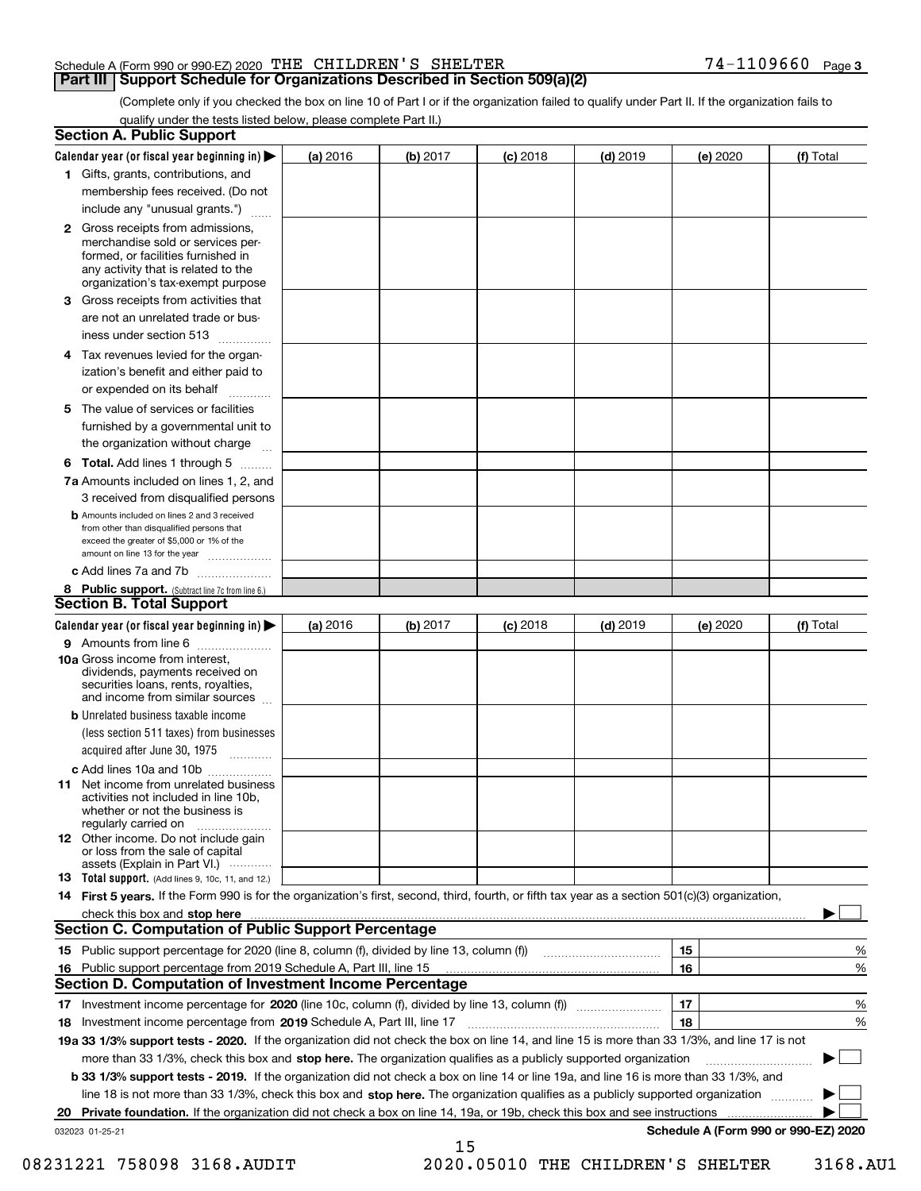Schedule A (Form 990 or 990-EZ) 2020 THE CHILDREN'S SHELTER 74-1109660 Page **3**

## Part III Support Schedule for Organizations Described in Section 509(a)(2)

(Complete only if you checked the box on line 10 of Part I or if the organization failed to qualify under Part II. If the organization fails to qualify under the tests listed below, please complete Part II.)

### Section A. Public Support

| Calendar year (or fiscal year beginning in) ▶ | (a) 2016 | (b) 2017 | (c) 2018 | (d) 2019 | (e) 2020 | (f) Total |
|---|---|---|---|---|---|---|
| **1** Gifts, grants, contributions, and membership fees received. (Do not include any "unusual grants.") | | | | | | |
| **2** Gross receipts from admissions, merchandise sold or services performed, or facilities furnished in any activity that is related to the organization's tax-exempt purpose | | | | | | |
| **3** Gross receipts from activities that are not an unrelated trade or business under section 513 | | | | | | |
| **4** Tax revenues levied for the organization's benefit and either paid to or expended on its behalf | | | | | | |
| **5** The value of services or facilities furnished by a governmental unit to the organization without charge | | | | | | |
| **6 Total.** Add lines 1 through 5 | | | | | | |
| **7a** Amounts included on lines 1, 2, and 3 received from disqualified persons | | | | | | |
| **b** Amounts included on lines 2 and 3 received from other than disqualified persons that exceed the greater of $5,000 or 1% of the amount on line 13 for the year | | | | | | |
| **c** Add lines 7a and 7b | | | | | | |
| **8 Public support.** (Subtract line 7c from line 6.) | | | | | | |

### Section B. Total Support

| Calendar year (or fiscal year beginning in) ▶ | (a) 2016 | (b) 2017 | (c) 2018 | (d) 2019 | (e) 2020 | (f) Total |
|---|---|---|---|---|---|---|
| **9** Amounts from line 6 | | | | | | |
| **10a** Gross income from interest, dividends, payments received on securities loans, rents, royalties, and income from similar sources | | | | | | |
| **b** Unrelated business taxable income (less section 511 taxes) from businesses acquired after June 30, 1975 | | | | | | |
| **c** Add lines 10a and 10b | | | | | | |
| **11** Net income from unrelated business activities not included in line 10b, whether or not the business is regularly carried on | | | | | | |
| **12** Other income. Do not include gain or loss from the sale of capital assets (Explain in Part VI.) | | | | | | |
| **13 Total support.** (Add lines 9, 10c, 11, and 12.) | | | | | | |

**14 First 5 years.** If the Form 990 is for the organization's first, second, third, fourth, or fifth tax year as a section 501(c)(3) organization, check this box and **stop here** ▶ ☐

### Section C. Computation of Public Support Percentage

| | | | |
|---|---|---|---|
| **15** Public support percentage for 2020 (line 8, column (f), divided by line 13, column (f)) | **15** | | % |
| **16** Public support percentage from 2019 Schedule A, Part III, line 15 | **16** | | % |

### Section D. Computation of Investment Income Percentage

| | | | |
|---|---|---|---|
| **17** Investment income percentage for **2020** (line 10c, column (f), divided by line 13, column (f)) | **17** | | % |
| **18** Investment income percentage from **2019** Schedule A, Part III, line 17 | **18** | | % |

**19a 33 1/3% support tests - 2020.** If the organization did not check the box on line 14, and line 15 is more than 33 1/3%, and line 17 is not more than 33 1/3%, check this box and **stop here.** The organization qualifies as a publicly supported organization ▶ ☐

**b 33 1/3% support tests - 2019.** If the organization did not check a box on line 14 or line 19a, and line 16 is more than 33 1/3%, and line 18 is not more than 33 1/3%, check this box and **stop here.** The organization qualifies as a publicly supported organization ▶ ☐

**20 Private foundation.** If the organization did not check a box on line 14, 19a, or 19b, check this box and see instructions ▶ ☐

032023 01-25-21 **Schedule A (Form 990 or 990-EZ) 2020**

08231221 758098 3168.AUDIT 2020.05010 THE CHILDREN'S SHELTER 3168.AU1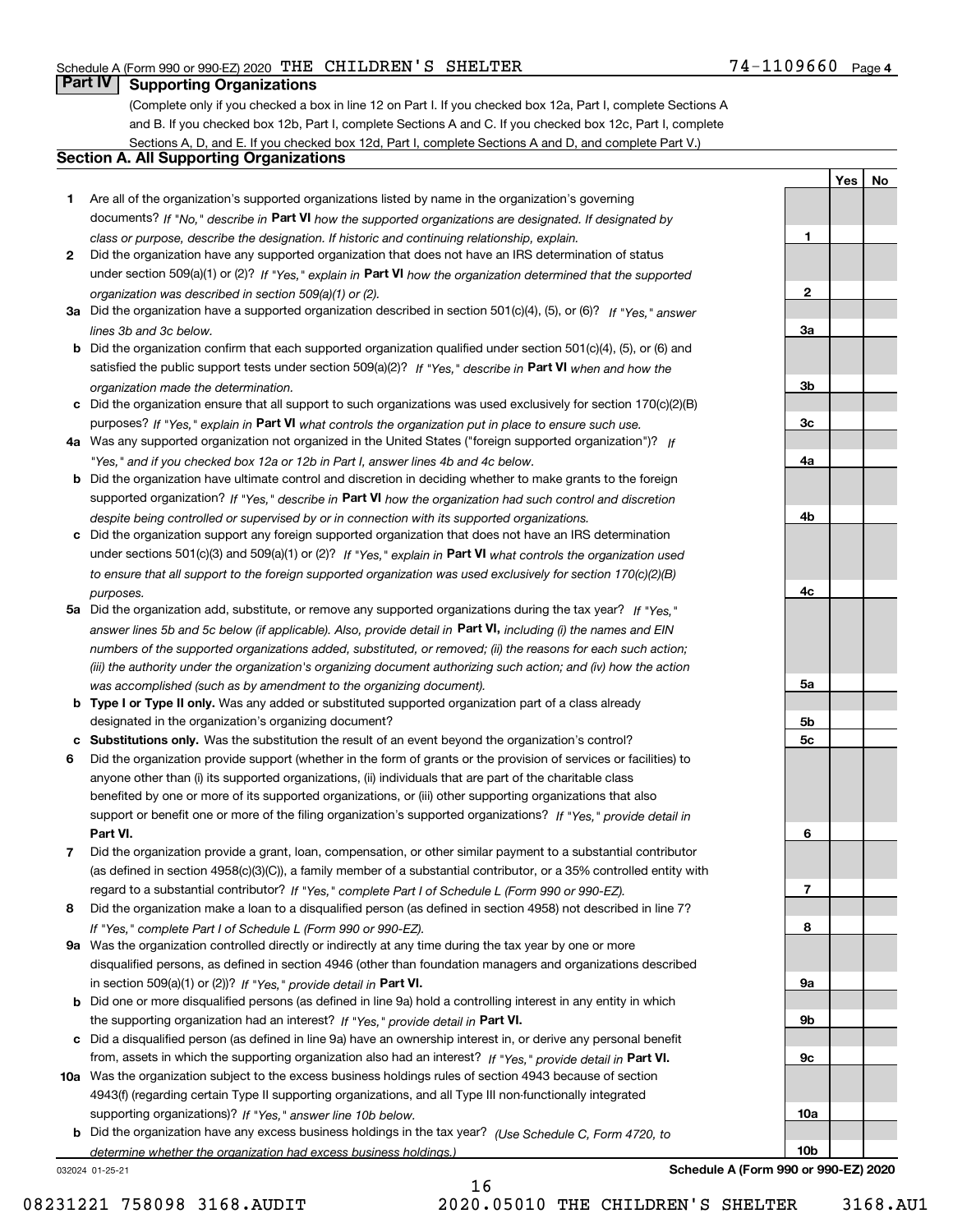Schedule A (Form 990 or 990-EZ) 2020 THE CHILDREN'S SHELTER 74-1109660 Page 4

## Part IV Supporting Organizations

(Complete only if you checked a box in line 12 on Part I. If you checked box 12a, Part I, complete Sections A and B. If you checked box 12b, Part I, complete Sections A and C. If you checked box 12c, Part I, complete Sections A, D, and E. If you checked box 12d, Part I, complete Sections A and D, and complete Part V.)

### Section A. All Supporting Organizations

| | | | Yes | No |
|---|---|---|---|---|
| **1** | Are all of the organization's supported organizations listed by name in the organization's governing documents? *If "No," describe in* **Part VI** *how the supported organizations are designated. If designated by class or purpose, describe the designation. If historic and continuing relationship, explain.* | **1** | | |
| **2** | Did the organization have any supported organization that does not have an IRS determination of status under section 509(a)(1) or (2)? *If "Yes," explain in* **Part VI** *how the organization determined that the supported organization was described in section 509(a)(1) or (2).* | **2** | | |
| **3a** | Did the organization have a supported organization described in section 501(c)(4), (5), or (6)? *If "Yes," answer lines 3b and 3c below.* | **3a** | | |
| **b** | Did the organization confirm that each supported organization qualified under section 501(c)(4), (5), or (6) and satisfied the public support tests under section 509(a)(2)? *If "Yes," describe in* **Part VI** *when and how the organization made the determination.* | **3b** | | |
| **c** | Did the organization ensure that all support to such organizations was used exclusively for section 170(c)(2)(B) purposes? *If "Yes," explain in* **Part VI** *what controls the organization put in place to ensure such use.* | **3c** | | |
| **4a** | Was any supported organization not organized in the United States ("foreign supported organization")? *If "Yes," and if you checked box 12a or 12b in Part I, answer lines 4b and 4c below.* | **4a** | | |
| **b** | Did the organization have ultimate control and discretion in deciding whether to make grants to the foreign supported organization? *If "Yes," describe in* **Part VI** *how the organization had such control and discretion despite being controlled or supervised by or in connection with its supported organizations.* | **4b** | | |
| **c** | Did the organization support any foreign supported organization that does not have an IRS determination under sections 501(c)(3) and 509(a)(1) or (2)? *If "Yes," explain in* **Part VI** *what controls the organization used to ensure that all support to the foreign supported organization was used exclusively for section 170(c)(2)(B) purposes.* | **4c** | | |
| **5a** | Did the organization add, substitute, or remove any supported organizations during the tax year? *If "Yes," answer lines 5b and 5c below (if applicable). Also, provide detail in* **Part VI,** *including (i) the names and EIN numbers of the supported organizations added, substituted, or removed; (ii) the reasons for each such action; (iii) the authority under the organization's organizing document authorizing such action; and (iv) how the action was accomplished (such as by amendment to the organizing document).* | **5a** | | |
| **b** | **Type I or Type II only.** Was any added or substituted supported organization part of a class already designated in the organization's organizing document? | **5b** | | |
| **c** | **Substitutions only.** Was the substitution the result of an event beyond the organization's control? | **5c** | | |
| **6** | Did the organization provide support (whether in the form of grants or the provision of services or facilities) to anyone other than (i) its supported organizations, (ii) individuals that are part of the charitable class benefited by one or more of its supported organizations, or (iii) other supporting organizations that also support or benefit one or more of the filing organization's supported organizations? *If "Yes," provide detail in* **Part VI.** | **6** | | |
| **7** | Did the organization provide a grant, loan, compensation, or other similar payment to a substantial contributor (as defined in section 4958(c)(3)(C)), a family member of a substantial contributor, or a 35% controlled entity with regard to a substantial contributor? *If "Yes," complete Part I of Schedule L (Form 990 or 990-EZ).* | **7** | | |
| **8** | Did the organization make a loan to a disqualified person (as defined in section 4958) not described in line 7? *If "Yes," complete Part I of Schedule L (Form 990 or 990-EZ).* | **8** | | |
| **9a** | Was the organization controlled directly or indirectly at any time during the tax year by one or more disqualified persons, as defined in section 4946 (other than foundation managers and organizations described in section 509(a)(1) or (2))? *If "Yes," provide detail in* **Part VI.** | **9a** | | |
| **b** | Did one or more disqualified persons (as defined in line 9a) hold a controlling interest in any entity in which the supporting organization had an interest? *If "Yes," provide detail in* **Part VI.** | **9b** | | |
| **c** | Did a disqualified person (as defined in line 9a) have an ownership interest in, or derive any personal benefit from, assets in which the supporting organization also had an interest? *If "Yes," provide detail in* **Part VI.** | **9c** | | |
| **10a** | Was the organization subject to the excess business holdings rules of section 4943 because of section 4943(f) (regarding certain Type II supporting organizations, and all Type III non-functionally integrated supporting organizations)? *If "Yes," answer line 10b below.* | **10a** | | |
| **b** | Did the organization have any excess business holdings in the tax year? *(Use Schedule C, Form 4720, to determine whether the organization had excess business holdings.)* | **10b** | | |

032024 01-25-21 **Schedule A (Form 990 or 990-EZ) 2020**

08231221 758098 3168.AUDIT 2020.05010 THE CHILDREN'S SHELTER 3168.AU1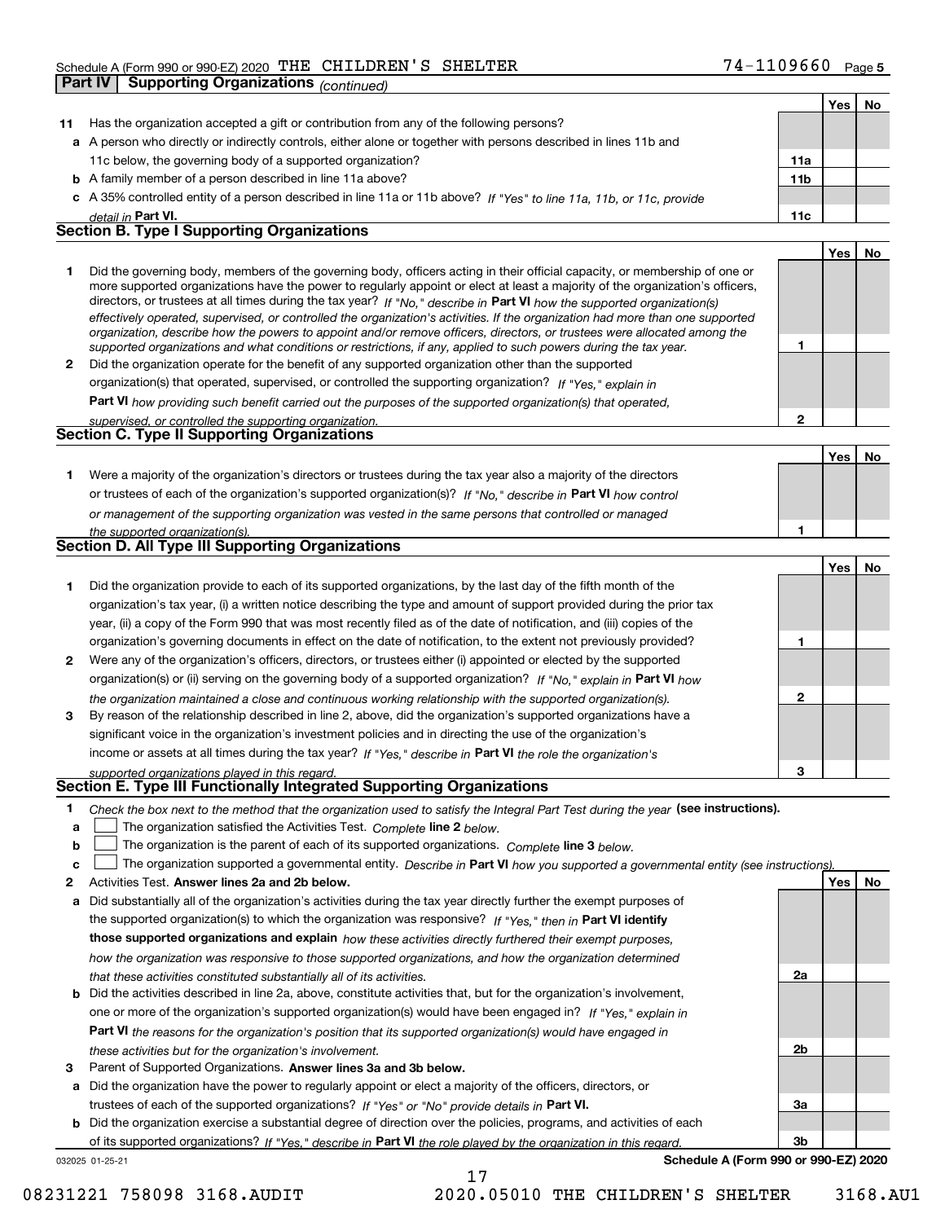Schedule A (Form 990 or 990-EZ) 2020 THE CHILDREN'S SHELTER 74-1109660 Page 5

**Part IV | Supporting Organizations** *(continued)*

| | | | Yes | No |
|---|---|---|---|---|
| **11** | Has the organization accepted a gift or contribution from any of the following persons? | | | |
| **a** | A person who directly or indirectly controls, either alone or together with persons described in lines 11b and 11c below, the governing body of a supported organization? | **11a** | | |
| **b** | A family member of a person described in line 11a above? | **11b** | | |
| **c** | A 35% controlled entity of a person described in line 11a or 11b above? *If "Yes" to line 11a, 11b, or 11c, provide detail in* **Part VI.** | **11c** | | |

### Section B. Type I Supporting Organizations

| | | | Yes | No |
|---|---|---|---|---|
| **1** | Did the governing body, members of the governing body, officers acting in their official capacity, or membership of one or more supported organizations have the power to regularly appoint or elect at least a majority of the organization's officers, directors, or trustees at all times during the tax year? *If "No," describe in* **Part VI** *how the supported organization(s) effectively operated, supervised, or controlled the organization's activities. If the organization had more than one supported organization, describe how the powers to appoint and/or remove officers, directors, or trustees were allocated among the supported organizations and what conditions or restrictions, if any, applied to such powers during the tax year.* | **1** | | |
| **2** | Did the organization operate for the benefit of any supported organization other than the supported organization(s) that operated, supervised, or controlled the supporting organization? *If "Yes," explain in* **Part VI** *how providing such benefit carried out the purposes of the supported organization(s) that operated, supervised, or controlled the supporting organization.* | **2** | | |

### Section C. Type II Supporting Organizations

| | | | Yes | No |
|---|---|---|---|---|
| **1** | Were a majority of the organization's directors or trustees during the tax year also a majority of the directors or trustees of each of the organization's supported organization(s)? *If "No," describe in* **Part VI** *how control or management of the supporting organization was vested in the same persons that controlled or managed the supported organization(s).* | **1** | | |

### Section D. All Type III Supporting Organizations

| | | | Yes | No |
|---|---|---|---|---|
| **1** | Did the organization provide to each of its supported organizations, by the last day of the fifth month of the organization's tax year, (i) a written notice describing the type and amount of support provided during the prior tax year, (ii) a copy of the Form 990 that was most recently filed as of the date of notification, and (iii) copies of the organization's governing documents in effect on the date of notification, to the extent not previously provided? | **1** | | |
| **2** | Were any of the organization's officers, directors, or trustees either (i) appointed or elected by the supported organization(s) or (ii) serving on the governing body of a supported organization? *If "No," explain in* **Part VI** *how the organization maintained a close and continuous working relationship with the supported organization(s).* | **2** | | |
| **3** | By reason of the relationship described in line 2, above, did the organization's supported organizations have a significant voice in the organization's investment policies and in directing the use of the organization's income or assets at all times during the tax year? *If "Yes," describe in* **Part VI** *the role the organization's supported organizations played in this regard.* | **3** | | |

### Section E. Type III Functionally Integrated Supporting Organizations

**1** *Check the box next to the method that the organization used to satisfy the Integral Part Test during the year* **(see instructions).**

**a** ☐ The organization satisfied the Activities Test. *Complete* **line 2** *below.*

**b** ☐ The organization is the parent of each of its supported organizations. *Complete* **line 3** *below.*

**c** ☐ The organization supported a governmental entity. *Describe in* **Part VI** *how you supported a governmental entity (see instructions).*

| | | | Yes | No |
|---|---|---|---|---|
| **2** | Activities Test. **Answer lines 2a and 2b below.** | | | |
| **a** | Did substantially all of the organization's activities during the tax year directly further the exempt purposes of the supported organization(s) to which the organization was responsive? *If "Yes," then in* **Part VI identify those supported organizations and explain** *how these activities directly furthered their exempt purposes, how the organization was responsive to those supported organizations, and how the organization determined that these activities constituted substantially all of its activities.* | **2a** | | |
| **b** | Did the activities described in line 2a, above, constitute activities that, but for the organization's involvement, one or more of the organization's supported organization(s) would have been engaged in? *If "Yes," explain in* **Part VI** *the reasons for the organization's position that its supported organization(s) would have engaged in these activities but for the organization's involvement.* | **2b** | | |
| **3** | Parent of Supported Organizations. **Answer lines 3a and 3b below.** | | | |
| **a** | Did the organization have the power to regularly appoint or elect a majority of the officers, directors, or trustees of each of the supported organizations? *If "Yes" or "No" provide details in* **Part VI.** | **3a** | | |
| **b** | Did the organization exercise a substantial degree of direction over the policies, programs, and activities of each of its supported organizations? *If "Yes," describe in* **Part VI** *the role played by the organization in this regard.* | **3b** | | |

032025 01-25-21 **Schedule A (Form 990 or 990-EZ) 2020**

08231221 758098 3168.AUDIT 2020.05010 THE CHILDREN'S SHELTER 3168.AU1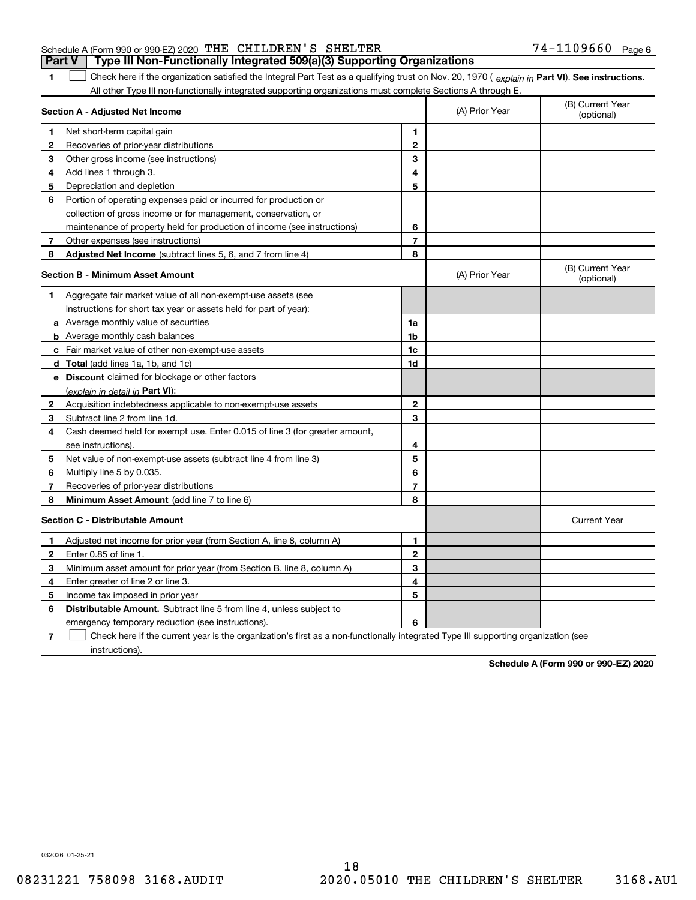Schedule A (Form 990 or 990-EZ) 2020 THE CHILDREN'S SHELTER 74-1109660 Page 6

**Part V | Type III Non-Functionally Integrated 509(a)(3) Supporting Organizations**

**1** ☐ Check here if the organization satisfied the Integral Part Test as a qualifying trust on Nov. 20, 1970 ( *explain in* **Part VI**). **See instructions.** All other Type III non-functionally integrated supporting organizations must complete Sections A through E.

| **Section A - Adjusted Net Income** | | (A) Prior Year | (B) Current Year (optional) |
|---|---|---|---|
| **1** Net short-term capital gain | **1** | | |
| **2** Recoveries of prior-year distributions | **2** | | |
| **3** Other gross income (see instructions) | **3** | | |
| **4** Add lines 1 through 3. | **4** | | |
| **5** Depreciation and depletion | **5** | | |
| **6** Portion of operating expenses paid or incurred for production or collection of gross income or for management, conservation, or maintenance of property held for production of income (see instructions) | **6** | | |
| **7** Other expenses (see instructions) | **7** | | |
| **8** **Adjusted Net Income** (subtract lines 5, 6, and 7 from line 4) | **8** | | |

| **Section B - Minimum Asset Amount** | | (A) Prior Year | (B) Current Year (optional) |
|---|---|---|---|
| **1** Aggregate fair market value of all non-exempt-use assets (see instructions for short tax year or assets held for part of year): | | | |
| **a** Average monthly value of securities | **1a** | | |
| **b** Average monthly cash balances | **1b** | | |
| **c** Fair market value of other non-exempt-use assets | **1c** | | |
| **d** **Total** (add lines 1a, 1b, and 1c) | **1d** | | |
| **e** **Discount** claimed for blockage or other factors (*explain in detail in* **Part VI**): | | | |
| **2** Acquisition indebtedness applicable to non-exempt-use assets | **2** | | |
| **3** Subtract line 2 from line 1d. | **3** | | |
| **4** Cash deemed held for exempt use. Enter 0.015 of line 3 (for greater amount, see instructions). | **4** | | |
| **5** Net value of non-exempt-use assets (subtract line 4 from line 3) | **5** | | |
| **6** Multiply line 5 by 0.035. | **6** | | |
| **7** Recoveries of prior-year distributions | **7** | | |
| **8** **Minimum Asset Amount** (add line 7 to line 6) | **8** | | |

| **Section C - Distributable Amount** | | | Current Year |
|---|---|---|---|
| **1** Adjusted net income for prior year (from Section A, line 8, column A) | **1** | | |
| **2** Enter 0.85 of line 1. | **2** | | |
| **3** Minimum asset amount for prior year (from Section B, line 8, column A) | **3** | | |
| **4** Enter greater of line 2 or line 3. | **4** | | |
| **5** Income tax imposed in prior year | **5** | | |
| **6** **Distributable Amount.** Subtract line 5 from line 4, unless subject to emergency temporary reduction (see instructions). | **6** | | |

**7** ☐ Check here if the current year is the organization's first as a non-functionally integrated Type III supporting organization (see instructions).

**Schedule A (Form 990 or 990-EZ) 2020**

032026 01-25-21

08231221 758098 3168.AUDIT 2020.05010 THE CHILDREN'S SHELTER 3168.AU1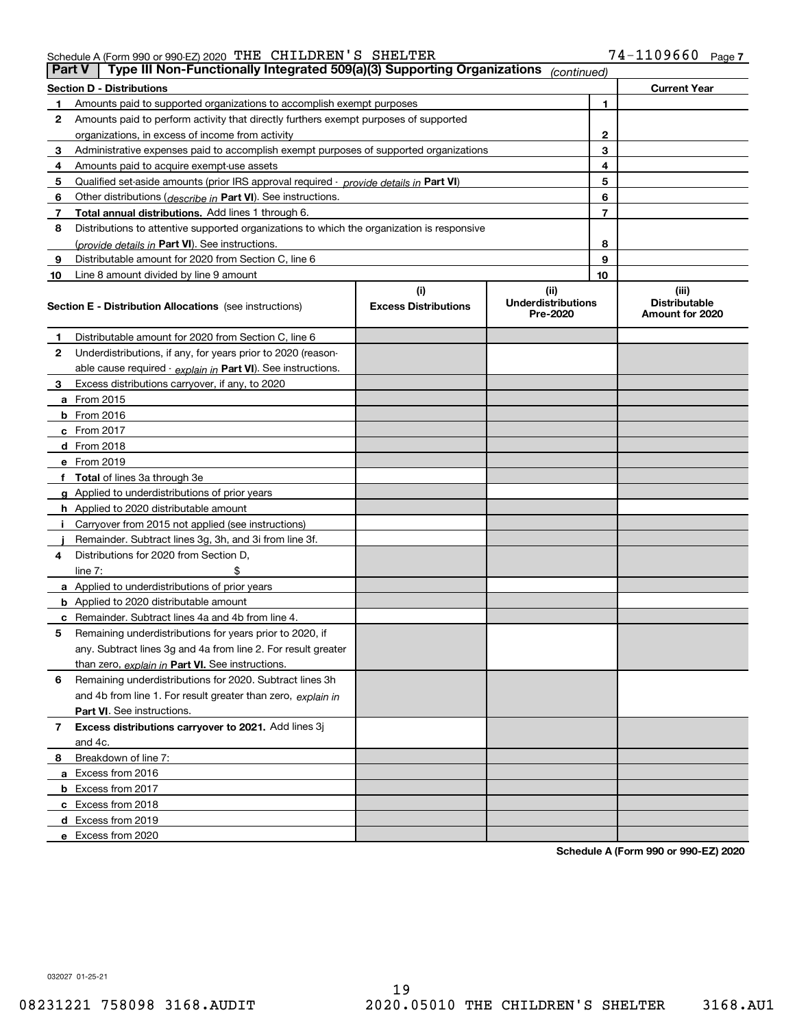Schedule A (Form 990 or 990-EZ) 2020 THE CHILDREN'S SHELTER 74-1109660 Page 7

## Part V Type III Non-Functionally Integrated 509(a)(3) Supporting Organizations *(continued)*

| Section D - Distributions | | Current Year |
|---|---|---|
| **1** Amounts paid to supported organizations to accomplish exempt purposes | 1 | |
| **2** Amounts paid to perform activity that directly furthers exempt purposes of supported organizations, in excess of income from activity | 2 | |
| **3** Administrative expenses paid to accomplish exempt purposes of supported organizations | 3 | |
| **4** Amounts paid to acquire exempt-use assets | 4 | |
| **5** Qualified set-aside amounts (prior IRS approval required - *provide details in* **Part VI**) | 5 | |
| **6** Other distributions (*describe in* **Part VI**). See instructions. | 6 | |
| **7** **Total annual distributions.** Add lines 1 through 6. | 7 | |
| **8** Distributions to attentive supported organizations to which the organization is responsive (*provide details in* **Part VI**). See instructions. | 8 | |
| **9** Distributable amount for 2020 from Section C, line 6 | 9 | |
| **10** Line 8 amount divided by line 9 amount | 10 | |

| **Section E - Distribution Allocations** (see instructions) | (i) Excess Distributions | (ii) Underdistributions Pre-2020 | (iii) Distributable Amount for 2020 |
|---|---|---|---|
| **1** Distributable amount for 2020 from Section C, line 6 | | | |
| **2** Underdistributions, if any, for years prior to 2020 (reasonable cause required - *explain in* **Part VI**). See instructions. | | | |
| **3** Excess distributions carryover, if any, to 2020 | | | |
| **a** From 2015 | | | |
| **b** From 2016 | | | |
| **c** From 2017 | | | |
| **d** From 2018 | | | |
| **e** From 2019 | | | |
| **f** **Total** of lines 3a through 3e | | | |
| **g** Applied to underdistributions of prior years | | | |
| **h** Applied to 2020 distributable amount | | | |
| **i** Carryover from 2015 not applied (see instructions) | | | |
| **j** Remainder. Subtract lines 3g, 3h, and 3i from line 3f. | | | |
| **4** Distributions for 2020 from Section D, line 7: $ | | | |
| **a** Applied to underdistributions of prior years | | | |
| **b** Applied to 2020 distributable amount | | | |
| **c** Remainder. Subtract lines 4a and 4b from line 4. | | | |
| **5** Remaining underdistributions for years prior to 2020, if any. Subtract lines 3g and 4a from line 2. For result greater than zero, *explain in* **Part VI.** See instructions. | | | |
| **6** Remaining underdistributions for 2020. Subtract lines 3h and 4b from line 1. For result greater than zero, *explain in* **Part VI**. See instructions. | | | |
| **7** **Excess distributions carryover to 2021.** Add lines 3j and 4c. | | | |
| **8** Breakdown of line 7: | | | |
| **a** Excess from 2016 | | | |
| **b** Excess from 2017 | | | |
| **c** Excess from 2018 | | | |
| **d** Excess from 2019 | | | |
| **e** Excess from 2020 | | | |

**Schedule A (Form 990 or 990-EZ) 2020**

032027 01-25-21

08231221 758098 3168.AUDIT 2020.05010 THE CHILDREN'S SHELTER 3168.AU1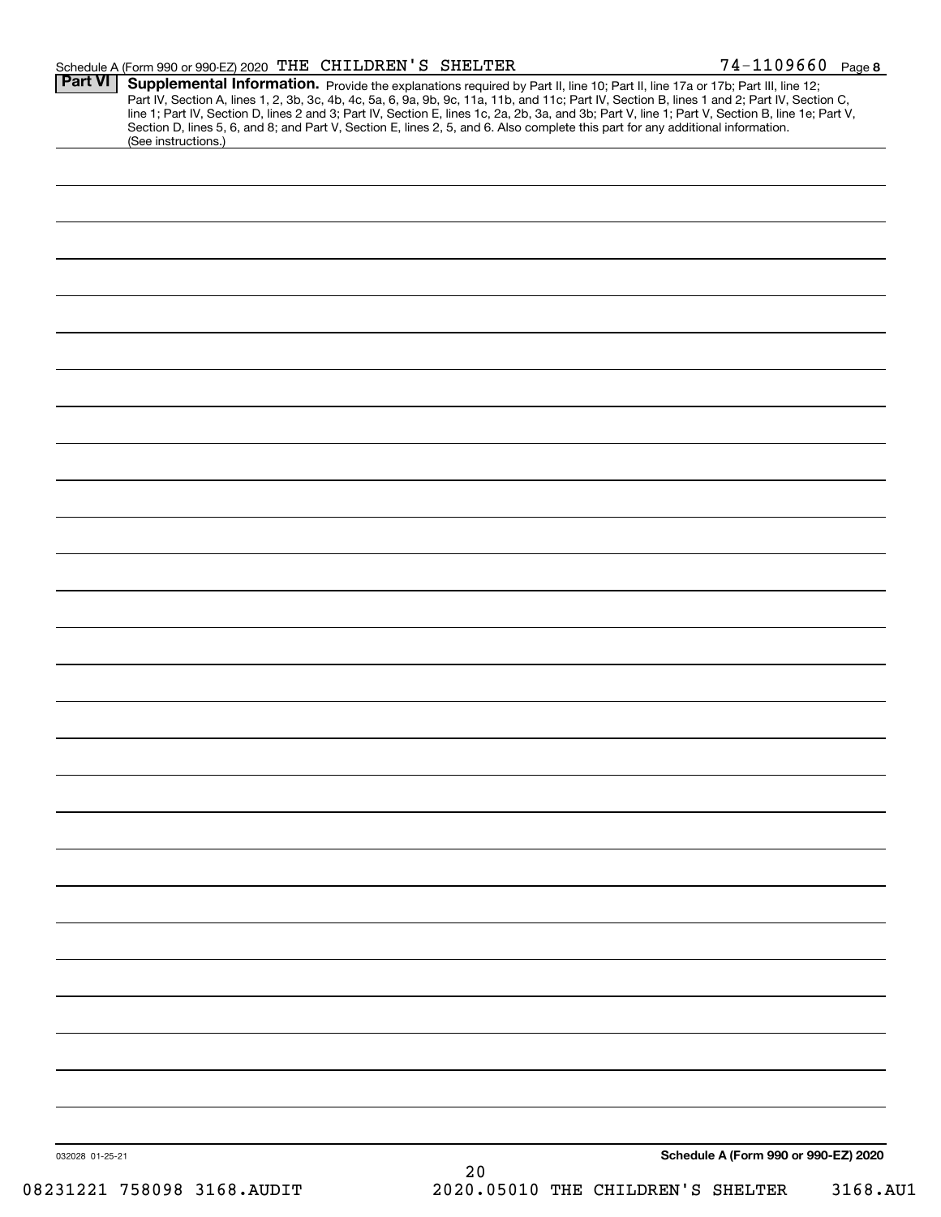Schedule A (Form 990 or 990-EZ) 2020 THE CHILDREN'S SHELTER 74-1109660 Page 8

**Part VI** **Supplemental Information.** Provide the explanations required by Part II, line 10; Part II, line 17a or 17b; Part III, line 12; Part IV, Section A, lines 1, 2, 3b, 3c, 4b, 4c, 5a, 6, 9a, 9b, 9c, 11a, 11b, and 11c; Part IV, Section B, lines 1 and 2; Part IV, Section C, line 1; Part IV, Section D, lines 2 and 3; Part IV, Section E, lines 1c, 2a, 2b, 3a, and 3b; Part V, line 1; Part V, Section B, line 1e; Part V, Section D, lines 5, 6, and 8; and Part V, Section E, lines 2, 5, and 6. Also complete this part for any additional information. (See instructions.)

032028 01-25-21

**Schedule A (Form 990 or 990-EZ) 2020**

08231221 758098 3168.AUDIT 2020.05010 THE CHILDREN'S SHELTER 3168.AU1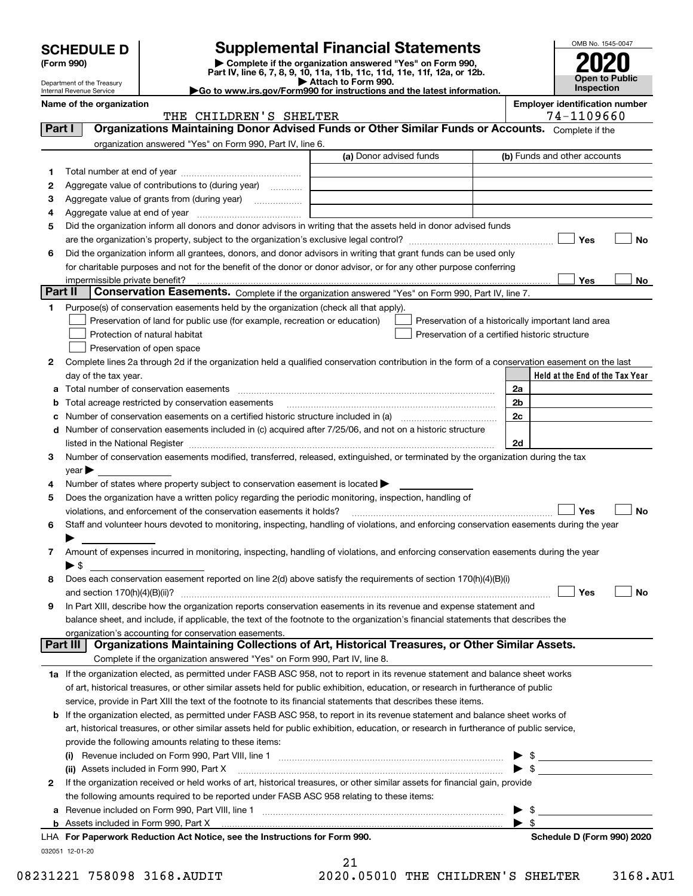# SCHEDULE D (Form 990)

Department of the Treasury
Internal Revenue Service

## Supplemental Financial Statements

▶ Complete if the organization answered "Yes" on Form 990, Part IV, line 6, 7, 8, 9, 10, 11a, 11b, 11c, 11d, 11e, 11f, 12a, or 12b.
▶ Attach to Form 990.
▶Go to www.irs.gov/Form990 for instructions and the latest information.

OMB No. 1545-0047

**2020**

**Open to Public Inspection**

**Name of the organization:** THE CHILDREN'S SHELTER

**Employer identification number:** 74-1109660

## Part I — Organizations Maintaining Donor Advised Funds or Other Similar Funds or Accounts.
Complete if the organization answered "Yes" on Form 990, Part IV, line 6.

| | | (a) Donor advised funds | (b) Funds and other accounts |
|---|---|---|---|
| 1 | Total number at end of year | | |
| 2 | Aggregate value of contributions to (during year) | | |
| 3 | Aggregate value of grants from (during year) | | |
| 4 | Aggregate value at end of year | | |

5 Did the organization inform all donors and donor advisors in writing that the assets held in donor advised funds are the organization's property, subject to the organization's exclusive legal control? ☐ Yes ☐ No

6 Did the organization inform all grantees, donors, and donor advisors in writing that grant funds can be used only for charitable purposes and not for the benefit of the donor or donor advisor, or for any other purpose conferring impermissible private benefit? ☐ Yes ☐ No

## Part II — Conservation Easements.
Complete if the organization answered "Yes" on Form 990, Part IV, line 7.

1 Purpose(s) of conservation easements held by the organization (check all that apply).

- ☐ Preservation of land for public use (for example, recreation or education)
- ☐ Preservation of a historically important land area
- ☐ Protection of natural habitat
- ☐ Preservation of a certified historic structure
- ☐ Preservation of open space

2 Complete lines 2a through 2d if the organization held a qualified conservation contribution in the form of a conservation easement on the last day of the tax year.

| | | | Held at the End of the Tax Year |
|---|---|---|---|
| a | Total number of conservation easements | 2a | |
| b | Total acreage restricted by conservation easements | 2b | |
| c | Number of conservation easements on a certified historic structure included in (a) | 2c | |
| d | Number of conservation easements included in (c) acquired after 7/25/06, and not on a historic structure listed in the National Register | 2d | |

3 Number of conservation easements modified, transferred, released, extinguished, or terminated by the organization during the tax year ▶

4 Number of states where property subject to conservation easement is located ▶

5 Does the organization have a written policy regarding the periodic monitoring, inspection, handling of violations, and enforcement of the conservation easements it holds? ☐ Yes ☐ No

6 Staff and volunteer hours devoted to monitoring, inspecting, handling of violations, and enforcing conservation easements during the year ▶

7 Amount of expenses incurred in monitoring, inspecting, handling of violations, and enforcing conservation easements during the year ▶ $

8 Does each conservation easement reported on line 2(d) above satisfy the requirements of section 170(h)(4)(B)(i) and section 170(h)(4)(B)(ii)? ☐ Yes ☐ No

9 In Part XIII, describe how the organization reports conservation easements in its revenue and expense statement and balance sheet, and include, if applicable, the text of the footnote to the organization's financial statements that describes the organization's accounting for conservation easements.

## Part III — Organizations Maintaining Collections of Art, Historical Treasures, or Other Similar Assets.
Complete if the organization answered "Yes" on Form 990, Part IV, line 8.

1a If the organization elected, as permitted under FASB ASC 958, not to report in its revenue statement and balance sheet works of art, historical treasures, or other similar assets held for public exhibition, education, or research in furtherance of public service, provide in Part XIII the text of the footnote to its financial statements that describes these items.

b If the organization elected, as permitted under FASB ASC 958, to report in its revenue statement and balance sheet works of art, historical treasures, or other similar assets held for public exhibition, education, or research in furtherance of public service, provide the following amounts relating to these items:

(i) Revenue included on Form 990, Part VIII, line 1 ▶ $

(ii) Assets included in Form 990, Part X ▶ $

2 If the organization received or held works of art, historical treasures, or other similar assets for financial gain, provide the following amounts required to be reported under FASB ASC 958 relating to these items:

a Revenue included on Form 990, Part VIII, line 1 ▶ $

b Assets included in Form 990, Part X ▶ $

LHA For Paperwork Reduction Act Notice, see the Instructions for Form 990. Schedule D (Form 990) 2020

032051 12-01-20

08231221 758098 3168.AUDIT 2020.05010 THE CHILDREN'S SHELTER 3168.AU1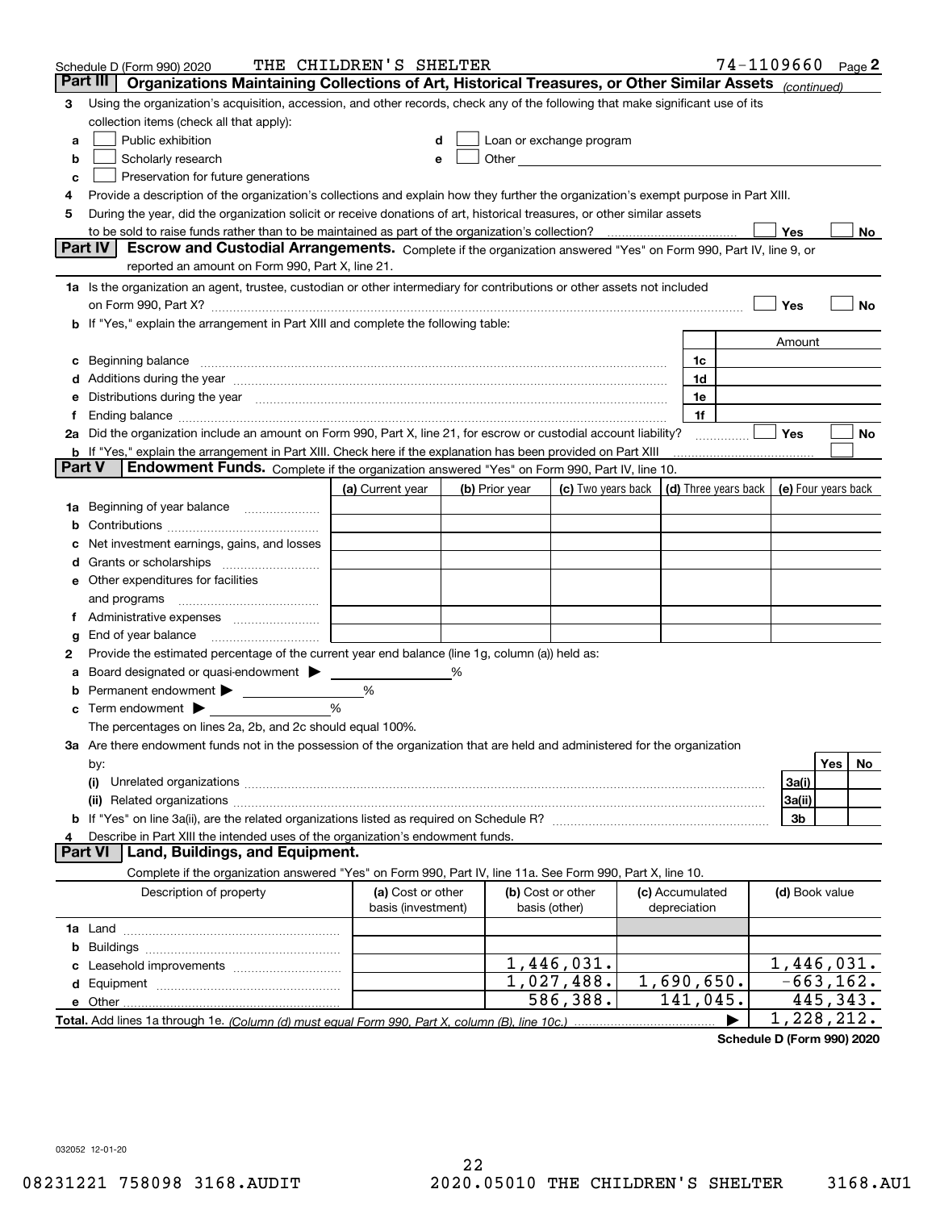Schedule D (Form 990) 2020 THE CHILDREN'S SHELTER 74-1109660 Page 2

## Part III Organizations Maintaining Collections of Art, Historical Treasures, or Other Similar Assets *(continued)*

**3** Using the organization's acquisition, accession, and other records, check any of the following that make significant use of its collection items (check all that apply):

- **a** ☐ Public exhibition
- **b** ☐ Scholarly research
- **c** ☐ Preservation for future generations
- **d** ☐ Loan or exchange program
- **e** ☐ Other

**4** Provide a description of the organization's collections and explain how they further the organization's exempt purpose in Part XIII.

**5** During the year, did the organization solicit or receive donations of art, historical treasures, or other similar assets to be sold to raise funds rather than to be maintained as part of the organization's collection? ☐ Yes ☐ No

## Part IV Escrow and Custodial Arrangements.

Complete if the organization answered "Yes" on Form 990, Part IV, line 9, or reported an amount on Form 990, Part X, line 21.

**1a** Is the organization an agent, trustee, custodian or other intermediary for contributions or other assets not included on Form 990, Part X? ☐ Yes ☐ No

**b** If "Yes," explain the arrangement in Part XIII and complete the following table:

| | | Amount |
|---|---|---|
| **c** Beginning balance | 1c | |
| **d** Additions during the year | 1d | |
| **e** Distributions during the year | 1e | |
| **f** Ending balance | 1f | |

**2a** Did the organization include an amount on Form 990, Part X, line 21, for escrow or custodial account liability? ☐ Yes ☐ No

**b** If "Yes," explain the arrangement in Part XIII. Check here if the explanation has been provided on Part XIII ☐

## Part V Endowment Funds.

Complete if the organization answered "Yes" on Form 990, Part IV, line 10.

| | (a) Current year | (b) Prior year | (c) Two years back | (d) Three years back | (e) Four years back |
|---|---|---|---|---|---|
| **1a** Beginning of year balance | | | | | |
| **b** Contributions | | | | | |
| **c** Net investment earnings, gains, and losses | | | | | |
| **d** Grants or scholarships | | | | | |
| **e** Other expenditures for facilities and programs | | | | | |
| **f** Administrative expenses | | | | | |
| **g** End of year balance | | | | | |

**2** Provide the estimated percentage of the current year end balance (line 1g, column (a)) held as:

- **a** Board designated or quasi-endowment ▶ ______ %
- **b** Permanent endowment ▶ ______ %
- **c** Term endowment ▶ ______ %

The percentages on lines 2a, 2b, and 2c should equal 100%.

**3a** Are there endowment funds not in the possession of the organization that are held and administered for the organization by:

| | | Yes | No |
|---|---|---|---|
| **(i)** Unrelated organizations | 3a(i) | | |
| **(ii)** Related organizations | 3a(ii) | | |
| **b** If "Yes" on line 3a(ii), are the related organizations listed as required on Schedule R? | 3b | | |

**4** Describe in Part XIII the intended uses of the organization's endowment funds.

## Part VI Land, Buildings, and Equipment.

Complete if the organization answered "Yes" on Form 990, Part IV, line 11a. See Form 990, Part X, line 10.

| Description of property | (a) Cost or other basis (investment) | (b) Cost or other basis (other) | (c) Accumulated depreciation | (d) Book value |
|---|---|---|---|---|
| **1a** Land | | | | |
| **b** Buildings | | | | |
| **c** Leasehold improvements | | 1,446,031. | | 1,446,031. |
| **d** Equipment | | 1,027,488. | 1,690,650. | -663,162. |
| **e** Other | | 586,388. | 141,045. | 445,343. |
| **Total.** Add lines 1a through 1e. *(Column (d) must equal Form 990, Part X, column (B), line 10c.)* ▶ | | | | 1,228,212. |

**Schedule D (Form 990) 2020**

032052 12-01-20

08231221 758098 3168.AUDIT 2020.05010 THE CHILDREN'S SHELTER 3168.AU1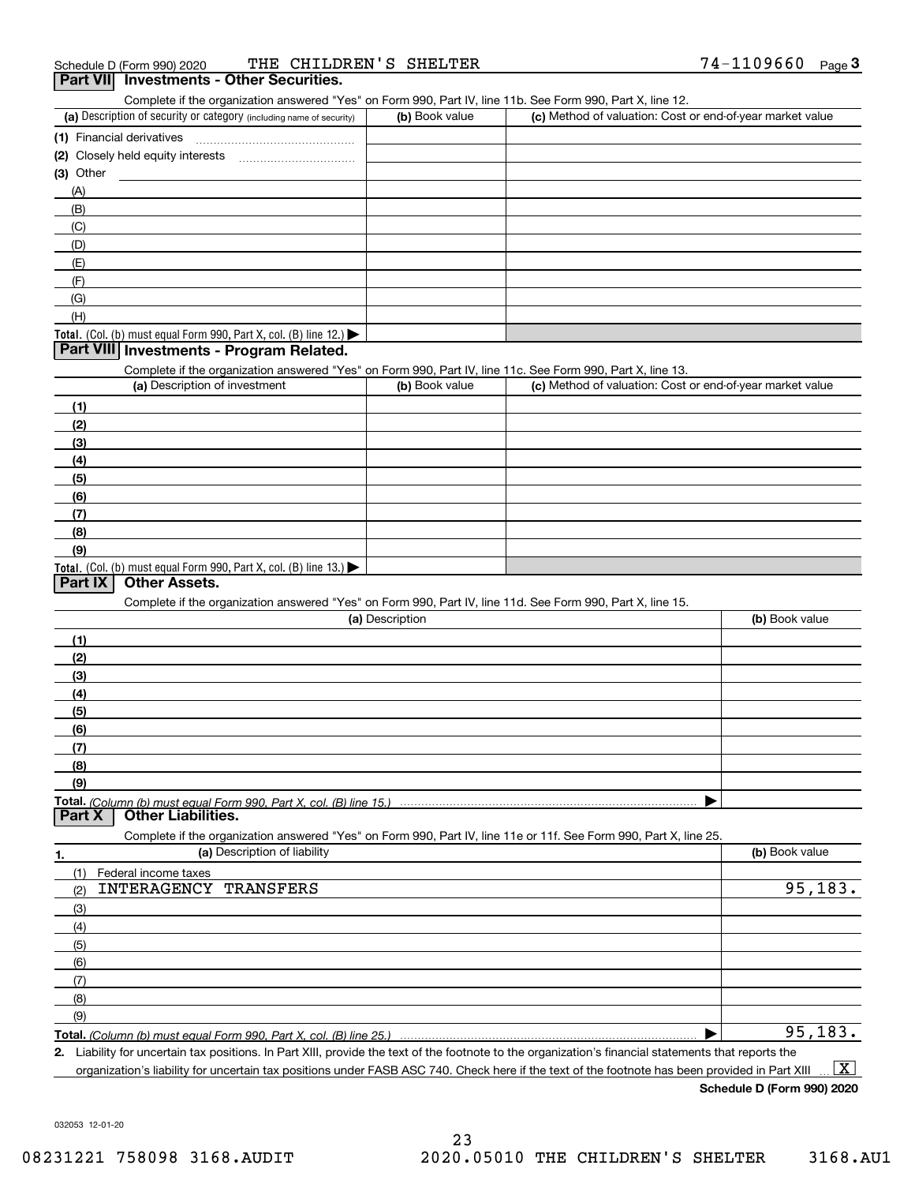Schedule D (Form 990) 2020 THE CHILDREN'S SHELTER 74-1109660 Page 3

## Part VII Investments - Other Securities.

Complete if the organization answered "Yes" on Form 990, Part IV, line 11b. See Form 990, Part X, line 12.

| (a) Description of security or category (including name of security) | (b) Book value | (c) Method of valuation: Cost or end-of-year market value |
|---|---|---|
| (1) Financial derivatives | | |
| (2) Closely held equity interests | | |
| (3) Other | | |
| (A) | | |
| (B) | | |
| (C) | | |
| (D) | | |
| (E) | | |
| (F) | | |
| (G) | | |
| (H) | | |
| **Total.** (Col. (b) must equal Form 990, Part X, col. (B) line 12.) ▶ | | |

## Part VIII Investments - Program Related.

Complete if the organization answered "Yes" on Form 990, Part IV, line 11c. See Form 990, Part X, line 13.

| (a) Description of investment | (b) Book value | (c) Method of valuation: Cost or end-of-year market value |
|---|---|---|
| (1) | | |
| (2) | | |
| (3) | | |
| (4) | | |
| (5) | | |
| (6) | | |
| (7) | | |
| (8) | | |
| (9) | | |
| **Total.** (Col. (b) must equal Form 990, Part X, col. (B) line 13.) ▶ | | |

## Part IX Other Assets.

Complete if the organization answered "Yes" on Form 990, Part IV, line 11d. See Form 990, Part X, line 15.

| (a) Description | (b) Book value |
|---|---|
| (1) | |
| (2) | |
| (3) | |
| (4) | |
| (5) | |
| (6) | |
| (7) | |
| (8) | |
| (9) | |
| **Total.** *(Column (b) must equal Form 990, Part X, col. (B) line 15.)* ▶ | |

## Part X Other Liabilities.

Complete if the organization answered "Yes" on Form 990, Part IV, line 11e or 11f. See Form 990, Part X, line 25.

| 1. (a) Description of liability | (b) Book value |
|---|---|
| (1) Federal income taxes | |
| (2) INTERAGENCY TRANSFERS | 95,183. |
| (3) | |
| (4) | |
| (5) | |
| (6) | |
| (7) | |
| (8) | |
| (9) | |
| **Total.** *(Column (b) must equal Form 990, Part X, col. (B) line 25.)* ▶ | 95,183. |

**2.** Liability for uncertain tax positions. In Part XIII, provide the text of the footnote to the organization's financial statements that reports the organization's liability for uncertain tax positions under FASB ASC 740. Check here if the text of the footnote has been provided in Part XIII ... [X]

**Schedule D (Form 990) 2020**

032053 12-01-20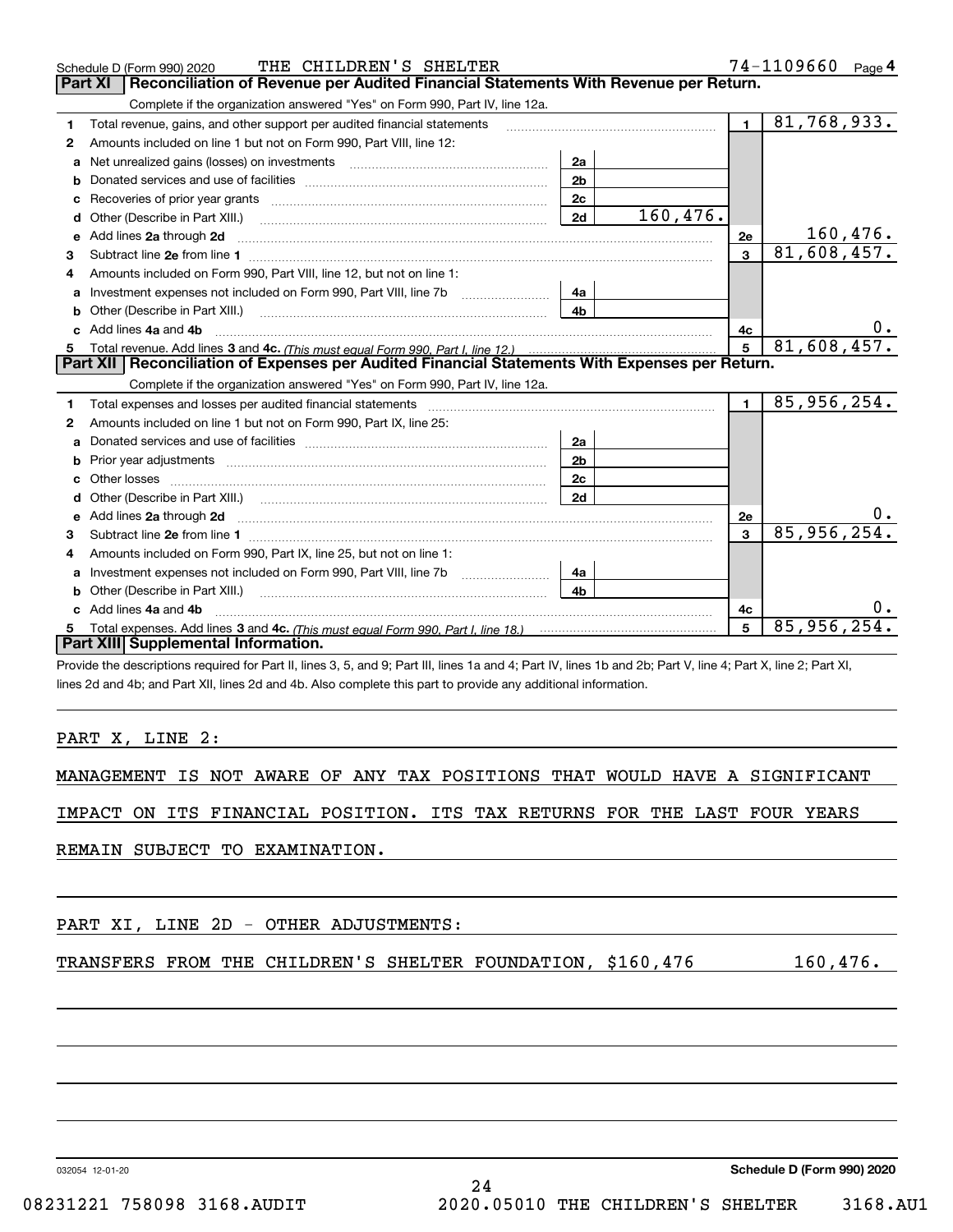Schedule D (Form 990) 2020 THE CHILDREN'S SHELTER 74-1109660 Page 4

## Part XI Reconciliation of Revenue per Audited Financial Statements With Revenue per Return.

Complete if the organization answered "Yes" on Form 990, Part IV, line 12a.

| | | | | | |
|---|---|---|---|---|---|
| 1 | Total revenue, gains, and other support per audited financial statements | | | 1 | 81,768,933. |
| 2 | Amounts included on line 1 but not on Form 990, Part VIII, line 12: | | | | |
| a | Net unrealized gains (losses) on investments | 2a | | | |
| b | Donated services and use of facilities | 2b | | | |
| c | Recoveries of prior year grants | 2c | | | |
| d | Other (Describe in Part XIII.) | 2d | 160,476. | | |
| e | Add lines 2a through 2d | | | 2e | 160,476. |
| 3 | Subtract line 2e from line 1 | | | 3 | 81,608,457. |
| 4 | Amounts included on Form 990, Part VIII, line 12, but not on line 1: | | | | |
| a | Investment expenses not included on Form 990, Part VIII, line 7b | 4a | | | |
| b | Other (Describe in Part XIII.) | 4b | | | |
| c | Add lines 4a and 4b | | | 4c | 0. |
| 5 | Total revenue. Add lines 3 and 4c. *(This must equal Form 990, Part I, line 12.)* | | | 5 | 81,608,457. |

## Part XII Reconciliation of Expenses per Audited Financial Statements With Expenses per Return.

Complete if the organization answered "Yes" on Form 990, Part IV, line 12a.

| | | | | | |
|---|---|---|---|---|---|
| 1 | Total expenses and losses per audited financial statements | | | 1 | 85,956,254. |
| 2 | Amounts included on line 1 but not on Form 990, Part IX, line 25: | | | | |
| a | Donated services and use of facilities | 2a | | | |
| b | Prior year adjustments | 2b | | | |
| c | Other losses | 2c | | | |
| d | Other (Describe in Part XIII.) | 2d | | | |
| e | Add lines 2a through 2d | | | 2e | 0. |
| 3 | Subtract line 2e from line 1 | | | 3 | 85,956,254. |
| 4 | Amounts included on Form 990, Part IX, line 25, but not on line 1: | | | | |
| a | Investment expenses not included on Form 990, Part VIII, line 7b | 4a | | | |
| b | Other (Describe in Part XIII.) | 4b | | | |
| c | Add lines 4a and 4b | | | 4c | 0. |
| 5 | Total expenses. Add lines 3 and 4c. *(This must equal Form 990, Part I, line 18.)* | | | 5 | 85,956,254. |

## Part XIII Supplemental Information.

Provide the descriptions required for Part II, lines 3, 5, and 9; Part III, lines 1a and 4; Part IV, lines 1b and 2b; Part V, line 4; Part X, line 2; Part XI, lines 2d and 4b; and Part XII, lines 2d and 4b. Also complete this part to provide any additional information.

PART X, LINE 2:

MANAGEMENT IS NOT AWARE OF ANY TAX POSITIONS THAT WOULD HAVE A SIGNIFICANT IMPACT ON ITS FINANCIAL POSITION. ITS TAX RETURNS FOR THE LAST FOUR YEARS REMAIN SUBJECT TO EXAMINATION.

PART XI, LINE 2D - OTHER ADJUSTMENTS:

TRANSFERS FROM THE CHILDREN'S SHELTER FOUNDATION, $160,476 &nbsp;&nbsp;&nbsp; 160,476.

032054 12-01-20 &nbsp;&nbsp;&nbsp; Schedule D (Form 990) 2020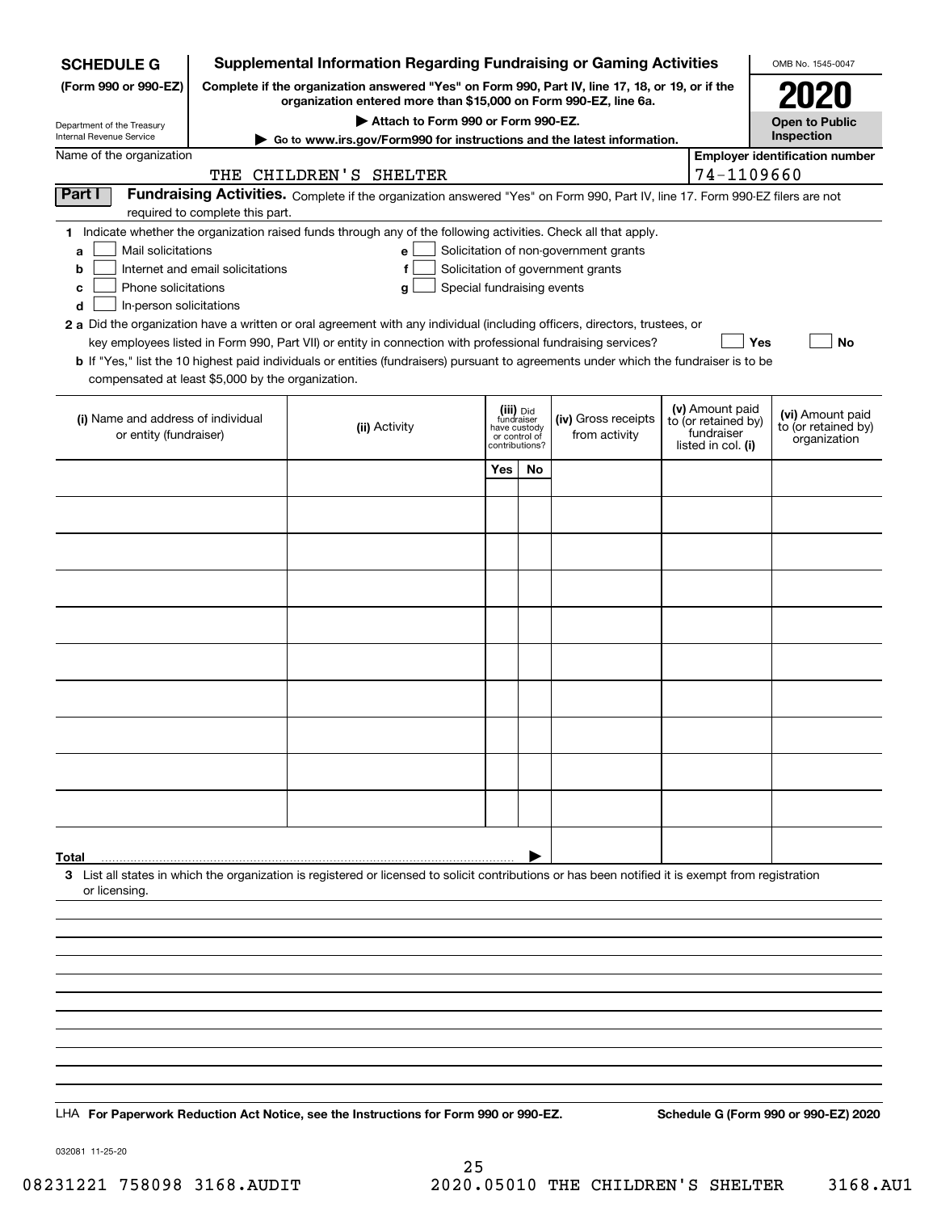**SCHEDULE G**
**(Form 990 or 990-EZ)**

Department of the Treasury
Internal Revenue Service

# Supplemental Information Regarding Fundraising or Gaming Activities

**Complete if the organization answered "Yes" on Form 990, Part IV, line 17, 18, or 19, or if the organization entered more than $15,000 on Form 990-EZ, line 6a.**

**▶ Attach to Form 990 or Form 990-EZ.**

**▶ Go to www.irs.gov/Form990 for instructions and the latest information.**

OMB No. 1545-0047

**2020**

**Open to Public Inspection**

Name of the organization: THE CHILDREN'S SHELTER

Employer identification number: 74-1109660

**Part I** **Fundraising Activities.** Complete if the organization answered "Yes" on Form 990, Part IV, line 17. Form 990-EZ filers are not required to complete this part.

**1** Indicate whether the organization raised funds through any of the following activities. Check all that apply.

- **a** ☐ Mail solicitations
- **b** ☐ Internet and email solicitations
- **c** ☐ Phone solicitations
- **d** ☐ In-person solicitations
- **e** ☐ Solicitation of non-government grants
- **f** ☐ Solicitation of government grants
- **g** ☐ Special fundraising events

**2 a** Did the organization have a written or oral agreement with any individual (including officers, directors, trustees, or key employees listed in Form 990, Part VII) or entity in connection with professional fundraising services? ☐ **Yes** ☐ **No**

**b** If "Yes," list the 10 highest paid individuals or entities (fundraisers) pursuant to agreements under which the fundraiser is to be compensated at least $5,000 by the organization.

| (i) Name and address of individual or entity (fundraiser) | (ii) Activity | (iii) Did fundraiser have custody or control of contributions? Yes | No | (iv) Gross receipts from activity | (v) Amount paid to (or retained by) fundraiser listed in col. (i) | (vi) Amount paid to (or retained by) organization |
|---|---|---|---|---|---|---|
| | | | | | | |
| | | | | | | |
| | | | | | | |
| | | | | | | |
| | | | | | | |
| | | | | | | |
| | | | | | | |
| | | | | | | |
| | | | | | | |
| | | | | | | |
| **Total** ▶ | | | | | | |

**3** List all states in which the organization is registered or licensed to solicit contributions or has been notified it is exempt from registration or licensing.

LHA **For Paperwork Reduction Act Notice, see the Instructions for Form 990 or 990-EZ.** **Schedule G (Form 990 or 990-EZ) 2020**

032081 11-25-20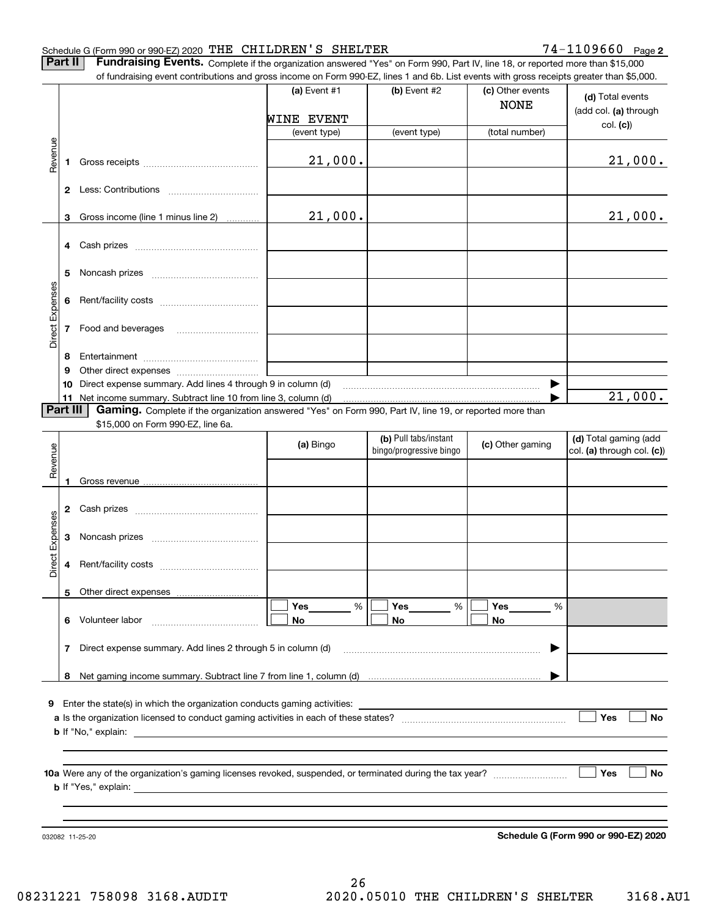Schedule G (Form 990 or 990-EZ) 2020 THE CHILDREN'S SHELTER 74-1109660 Page **2**

**Part II** **Fundraising Events.** Complete if the organization answered "Yes" on Form 990, Part IV, line 18, or reported more than $15,000 of fundraising event contributions and gross income on Form 990-EZ, lines 1 and 6b. List events with gross receipts greater than $5,000.

| | | (a) Event #1 | (b) Event #2 | (c) Other events | (d) Total events (add col. (a) through col. (c)) |
|---|---|---|---|---|---|
| | | WINE EVENT | | NONE | |
| | | (event type) | (event type) | (total number) | |
| Revenue | 1 Gross receipts | 21,000. | | | 21,000. |
| | 2 Less: Contributions | | | | |
| | 3 Gross income (line 1 minus line 2) | 21,000. | | | 21,000. |
| Direct Expenses | 4 Cash prizes | | | | |
| | 5 Noncash prizes | | | | |
| | 6 Rent/facility costs | | | | |
| | 7 Food and beverages | | | | |
| | 8 Entertainment | | | | |
| | 9 Other direct expenses | | | | |
| | 10 Direct expense summary. Add lines 4 through 9 in column (d) | | | ▶ | |
| | 11 Net income summary. Subtract line 10 from line 3, column (d) | | | ▶ | 21,000. |

**Part III** **Gaming.** Complete if the organization answered "Yes" on Form 990, Part IV, line 19, or reported more than $15,000 on Form 990-EZ, line 6a.

| | | (a) Bingo | (b) Pull tabs/instant bingo/progressive bingo | (c) Other gaming | (d) Total gaming (add col. (a) through col. (c)) |
|---|---|---|---|---|---|
| Revenue | 1 Gross revenue | | | | |
| Direct Expenses | 2 Cash prizes | | | | |
| | 3 Noncash prizes | | | | |
| | 4 Rent/facility costs | | | | |
| | 5 Other direct expenses | | | | |
| | 6 Volunteer labor | ☐ Yes ___ % ☐ No | ☐ Yes ___ % ☐ No | ☐ Yes ___ % ☐ No | |
| | 7 Direct expense summary. Add lines 2 through 5 in column (d) | | | ▶ | |
| | 8 Net gaming income summary. Subtract line 7 from line 1, column (d) | | | ▶ | |

**9** Enter the state(s) in which the organization conducts gaming activities: ____________

**a** Is the organization licensed to conduct gaming activities in each of these states? ☐ Yes ☐ No

**b** If "No," explain: ____________

**10a** Were any of the organization's gaming licenses revoked, suspended, or terminated during the tax year? ☐ Yes ☐ No

**b** If "Yes," explain: ____________

032082 11-25-20 **Schedule G (Form 990 or 990-EZ) 2020**

08231221 758098 3168.AUDIT 2020.05010 THE CHILDREN'S SHELTER 3168.AU1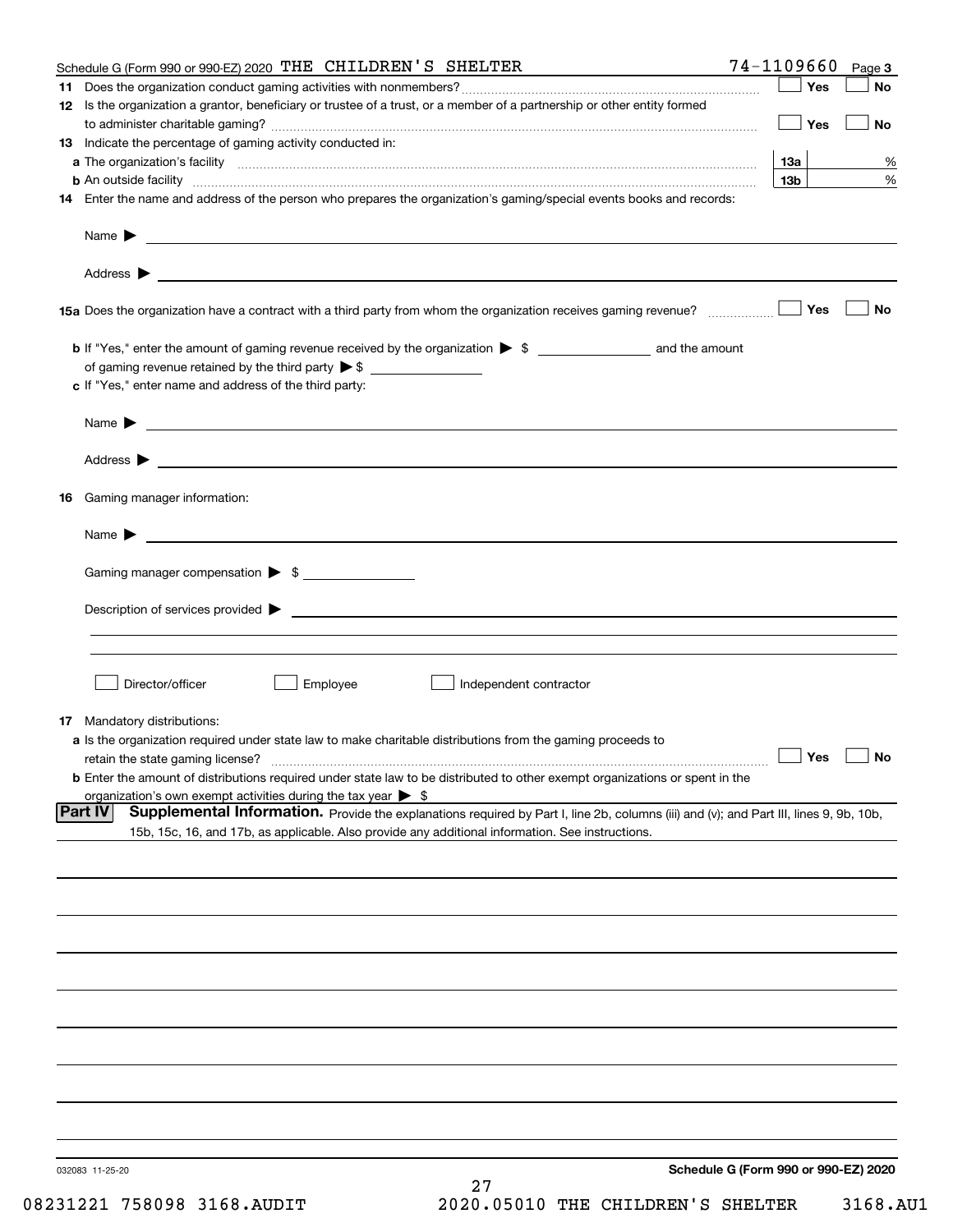Schedule G (Form 990 or 990-EZ) 2020 THE CHILDREN'S SHELTER 74-1109660 Page 3

**11** Does the organization conduct gaming activities with nonmembers? ☐ Yes ☐ No

**12** Is the organization a grantor, beneficiary or trustee of a trust, or a member of a partnership or other entity formed to administer charitable gaming? ☐ Yes ☐ No

**13** Indicate the percentage of gaming activity conducted in:

**a** The organization's facility **13a** %

**b** An outside facility **13b** %

**14** Enter the name and address of the person who prepares the organization's gaming/special events books and records:

Name ▶

Address ▶

**15a** Does the organization have a contract with a third party from whom the organization receives gaming revenue? ☐ Yes ☐ No

**b** If "Yes," enter the amount of gaming revenue received by the organization ▶ $ ______ and the amount of gaming revenue retained by the third party ▶ $ ______

**c** If "Yes," enter name and address of the third party:

Name ▶

Address ▶

**16** Gaming manager information:

Name ▶

Gaming manager compensation ▶ $

Description of services provided ▶

☐ Director/officer ☐ Employee ☐ Independent contractor

**17** Mandatory distributions:

**a** Is the organization required under state law to make charitable distributions from the gaming proceeds to retain the state gaming license? ☐ Yes ☐ No

**b** Enter the amount of distributions required under state law to be distributed to other exempt organizations or spent in the organization's own exempt activities during the tax year ▶ $

**Part IV** **Supplemental Information.** Provide the explanations required by Part I, line 2b, columns (iii) and (v); and Part III, lines 9, 9b, 10b, 15b, 15c, 16, and 17b, as applicable. Also provide any additional information. See instructions.

032083 11-25-20 **Schedule G (Form 990 or 990-EZ) 2020**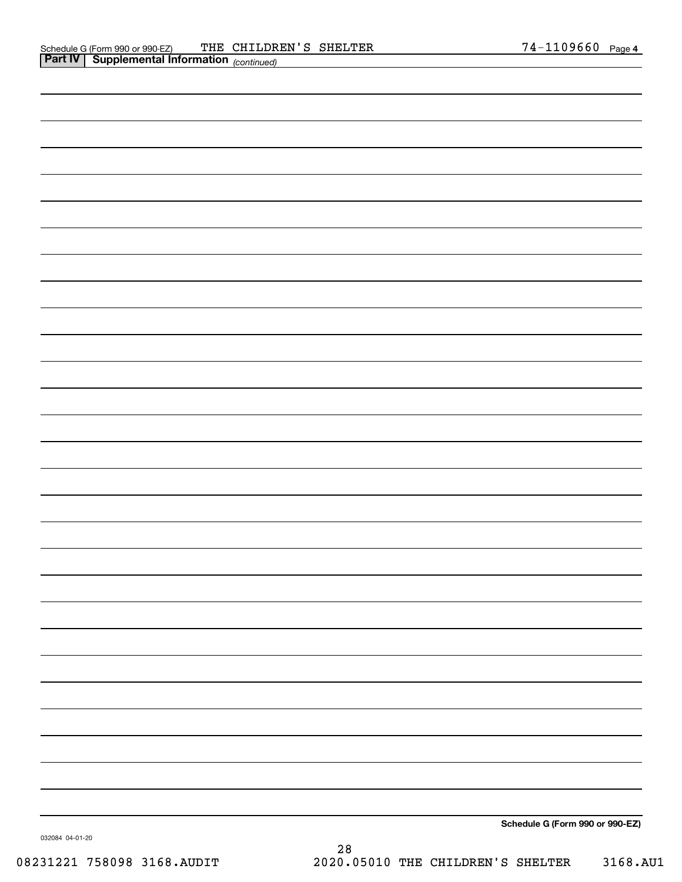Schedule G (Form 990 or 990-EZ) THE CHILDREN'S SHELTER 74-1109660 Page 4

**Part IV | Supplemental Information** *(continued)*

**Schedule G (Form 990 or 990-EZ)**

032084 04-01-20

08231221 758098 3168.AUDIT 2020.05010 THE CHILDREN'S SHELTER 3168.AU1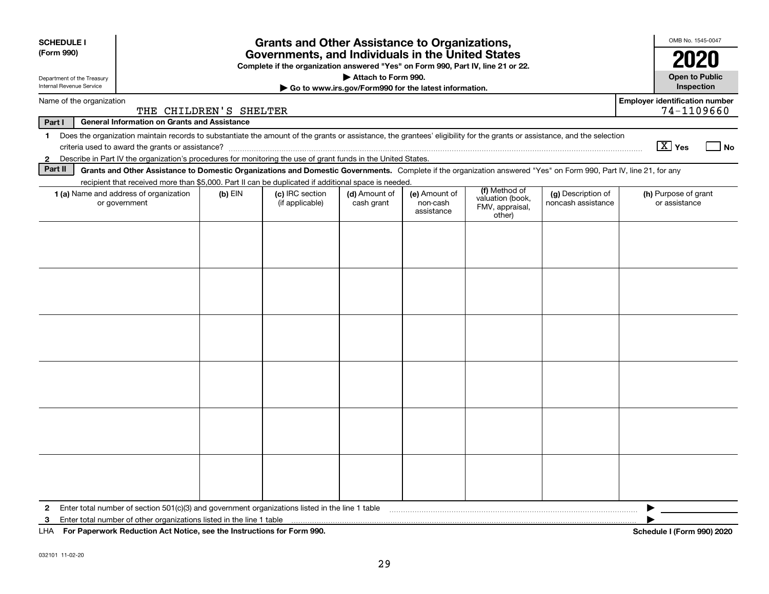**SCHEDULE I**
**(Form 990)**

Department of the Treasury
Internal Revenue Service

# Grants and Other Assistance to Organizations, Governments, and Individuals in the United States

**Complete if the organization answered "Yes" on Form 990, Part IV, line 21 or 22.**
**▶ Attach to Form 990.**
**▶ Go to www.irs.gov/Form990 for the latest information.**

OMB No. 1545-0047
**2020**
**Open to Public Inspection**

Name of the organization: THE CHILDREN'S SHELTER
**Employer identification number**: 74-1109660

**Part I — General Information on Grants and Assistance**

1 Does the organization maintain records to substantiate the amount of the grants or assistance, the grantees' eligibility for the grants or assistance, and the selection criteria used to award the grants or assistance? [X] Yes [ ] No

2 Describe in Part IV the organization's procedures for monitoring the use of grant funds in the United States.

**Part II — Grants and Other Assistance to Domestic Organizations and Domestic Governments.** Complete if the organization answered "Yes" on Form 990, Part IV, line 21, for any recipient that received more than $5,000. Part II can be duplicated if additional space is needed.

| 1 (a) Name and address of organization or government | (b) EIN | (c) IRC section (if applicable) | (d) Amount of cash grant | (e) Amount of non-cash assistance | (f) Method of valuation (book, FMV, appraisal, other) | (g) Description of noncash assistance | (h) Purpose of grant or assistance |
|---|---|---|---|---|---|---|---|
| | | | | | | | |
| | | | | | | | |
| | | | | | | | |
| | | | | | | | |
| | | | | | | | |
| | | | | | | | |

2 Enter total number of section 501(c)(3) and government organizations listed in the line 1 table ▶

3 Enter total number of other organizations listed in the line 1 table ▶

LHA **For Paperwork Reduction Act Notice, see the Instructions for Form 990.** **Schedule I (Form 990) 2020**

032101 11-02-20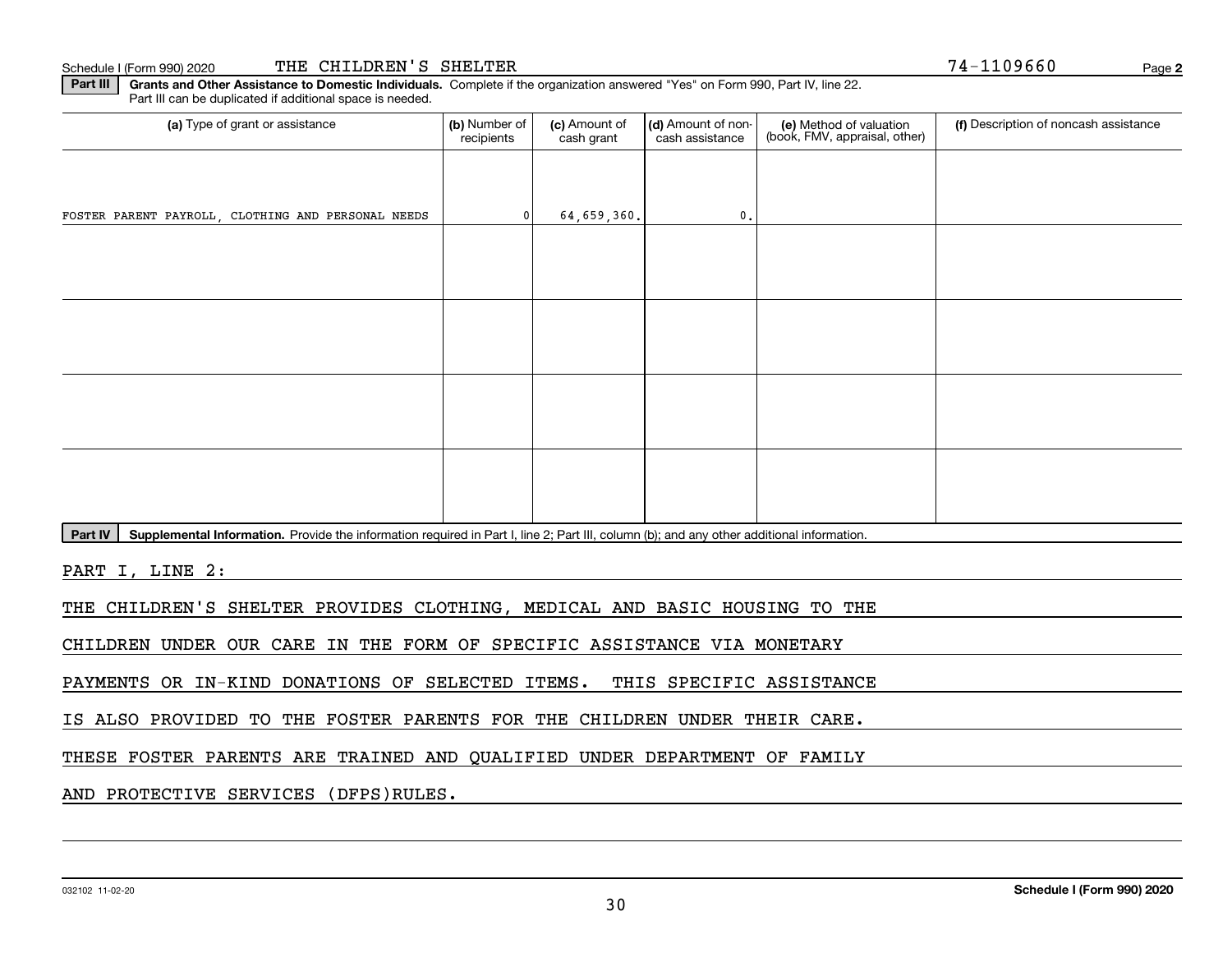Schedule I (Form 990) 2020 THE CHILDREN'S SHELTER 74-1109660

**Part III** **Grants and Other Assistance to Domestic Individuals.** Complete if the organization answered "Yes" on Form 990, Part IV, line 22. Part III can be duplicated if additional space is needed.

| (a) Type of grant or assistance | (b) Number of recipients | (c) Amount of cash grant | (d) Amount of non-cash assistance | (e) Method of valuation (book, FMV, appraisal, other) | (f) Description of noncash assistance |
|---|---|---|---|---|---|
| FOSTER PARENT PAYROLL, CLOTHING AND PERSONAL NEEDS | 0 | 64,659,360. | 0. | | |
| | | | | | |
| | | | | | |
| | | | | | |
| | | | | | |

**Part IV** **Supplemental Information.** Provide the information required in Part I, line 2; Part III, column (b); and any other additional information.

PART I, LINE 2:

THE CHILDREN'S SHELTER PROVIDES CLOTHING, MEDICAL AND BASIC HOUSING TO THE CHILDREN UNDER OUR CARE IN THE FORM OF SPECIFIC ASSISTANCE VIA MONETARY PAYMENTS OR IN-KIND DONATIONS OF SELECTED ITEMS. THIS SPECIFIC ASSISTANCE IS ALSO PROVIDED TO THE FOSTER PARENTS FOR THE CHILDREN UNDER THEIR CARE. THESE FOSTER PARENTS ARE TRAINED AND QUALIFIED UNDER DEPARTMENT OF FAMILY AND PROTECTIVE SERVICES (DFPS)RULES.

032102 11-02-20 **Schedule I (Form 990) 2020**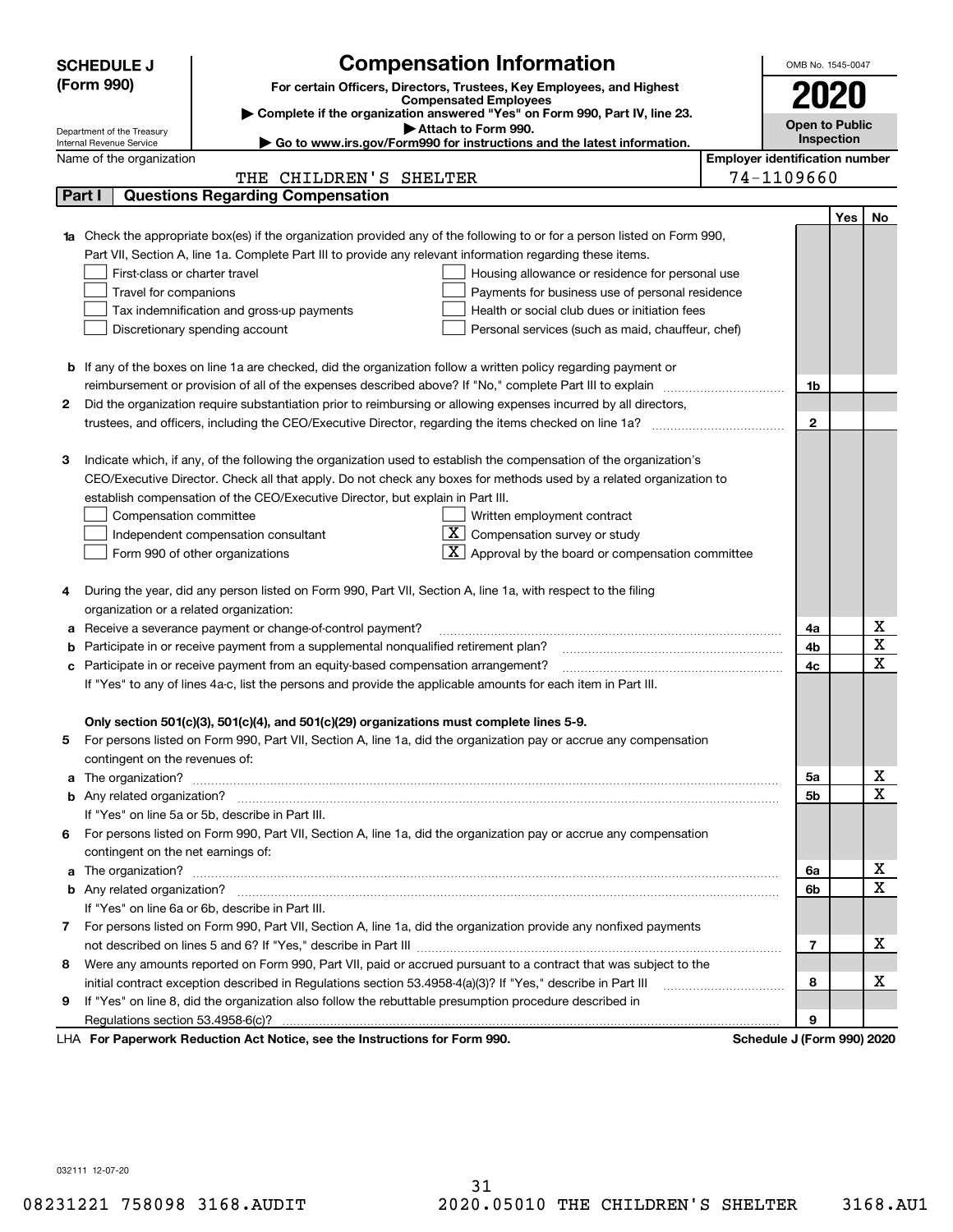**SCHEDULE J (Form 990)**

Department of the Treasury
Internal Revenue Service

# Compensation Information

**For certain Officers, Directors, Trustees, Key Employees, and Highest Compensated Employees**

▶ Complete if the organization answered "Yes" on Form 990, Part IV, line 23.
▶ Attach to Form 990.
▶ Go to www.irs.gov/Form990 for instructions and the latest information.

OMB No. 1545-0047

**2020**

**Open to Public Inspection**

Name of the organization: THE CHILDREN'S SHELTER

Employer identification number: 74-1109660

## Part I — Questions Regarding Compensation

| | | | Yes | No |
|---|---|---|---|---|
| **1a** | Check the appropriate box(es) if the organization provided any of the following to or for a person listed on Form 990, Part VII, Section A, line 1a. Complete Part III to provide any relevant information regarding these items.<br>☐ First-class or charter travel ☐ Housing allowance or residence for personal use<br>☐ Travel for companions ☐ Payments for business use of personal residence<br>☐ Tax indemnification and gross-up payments ☐ Health or social club dues or initiation fees<br>☐ Discretionary spending account ☐ Personal services (such as maid, chauffeur, chef) | | | |
| **b** | If any of the boxes on line 1a are checked, did the organization follow a written policy regarding payment or reimbursement or provision of all of the expenses described above? If "No," complete Part III to explain | 1b | | |
| **2** | Did the organization require substantiation prior to reimbursing or allowing expenses incurred by all directors, trustees, and officers, including the CEO/Executive Director, regarding the items checked on line 1a? | 2 | | |
| **3** | Indicate which, if any, of the following the organization used to establish the compensation of the organization's CEO/Executive Director. Check all that apply. Do not check any boxes for methods used by a related organization to establish compensation of the CEO/Executive Director, but explain in Part III.<br>☐ Compensation committee ☐ Written employment contract<br>☐ Independent compensation consultant ☒ Compensation survey or study<br>☐ Form 990 of other organizations ☒ Approval by the board or compensation committee | | | |
| **4** | During the year, did any person listed on Form 990, Part VII, Section A, line 1a, with respect to the filing organization or a related organization: | | | |
| **a** | Receive a severance payment or change-of-control payment? | 4a | | X |
| **b** | Participate in or receive payment from a supplemental nonqualified retirement plan? | 4b | | X |
| **c** | Participate in or receive payment from an equity-based compensation arrangement? | 4c | | X |
| | If "Yes" to any of lines 4a-c, list the persons and provide the applicable amounts for each item in Part III. | | | |
| | **Only section 501(c)(3), 501(c)(4), and 501(c)(29) organizations must complete lines 5-9.** | | | |
| **5** | For persons listed on Form 990, Part VII, Section A, line 1a, did the organization pay or accrue any compensation contingent on the revenues of: | | | |
| **a** | The organization? | 5a | | X |
| **b** | Any related organization? | 5b | | X |
| | If "Yes" on line 5a or 5b, describe in Part III. | | | |
| **6** | For persons listed on Form 990, Part VII, Section A, line 1a, did the organization pay or accrue any compensation contingent on the net earnings of: | | | |
| **a** | The organization? | 6a | | X |
| **b** | Any related organization? | 6b | | X |
| | If "Yes" on line 6a or 6b, describe in Part III. | | | |
| **7** | For persons listed on Form 990, Part VII, Section A, line 1a, did the organization provide any nonfixed payments not described on lines 5 and 6? If "Yes," describe in Part III | 7 | | X |
| **8** | Were any amounts reported on Form 990, Part VII, paid or accrued pursuant to a contract that was subject to the initial contract exception described in Regulations section 53.4958-4(a)(3)? If "Yes," describe in Part III | 8 | | X |
| **9** | If "Yes" on line 8, did the organization also follow the rebuttable presumption procedure described in Regulations section 53.4958-6(c)? | 9 | | |

LHA **For Paperwork Reduction Act Notice, see the Instructions for Form 990.** **Schedule J (Form 990) 2020**

032111 12-07-20

08231221 758098 3168.AUDIT 2020.05010 THE CHILDREN'S SHELTER 3168.AU1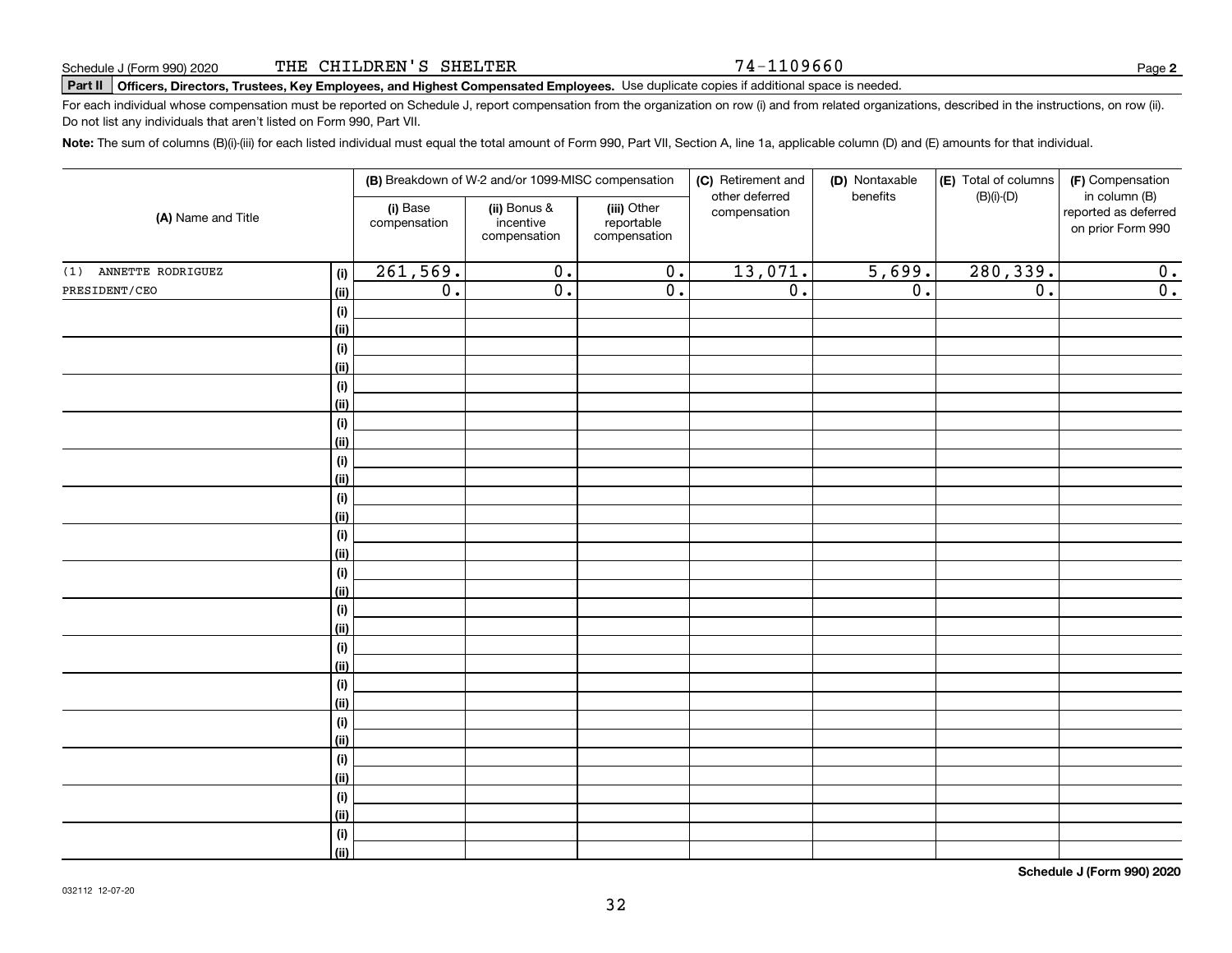Schedule J (Form 990) 2020 THE CHILDREN'S SHELTER 74-1109660

**Part II** **Officers, Directors, Trustees, Key Employees, and Highest Compensated Employees.** Use duplicate copies if additional space is needed.

For each individual whose compensation must be reported on Schedule J, report compensation from the organization on row (i) and from related organizations, described in the instructions, on row (ii). Do not list any individuals that aren't listed on Form 990, Part VII.

**Note:** The sum of columns (B)(i)-(iii) for each listed individual must equal the total amount of Form 990, Part VII, Section A, line 1a, applicable column (D) and (E) amounts for that individual.

| (A) Name and Title | | (B) Breakdown of W-2 and/or 1099-MISC compensation | | | (C) Retirement and other deferred compensation | (D) Nontaxable benefits | (E) Total of columns (B)(i)-(D) | (F) Compensation in column (B) reported as deferred on prior Form 990 |
|---|---|---|---|---|---|---|---|---|
| | | (i) Base compensation | (ii) Bonus & incentive compensation | (iii) Other reportable compensation | | | | |
| (1) ANNETTE RODRIGUEZ | (i) | 261,569. | 0. | 0. | 13,071. | 5,699. | 280,339. | 0. |
| PRESIDENT/CEO | (ii) | 0. | 0. | 0. | 0. | 0. | 0. | 0. |
| | (i) | | | | | | | |
| | (ii) | | | | | | | |
| | (i) | | | | | | | |
| | (ii) | | | | | | | |
| | (i) | | | | | | | |
| | (ii) | | | | | | | |
| | (i) | | | | | | | |
| | (ii) | | | | | | | |
| | (i) | | | | | | | |
| | (ii) | | | | | | | |
| | (i) | | | | | | | |
| | (ii) | | | | | | | |
| | (i) | | | | | | | |
| | (ii) | | | | | | | |
| | (i) | | | | | | | |
| | (ii) | | | | | | | |
| | (i) | | | | | | | |
| | (ii) | | | | | | | |
| | (i) | | | | | | | |
| | (ii) | | | | | | | |
| | (i) | | | | | | | |
| | (ii) | | | | | | | |
| | (i) | | | | | | | |
| | (ii) | | | | | | | |
| | (i) | | | | | | | |
| | (ii) | | | | | | | |
| | (i) | | | | | | | |
| | (ii) | | | | | | | |
| | (i) | | | | | | | |
| | (ii) | | | | | | | |

032112 12-07-20

**Schedule J (Form 990) 2020**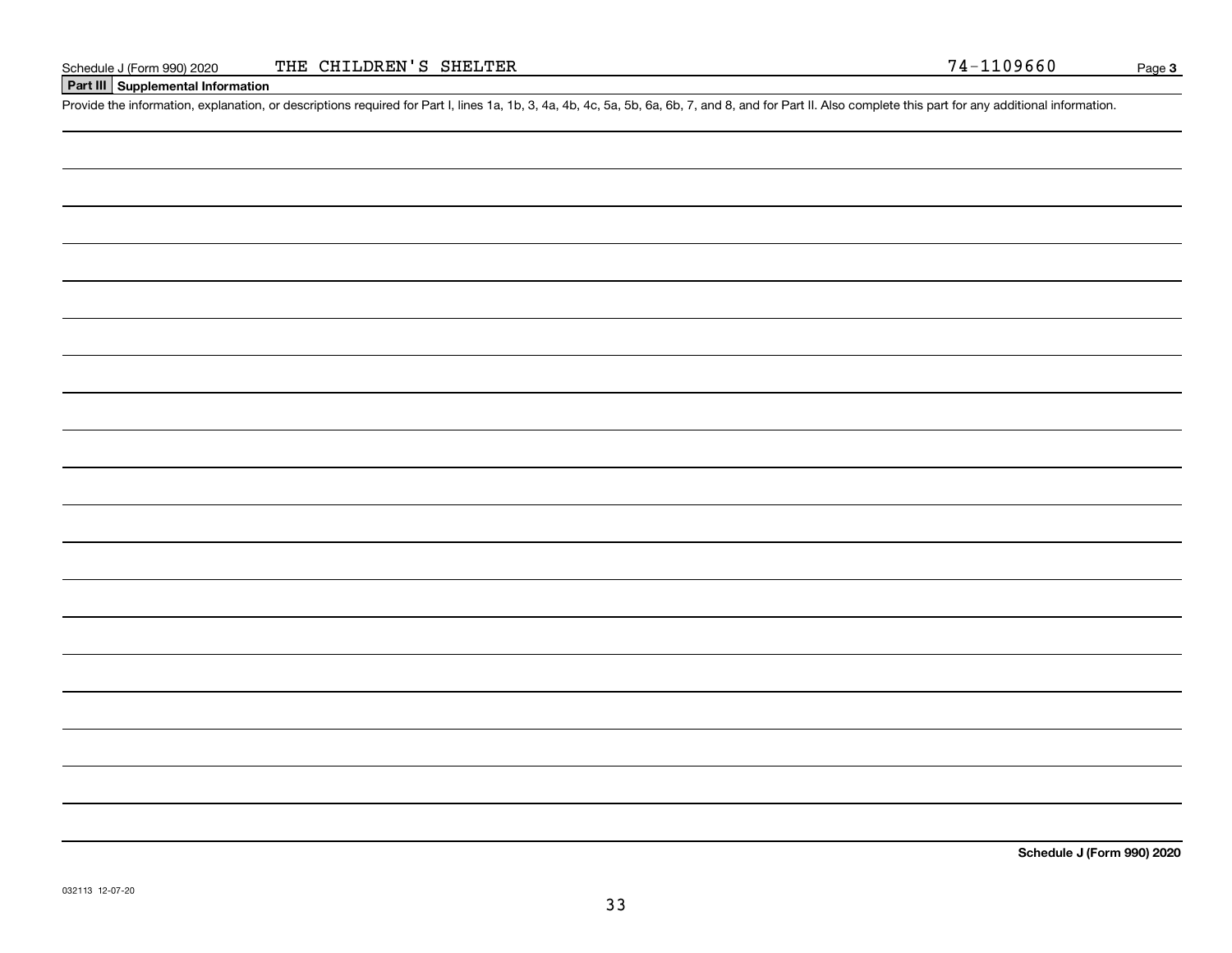Schedule J (Form 990) 2020 THE CHILDREN'S SHELTER 74-1109660

## Part III Supplemental Information

Provide the information, explanation, or descriptions required for Part I, lines 1a, 1b, 3, 4a, 4b, 4c, 5a, 5b, 6a, 6b, 7, and 8, and for Part II. Also complete this part for any additional information.

**Schedule J (Form 990) 2020**

032113 12-07-20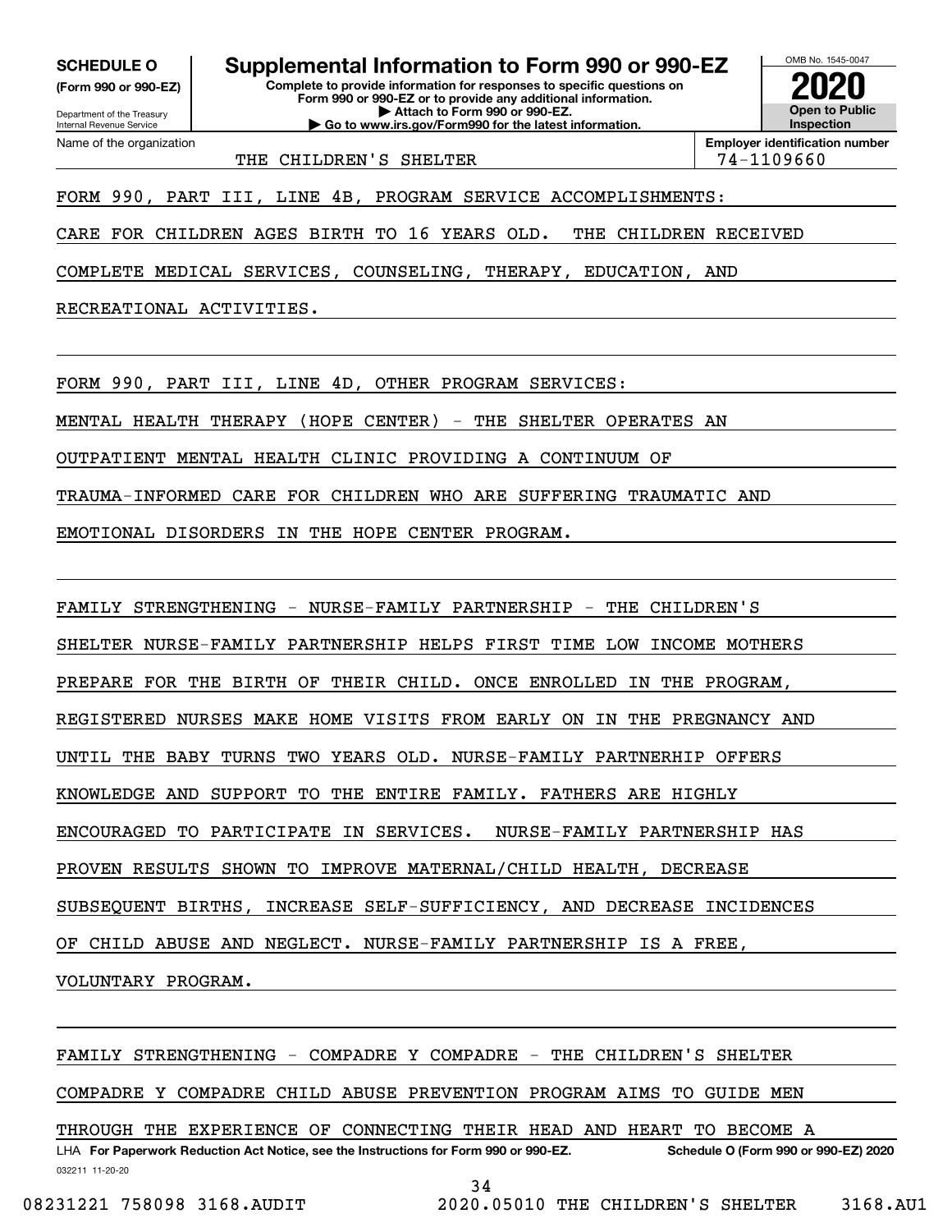**SCHEDULE O**
**(Form 990 or 990-EZ)**

Department of the Treasury
Internal Revenue Service

# Supplemental Information to Form 990 or 990-EZ

**Complete to provide information for responses to specific questions on Form 990 or 990-EZ or to provide any additional information.**
**▶ Attach to Form 990 or 990-EZ.**
**▶ Go to www.irs.gov/Form990 for the latest information.**

OMB No. 1545-0047
**2020**
**Open to Public Inspection**

Name of the organization: THE CHILDREN'S SHELTER
**Employer identification number:** 74-1109660

FORM 990, PART III, LINE 4B, PROGRAM SERVICE ACCOMPLISHMENTS:

CARE FOR CHILDREN AGES BIRTH TO 16 YEARS OLD. THE CHILDREN RECEIVED COMPLETE MEDICAL SERVICES, COUNSELING, THERAPY, EDUCATION, AND RECREATIONAL ACTIVITIES.

FORM 990, PART III, LINE 4D, OTHER PROGRAM SERVICES:

MENTAL HEALTH THERAPY (HOPE CENTER) - THE SHELTER OPERATES AN OUTPATIENT MENTAL HEALTH CLINIC PROVIDING A CONTINUUM OF TRAUMA-INFORMED CARE FOR CHILDREN WHO ARE SUFFERING TRAUMATIC AND EMOTIONAL DISORDERS IN THE HOPE CENTER PROGRAM.

FAMILY STRENGTHENING - NURSE-FAMILY PARTNERSHIP - THE CHILDREN'S SHELTER NURSE-FAMILY PARTNERSHIP HELPS FIRST TIME LOW INCOME MOTHERS PREPARE FOR THE BIRTH OF THEIR CHILD. ONCE ENROLLED IN THE PROGRAM, REGISTERED NURSES MAKE HOME VISITS FROM EARLY ON IN THE PREGNANCY AND UNTIL THE BABY TURNS TWO YEARS OLD. NURSE-FAMILY PARTNERHIP OFFERS KNOWLEDGE AND SUPPORT TO THE ENTIRE FAMILY. FATHERS ARE HIGHLY ENCOURAGED TO PARTICIPATE IN SERVICES. NURSE-FAMILY PARTNERSHIP HAS PROVEN RESULTS SHOWN TO IMPROVE MATERNAL/CHILD HEALTH, DECREASE SUBSEQUENT BIRTHS, INCREASE SELF-SUFFICIENCY, AND DECREASE INCIDENCES OF CHILD ABUSE AND NEGLECT. NURSE-FAMILY PARTNERSHIP IS A FREE, VOLUNTARY PROGRAM.

FAMILY STRENGTHENING - COMPADRE Y COMPADRE - THE CHILDREN'S SHELTER COMPADRE Y COMPADRE CHILD ABUSE PREVENTION PROGRAM AIMS TO GUIDE MEN THROUGH THE EXPERIENCE OF CONNECTING THEIR HEAD AND HEART TO BECOME A

LHA **For Paperwork Reduction Act Notice, see the Instructions for Form 990 or 990-EZ.** **Schedule O (Form 990 or 990-EZ) 2020**
032211 11-20-20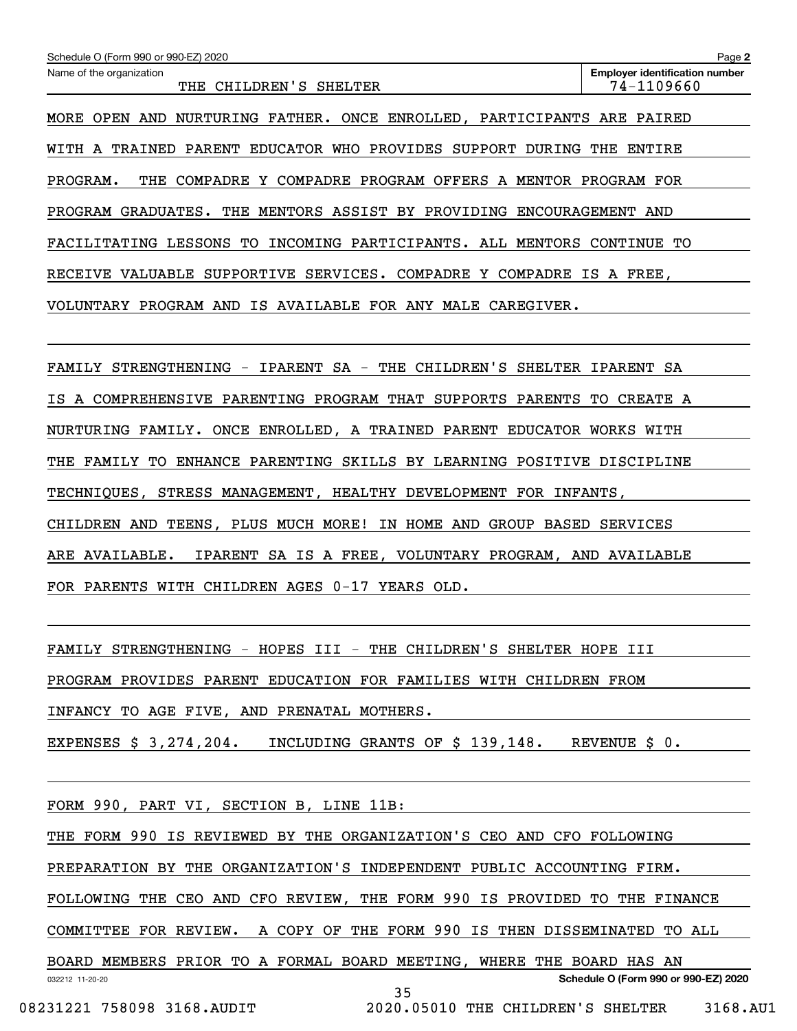Schedule O (Form 990 or 990-EZ) 2020

Name of the organization: THE CHILDREN'S SHELTER

Employer identification number: 74-1109660

MORE OPEN AND NURTURING FATHER. ONCE ENROLLED, PARTICIPANTS ARE PAIRED WITH A TRAINED PARENT EDUCATOR WHO PROVIDES SUPPORT DURING THE ENTIRE PROGRAM. THE COMPADRE Y COMPADRE PROGRAM OFFERS A MENTOR PROGRAM FOR PROGRAM GRADUATES. THE MENTORS ASSIST BY PROVIDING ENCOURAGEMENT AND FACILITATING LESSONS TO INCOMING PARTICIPANTS. ALL MENTORS CONTINUE TO RECEIVE VALUABLE SUPPORTIVE SERVICES. COMPADRE Y COMPADRE IS A FREE, VOLUNTARY PROGRAM AND IS AVAILABLE FOR ANY MALE CAREGIVER.

FAMILY STRENGTHENING - IPARENT SA - THE CHILDREN'S SHELTER IPARENT SA IS A COMPREHENSIVE PARENTING PROGRAM THAT SUPPORTS PARENTS TO CREATE A NURTURING FAMILY. ONCE ENROLLED, A TRAINED PARENT EDUCATOR WORKS WITH THE FAMILY TO ENHANCE PARENTING SKILLS BY LEARNING POSITIVE DISCIPLINE TECHNIQUES, STRESS MANAGEMENT, HEALTHY DEVELOPMENT FOR INFANTS, CHILDREN AND TEENS, PLUS MUCH MORE! IN HOME AND GROUP BASED SERVICES ARE AVAILABLE. IPARENT SA IS A FREE, VOLUNTARY PROGRAM, AND AVAILABLE FOR PARENTS WITH CHILDREN AGES 0-17 YEARS OLD.

FAMILY STRENGTHENING - HOPES III - THE CHILDREN'S SHELTER HOPE III PROGRAM PROVIDES PARENT EDUCATION FOR FAMILIES WITH CHILDREN FROM INFANCY TO AGE FIVE, AND PRENATAL MOTHERS.

EXPENSES $ 3,274,204. INCLUDING GRANTS OF $ 139,148. REVENUE $ 0.

FORM 990, PART VI, SECTION B, LINE 11B:

THE FORM 990 IS REVIEWED BY THE ORGANIZATION'S CEO AND CFO FOLLOWING PREPARATION BY THE ORGANIZATION'S INDEPENDENT PUBLIC ACCOUNTING FIRM. FOLLOWING THE CEO AND CFO REVIEW, THE FORM 990 IS PROVIDED TO THE FINANCE COMMITTEE FOR REVIEW. A COPY OF THE FORM 990 IS THEN DISSEMINATED TO ALL BOARD MEMBERS PRIOR TO A FORMAL BOARD MEETING, WHERE THE BOARD HAS AN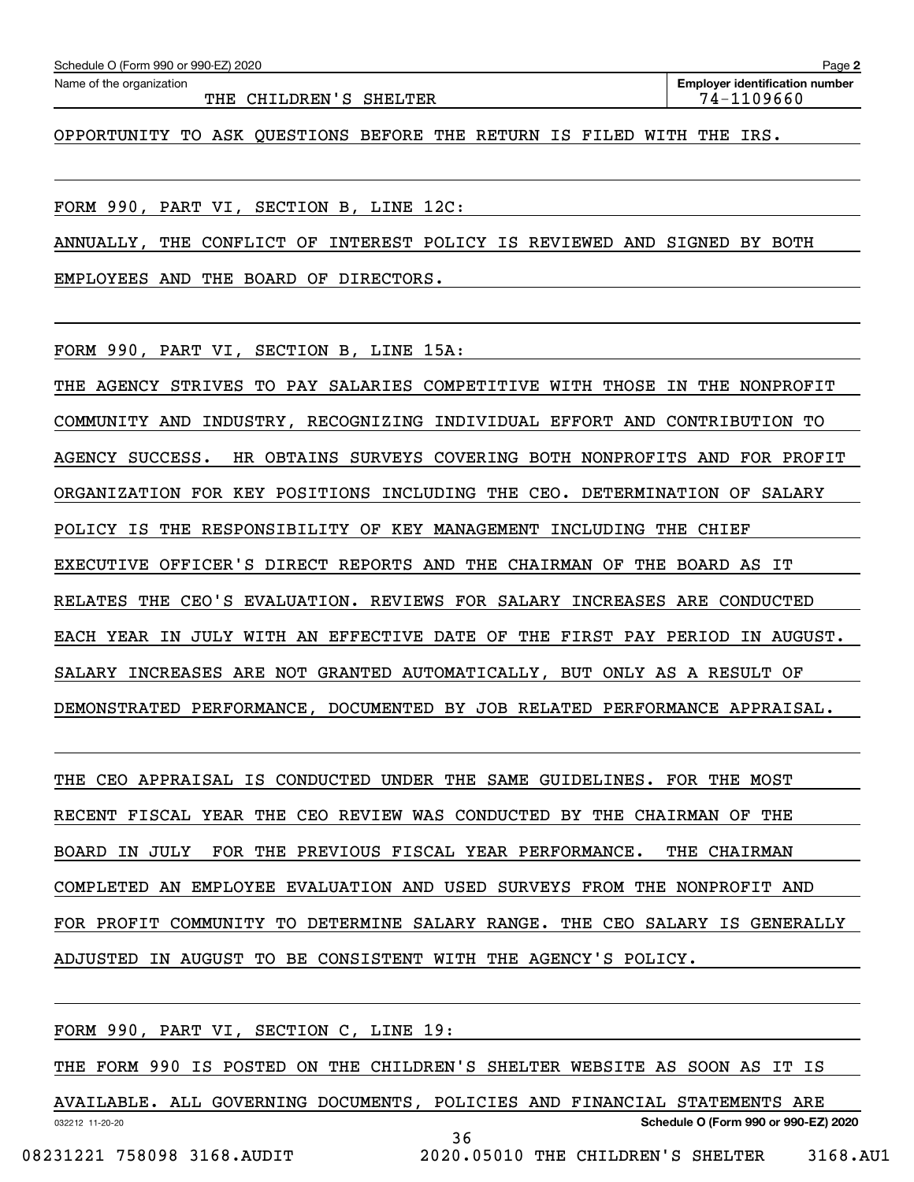OPPORTUNITY TO ASK QUESTIONS BEFORE THE RETURN IS FILED WITH THE IRS.

FORM 990, PART VI, SECTION B, LINE 12C:

ANNUALLY, THE CONFLICT OF INTEREST POLICY IS REVIEWED AND SIGNED BY BOTH EMPLOYEES AND THE BOARD OF DIRECTORS.

FORM 990, PART VI, SECTION B, LINE 15A:

THE AGENCY STRIVES TO PAY SALARIES COMPETITIVE WITH THOSE IN THE NONPROFIT COMMUNITY AND INDUSTRY, RECOGNIZING INDIVIDUAL EFFORT AND CONTRIBUTION TO AGENCY SUCCESS. HR OBTAINS SURVEYS COVERING BOTH NONPROFITS AND FOR PROFIT ORGANIZATION FOR KEY POSITIONS INCLUDING THE CEO. DETERMINATION OF SALARY POLICY IS THE RESPONSIBILITY OF KEY MANAGEMENT INCLUDING THE CHIEF EXECUTIVE OFFICER'S DIRECT REPORTS AND THE CHAIRMAN OF THE BOARD AS IT RELATES THE CEO'S EVALUATION. REVIEWS FOR SALARY INCREASES ARE CONDUCTED EACH YEAR IN JULY WITH AN EFFECTIVE DATE OF THE FIRST PAY PERIOD IN AUGUST. SALARY INCREASES ARE NOT GRANTED AUTOMATICALLY, BUT ONLY AS A RESULT OF DEMONSTRATED PERFORMANCE, DOCUMENTED BY JOB RELATED PERFORMANCE APPRAISAL.

THE CEO APPRAISAL IS CONDUCTED UNDER THE SAME GUIDELINES. FOR THE MOST RECENT FISCAL YEAR THE CEO REVIEW WAS CONDUCTED BY THE CHAIRMAN OF THE BOARD IN JULY FOR THE PREVIOUS FISCAL YEAR PERFORMANCE. THE CHAIRMAN COMPLETED AN EMPLOYEE EVALUATION AND USED SURVEYS FROM THE NONPROFIT AND FOR PROFIT COMMUNITY TO DETERMINE SALARY RANGE. THE CEO SALARY IS GENERALLY ADJUSTED IN AUGUST TO BE CONSISTENT WITH THE AGENCY'S POLICY.

FORM 990, PART VI, SECTION C, LINE 19:

THE FORM 990 IS POSTED ON THE CHILDREN'S SHELTER WEBSITE AS SOON AS IT IS AVAILABLE. ALL GOVERNING DOCUMENTS, POLICIES AND FINANCIAL STATEMENTS ARE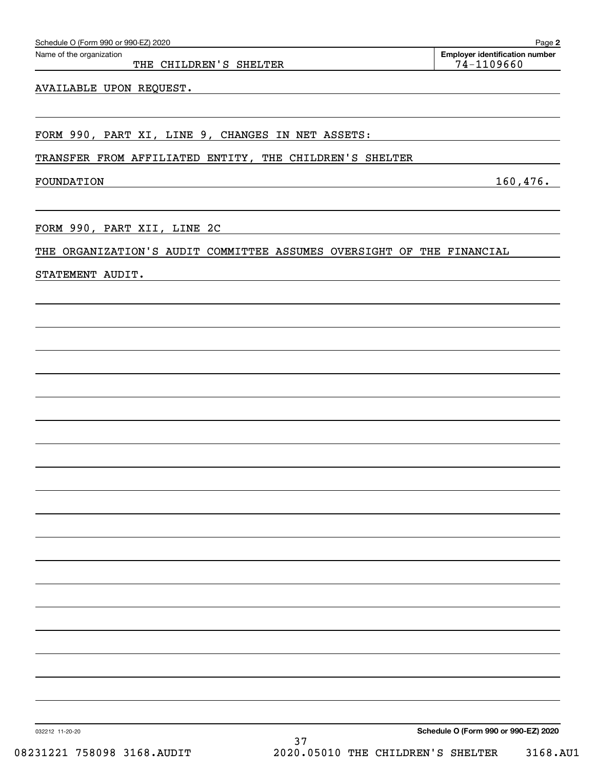Name of the organization: THE CHILDREN'S SHELTER

Employer identification number: 74-1109660

AVAILABLE UPON REQUEST.

FORM 990, PART XI, LINE 9, CHANGES IN NET ASSETS:

TRANSFER FROM AFFILIATED ENTITY, THE CHILDREN'S SHELTER FOUNDATION 160,476.

FORM 990, PART XII, LINE 2C

THE ORGANIZATION'S AUDIT COMMITTEE ASSUMES OVERSIGHT OF THE FINANCIAL STATEMENT AUDIT.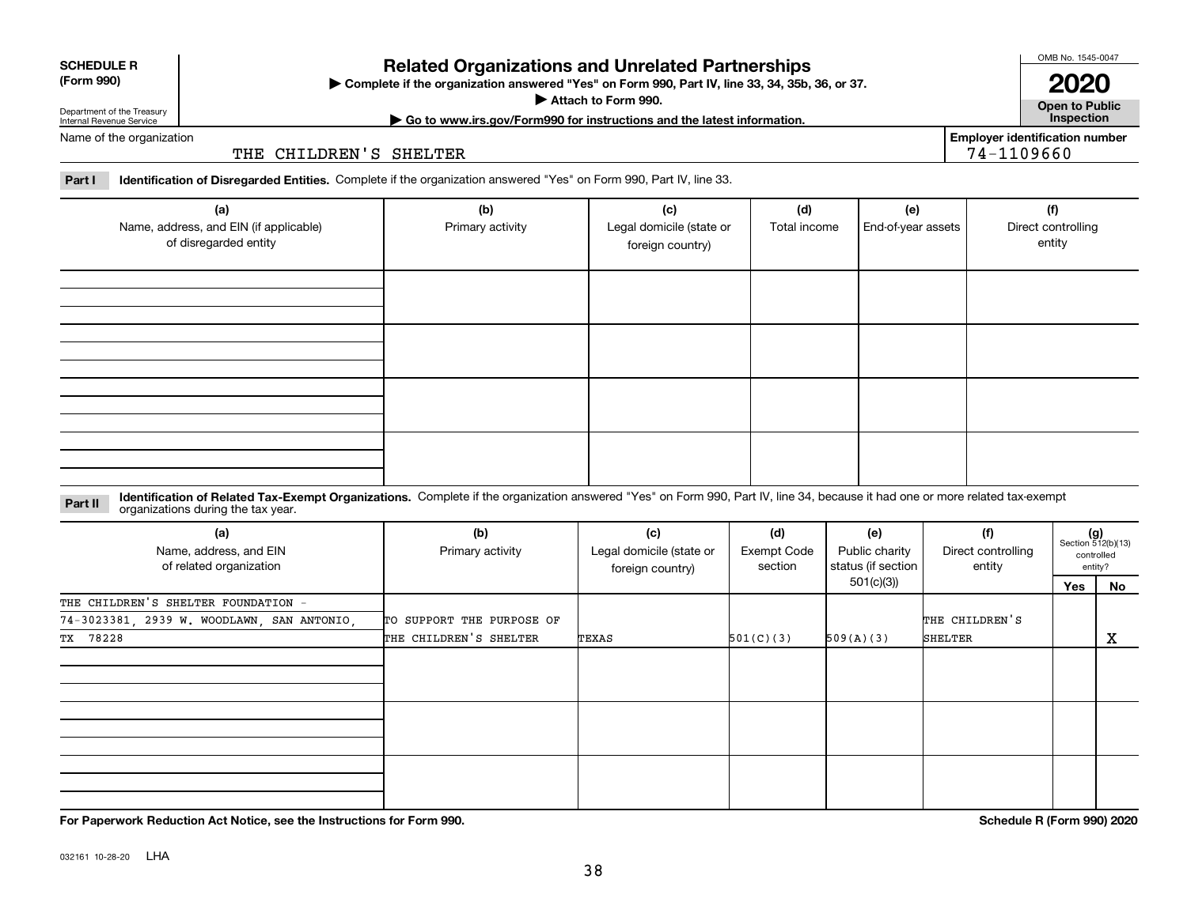**SCHEDULE R**
**(Form 990)**

Department of the Treasury
Internal Revenue Service

# Related Organizations and Unrelated Partnerships

▶ **Complete if the organization answered "Yes" on Form 990, Part IV, line 33, 34, 35b, 36, or 37.**
▶ **Attach to Form 990.**
▶ **Go to www.irs.gov/Form990 for instructions and the latest information.**

OMB No. 1545-0047

**2020**

**Open to Public Inspection**

Name of the organization: THE CHILDREN'S SHELTER

**Employer identification number:** 74-1109660

**Part I** **Identification of Disregarded Entities.** Complete if the organization answered "Yes" on Form 990, Part IV, line 33.

| (a) Name, address, and EIN (if applicable) of disregarded entity | (b) Primary activity | (c) Legal domicile (state or foreign country) | (d) Total income | (e) End-of-year assets | (f) Direct controlling entity |
|---|---|---|---|---|---|
| | | | | | |
| | | | | | |
| | | | | | |
| | | | | | |

**Part II** **Identification of Related Tax-Exempt Organizations.** Complete if the organization answered "Yes" on Form 990, Part IV, line 34, because it had one or more related tax-exempt organizations during the tax year.

| (a) Name, address, and EIN of related organization | (b) Primary activity | (c) Legal domicile (state or foreign country) | (d) Exempt Code section | (e) Public charity status (if section 501(c)(3)) | (f) Direct controlling entity | (g) Section 512(b)(13) controlled entity? Yes | No |
|---|---|---|---|---|---|---|---|
| THE CHILDREN'S SHELTER FOUNDATION - 74-3023381, 2939 W. WOODLAWN, SAN ANTONIO, TX 78228 | TO SUPPORT THE PURPOSE OF THE CHILDREN'S SHELTER | TEXAS | 501(C)(3) | 509(A)(3) | THE CHILDREN'S SHELTER | | X |
| | | | | | | | |
| | | | | | | | |
| | | | | | | | |

**For Paperwork Reduction Act Notice, see the Instructions for Form 990.** **Schedule R (Form 990) 2020**

032161 10-28-20 LHA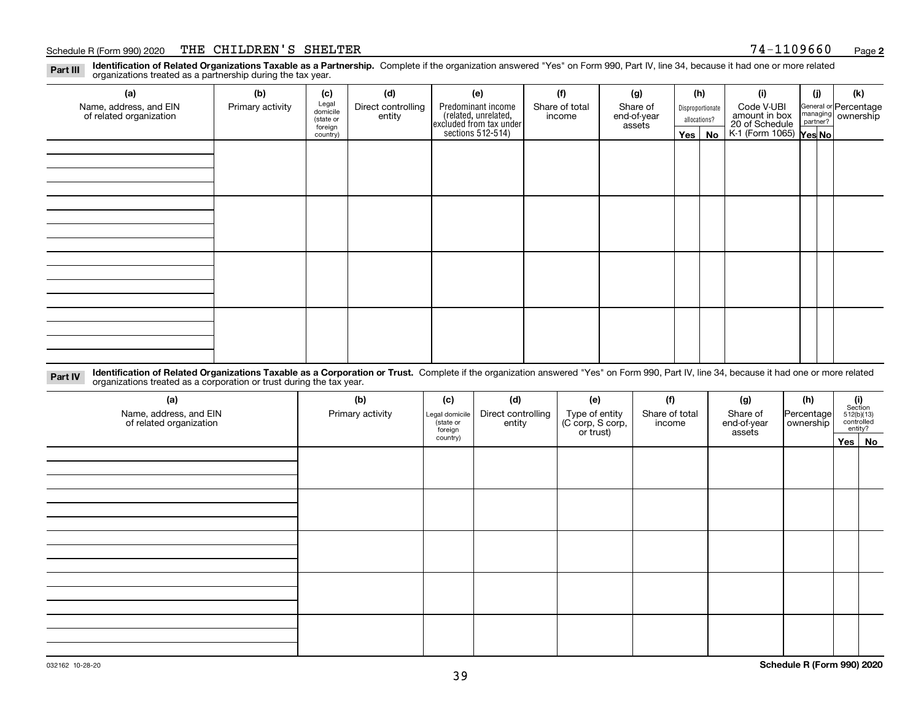Schedule R (Form 990) 2020 THE CHILDREN'S SHELTER 74-1109660 Page **2**

**Part III** **Identification of Related Organizations Taxable as a Partnership.** Complete if the organization answered "Yes" on Form 990, Part IV, line 34, because it had one or more related organizations treated as a partnership during the tax year.

| (a) Name, address, and EIN of related organization | (b) Primary activity | (c) Legal domicile (state or foreign country) | (d) Direct controlling entity | (e) Predominant income (related, unrelated, excluded from tax under sections 512-514) | (f) Share of total income | (g) Share of end-of-year assets | (h) Disproportionate allocations? Yes | No | (i) Code V-UBI amount in box 20 of Schedule K-1 (Form 1065) | (j) General or managing partner? Yes | No | (k) Percentage ownership |
|---|---|---|---|---|---|---|---|---|---|---|---|---|
| | | | | | | | | | | | | |
| | | | | | | | | | | | | |
| | | | | | | | | | | | | |
| | | | | | | | | | | | | |

**Part IV** **Identification of Related Organizations Taxable as a Corporation or Trust.** Complete if the organization answered "Yes" on Form 990, Part IV, line 34, because it had one or more related organizations treated as a corporation or trust during the tax year.

| (a) Name, address, and EIN of related organization | (b) Primary activity | (c) Legal domicile (state or foreign country) | (d) Direct controlling entity | (e) Type of entity (C corp, S corp, or trust) | (f) Share of total income | (g) Share of end-of-year assets | (h) Percentage ownership | (i) Section 512(b)(13) controlled entity? Yes | No |
|---|---|---|---|---|---|---|---|---|---|
| | | | | | | | | | |
| | | | | | | | | | |
| | | | | | | | | | |
| | | | | | | | | | |
| | | | | | | | | | |

032162 10-28-20 **Schedule R (Form 990) 2020**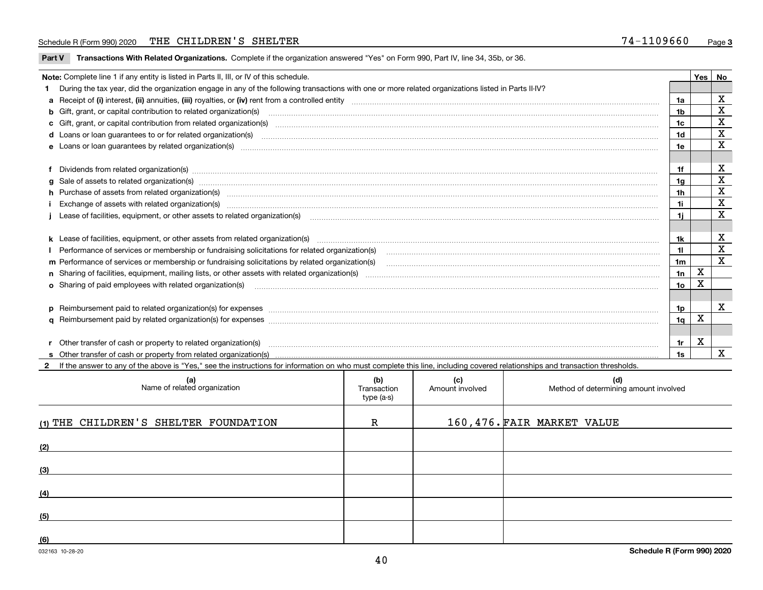Schedule R (Form 990) 2020 THE CHILDREN'S SHELTER 74-1109660

**Part V** **Transactions With Related Organizations.** Complete if the organization answered "Yes" on Form 990, Part IV, line 34, 35b, or 36.

| **Note:** Complete line 1 if any entity is listed in Parts II, III, or IV of this schedule. | | Yes | No |
|---|---|---|---|
| **1** During the tax year, did the organization engage in any of the following transactions with one or more related organizations listed in Parts II-IV? | | | |
| **a** Receipt of **(i)** interest, **(ii)** annuities, **(iii)** royalties, or **(iv)** rent from a controlled entity | 1a | | X |
| **b** Gift, grant, or capital contribution to related organization(s) | 1b | | X |
| **c** Gift, grant, or capital contribution from related organization(s) | 1c | | X |
| **d** Loans or loan guarantees to or for related organization(s) | 1d | | X |
| **e** Loans or loan guarantees by related organization(s) | 1e | | X |
| **f** Dividends from related organization(s) | 1f | | X |
| **g** Sale of assets to related organization(s) | 1g | | X |
| **h** Purchase of assets from related organization(s) | 1h | | X |
| **i** Exchange of assets with related organization(s) | 1i | | X |
| **j** Lease of facilities, equipment, or other assets to related organization(s) | 1j | | X |
| **k** Lease of facilities, equipment, or other assets from related organization(s) | 1k | | X |
| **l** Performance of services or membership or fundraising solicitations for related organization(s) | 1l | | X |
| **m** Performance of services or membership or fundraising solicitations by related organization(s) | 1m | | X |
| **n** Sharing of facilities, equipment, mailing lists, or other assets with related organization(s) | 1n | X | |
| **o** Sharing of paid employees with related organization(s) | 1o | X | |
| **p** Reimbursement paid to related organization(s) for expenses | 1p | | X |
| **q** Reimbursement paid by related organization(s) for expenses | 1q | X | |
| **r** Other transfer of cash or property to related organization(s) | 1r | X | |
| **s** Other transfer of cash or property from related organization(s) | 1s | | X |

**2** If the answer to any of the above is "Yes," see the instructions for information on who must complete this line, including covered relationships and transaction thresholds.

| (a) Name of related organization | (b) Transaction type (a-s) | (c) Amount involved | (d) Method of determining amount involved |
|---|---|---|---|
| (1) THE CHILDREN'S SHELTER FOUNDATION | R | 160,476. | FAIR MARKET VALUE |
| (2) | | | |
| (3) | | | |
| (4) | | | |
| (5) | | | |
| (6) | | | |

032163 10-28-20 **Schedule R (Form 990) 2020**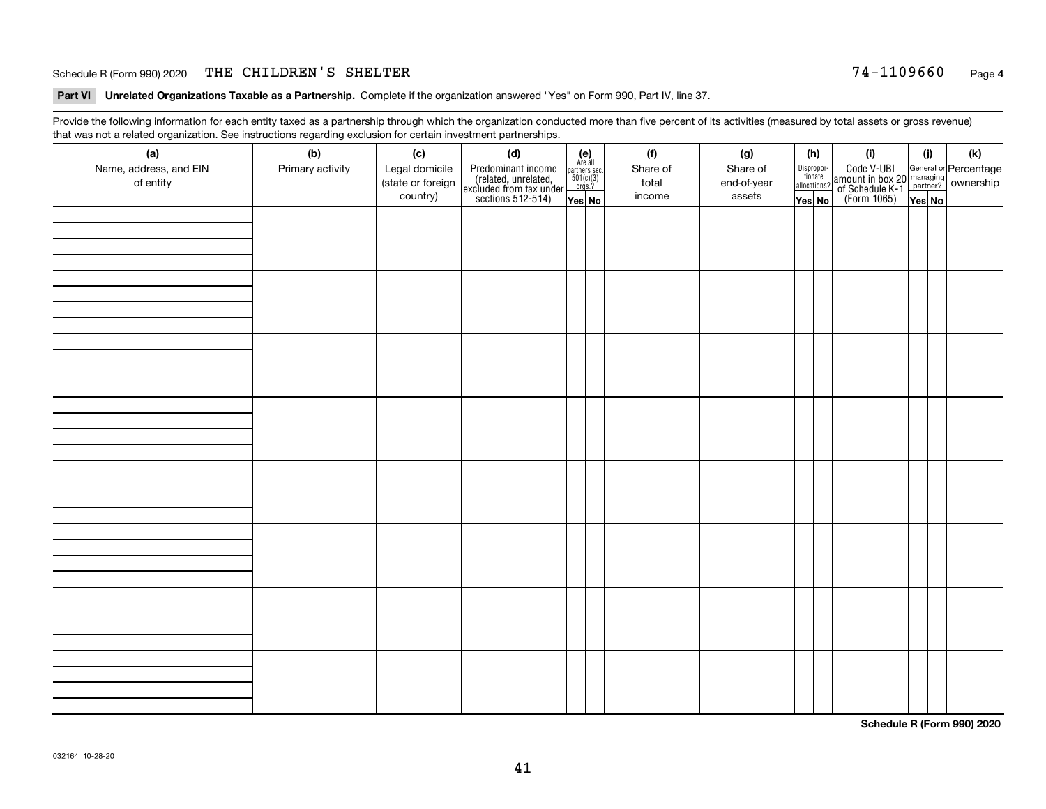Schedule R (Form 990) 2020 THE CHILDREN'S SHELTER 74-1109660

**Part VI Unrelated Organizations Taxable as a Partnership.** Complete if the organization answered "Yes" on Form 990, Part IV, line 37.

Provide the following information for each entity taxed as a partnership through which the organization conducted more than five percent of its activities (measured by total assets or gross revenue) that was not a related organization. See instructions regarding exclusion for certain investment partnerships.

| (a) Name, address, and EIN of entity | (b) Primary activity | (c) Legal domicile (state or foreign country) | (d) Predominant income (related, unrelated, excluded from tax under sections 512-514) | (e) Are all partners sec. 501(c)(3) orgs.? Yes | No | (f) Share of total income | (g) Share of end-of-year assets | (h) Disproportionate allocations? Yes | No | (i) Code V-UBI amount in box 20 of Schedule K-1 (Form 1065) | (j) General or managing partner? Yes | No | (k) Percentage ownership |
|---|---|---|---|---|---|---|---|---|---|---|---|---|---|
| | | | | | | | | | | | | | |
| | | | | | | | | | | | | | |
| | | | | | | | | | | | | | |
| | | | | | | | | | | | | | |
| | | | | | | | | | | | | | |
| | | | | | | | | | | | | | |
| | | | | | | | | | | | | | |
| | | | | | | | | | | | | | |

**Schedule R (Form 990) 2020**

032164 10-28-20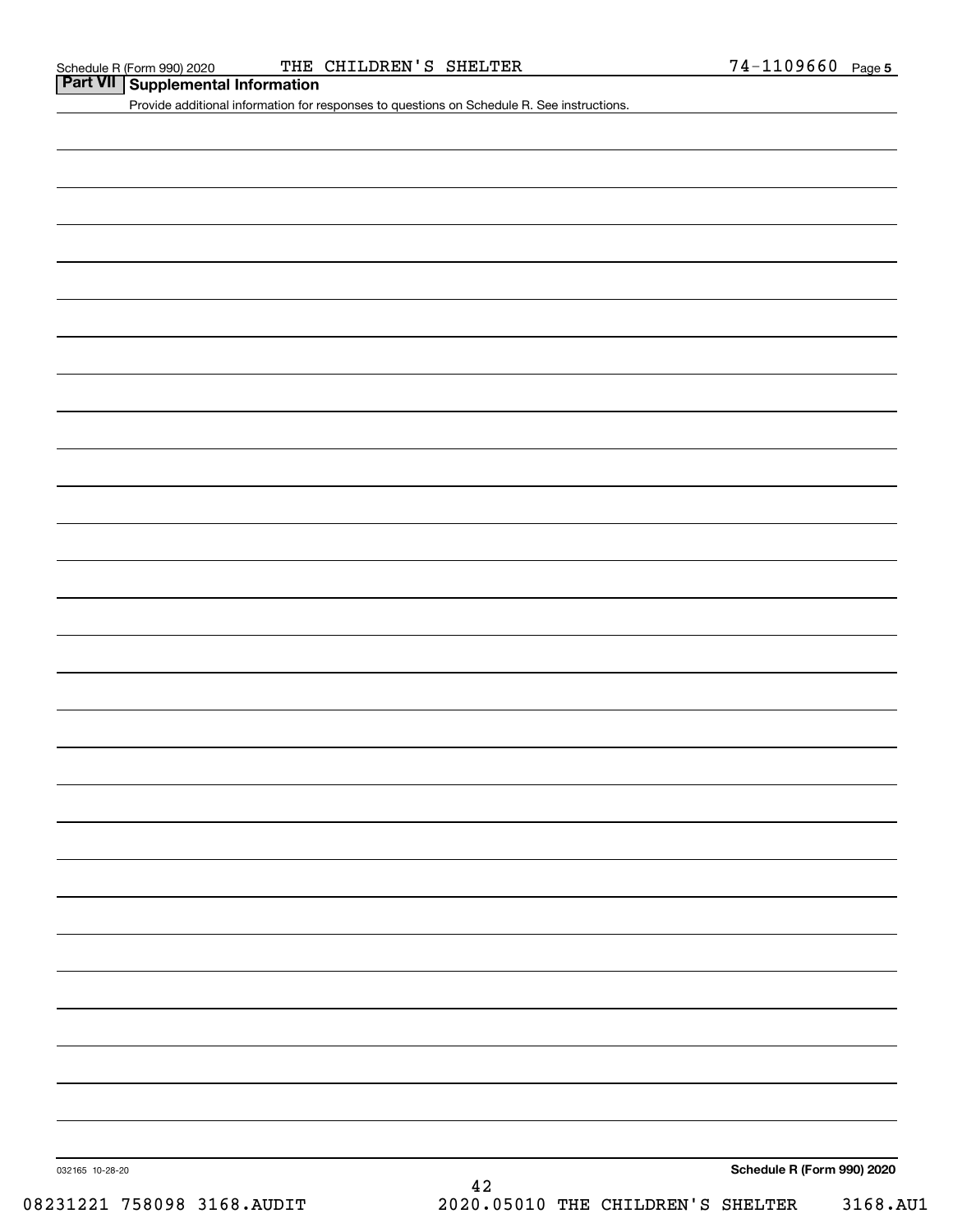## Part VII Supplemental Information

Provide additional information for responses to questions on Schedule R. See instructions.